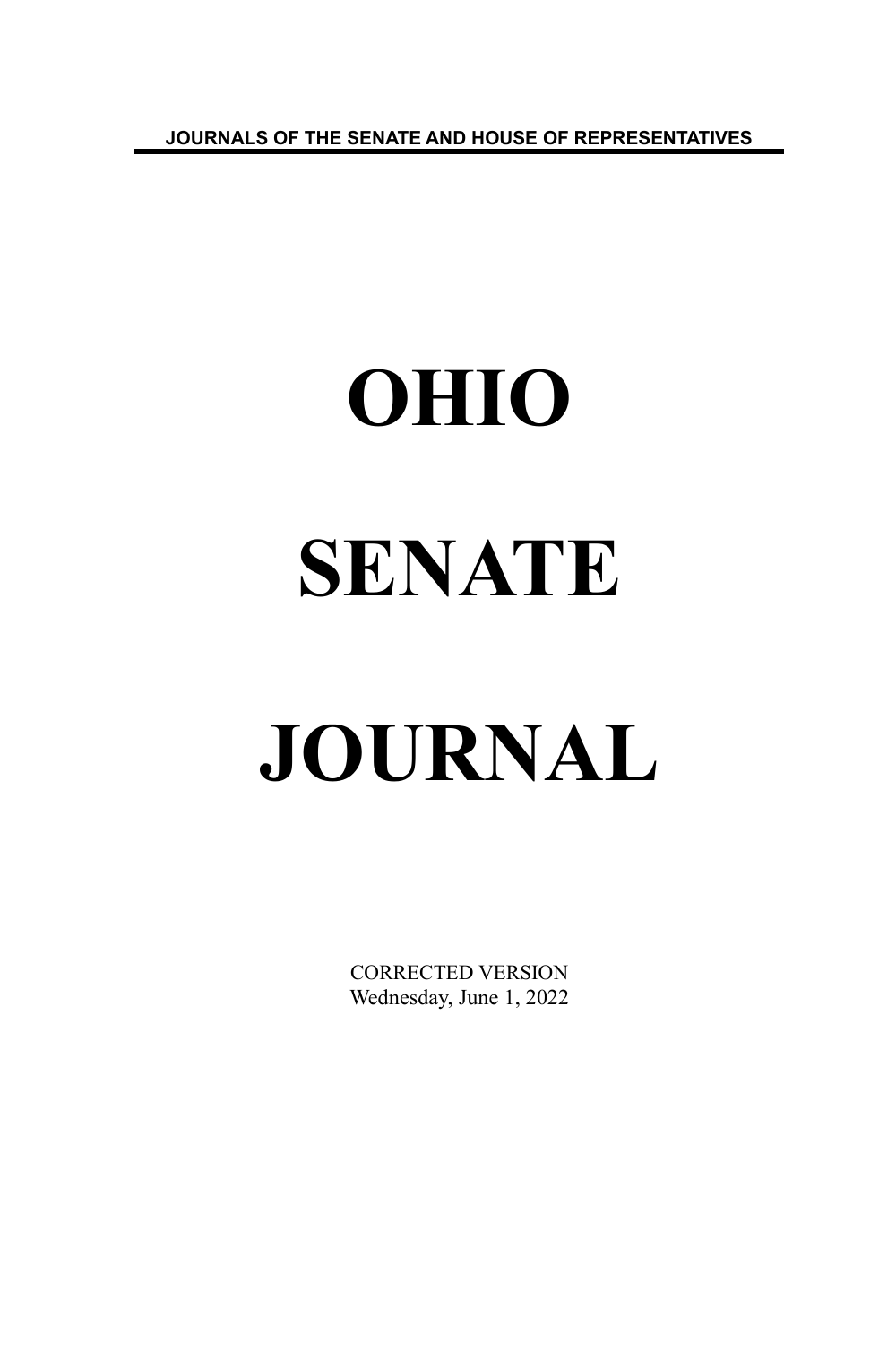JOURNALS OF THE SENATE AND HOUSE OF REPRESENTATIVES

# OHIO

# SENATE

# JOURNAL

CORRECTED VERSION
Wednesday, June 1, 2022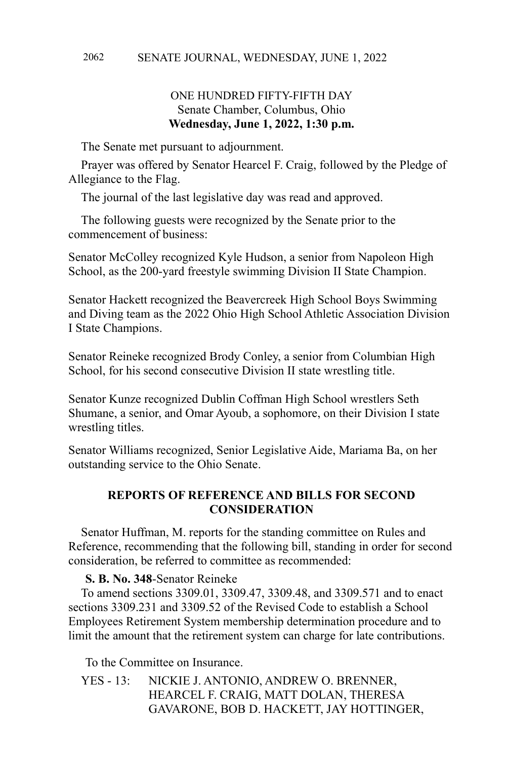ONE HUNDRED FIFTY-FIFTH DAY
Senate Chamber, Columbus, Ohio
**Wednesday, June 1, 2022, 1:30 p.m.**

The Senate met pursuant to adjournment.

Prayer was offered by Senator Hearcel F. Craig, followed by the Pledge of Allegiance to the Flag.

The journal of the last legislative day was read and approved.

The following guests were recognized by the Senate prior to the commencement of business:

Senator McColley recognized Kyle Hudson, a senior from Napoleon High School, as the 200-yard freestyle swimming Division II State Champion.

Senator Hackett recognized the Beavercreek High School Boys Swimming and Diving team as the 2022 Ohio High School Athletic Association Division I State Champions.

Senator Reineke recognized Brody Conley, a senior from Columbian High School, for his second consecutive Division II state wrestling title.

Senator Kunze recognized Dublin Coffman High School wrestlers Seth Shumane, a senior, and Omar Ayoub, a sophomore, on their Division I state wrestling titles.

Senator Williams recognized, Senior Legislative Aide, Mariama Ba, on her outstanding service to the Ohio Senate.

## REPORTS OF REFERENCE AND BILLS FOR SECOND CONSIDERATION

Senator Huffman, M. reports for the standing committee on Rules and Reference, recommending that the following bill, standing in order for second consideration, be referred to committee as recommended:

**S. B. No. 348**-Senator Reineke

To amend sections 3309.01, 3309.47, 3309.48, and 3309.571 and to enact sections 3309.231 and 3309.52 of the Revised Code to establish a School Employees Retirement System membership determination procedure and to limit the amount that the retirement system can charge for late contributions.

To the Committee on Insurance.

YES - 13: NICKIE J. ANTONIO, ANDREW O. BRENNER, HEARCEL F. CRAIG, MATT DOLAN, THERESA GAVARONE, BOB D. HACKETT, JAY HOTTINGER,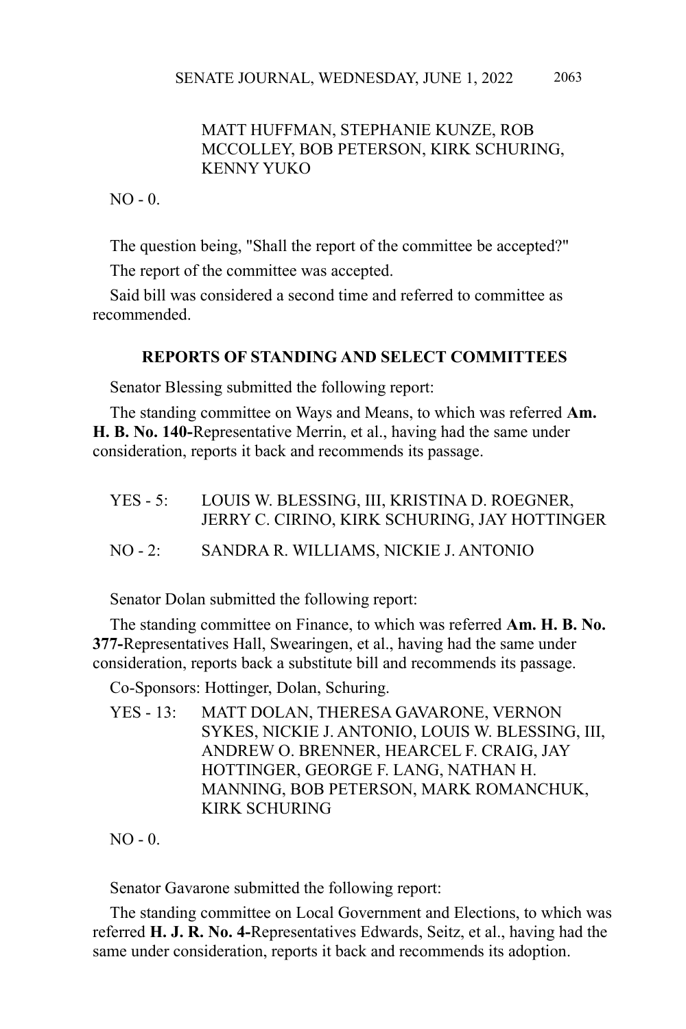MATT HUFFMAN, STEPHANIE KUNZE, ROB MCCOLLEY, BOB PETERSON, KIRK SCHURING, KENNY YUKO

NO - 0.

The question being, "Shall the report of the committee be accepted?"

The report of the committee was accepted.

Said bill was considered a second time and referred to committee as recommended.

**REPORTS OF STANDING AND SELECT COMMITTEES**

Senator Blessing submitted the following report:

The standing committee on Ways and Means, to which was referred **Am. H. B. No. 140-**Representative Merrin, et al., having had the same under consideration, reports it back and recommends its passage.

YES - 5: LOUIS W. BLESSING, III, KRISTINA D. ROEGNER, JERRY C. CIRINO, KIRK SCHURING, JAY HOTTINGER

NO - 2: SANDRA R. WILLIAMS, NICKIE J. ANTONIO

Senator Dolan submitted the following report:

The standing committee on Finance, to which was referred **Am. H. B. No. 377-**Representatives Hall, Swearingen, et al., having had the same under consideration, reports back a substitute bill and recommends its passage.

Co-Sponsors: Hottinger, Dolan, Schuring.

YES - 13: MATT DOLAN, THERESA GAVARONE, VERNON SYKES, NICKIE J. ANTONIO, LOUIS W. BLESSING, III, ANDREW O. BRENNER, HEARCEL F. CRAIG, JAY HOTTINGER, GEORGE F. LANG, NATHAN H. MANNING, BOB PETERSON, MARK ROMANCHUK, KIRK SCHURING

NO - 0.

Senator Gavarone submitted the following report:

The standing committee on Local Government and Elections, to which was referred **H. J. R. No. 4-**Representatives Edwards, Seitz, et al., having had the same under consideration, reports it back and recommends its adoption.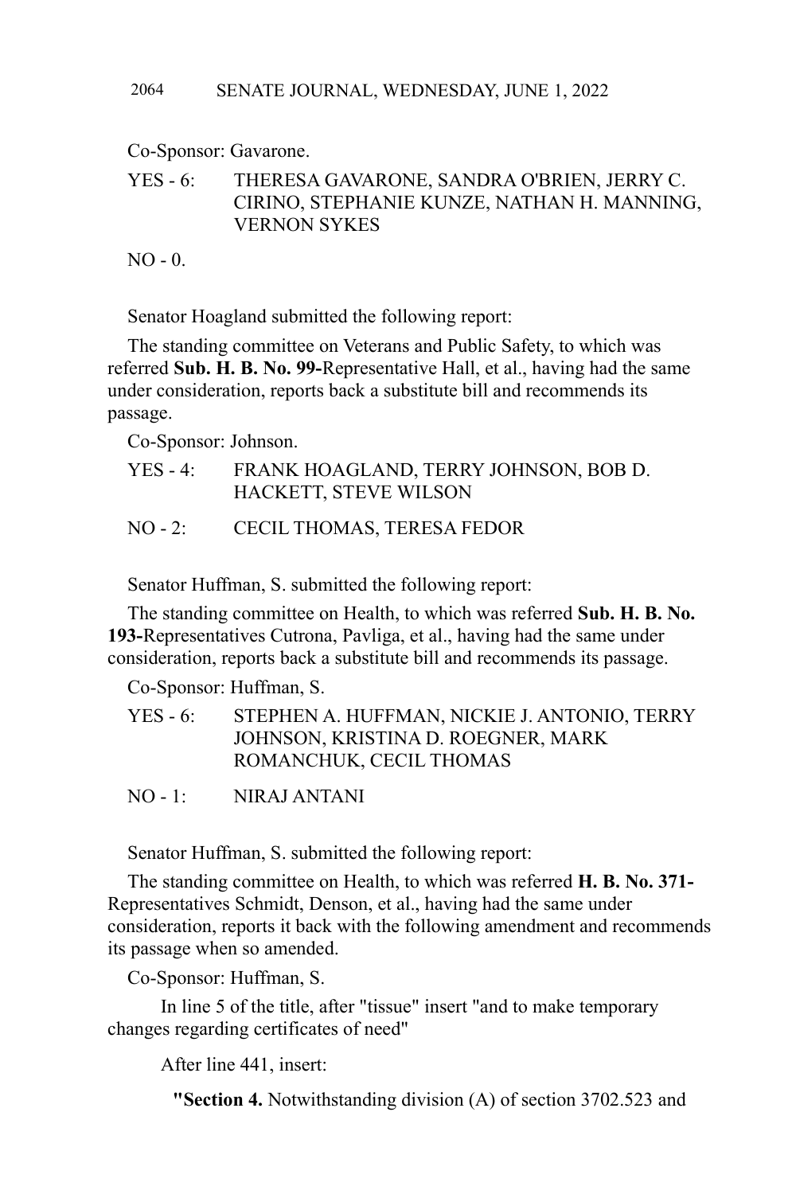Co-Sponsor: Gavarone.

YES - 6: THERESA GAVARONE, SANDRA O'BRIEN, JERRY C. CIRINO, STEPHANIE KUNZE, NATHAN H. MANNING, VERNON SYKES

NO - 0.

Senator Hoagland submitted the following report:

The standing committee on Veterans and Public Safety, to which was referred **Sub. H. B. No. 99-**Representative Hall, et al., having had the same under consideration, reports back a substitute bill and recommends its passage.

Co-Sponsor: Johnson.

YES - 4: FRANK HOAGLAND, TERRY JOHNSON, BOB D. HACKETT, STEVE WILSON

NO - 2: CECIL THOMAS, TERESA FEDOR

Senator Huffman, S. submitted the following report:

The standing committee on Health, to which was referred **Sub. H. B. No. 193-**Representatives Cutrona, Pavliga, et al., having had the same under consideration, reports back a substitute bill and recommends its passage.

Co-Sponsor: Huffman, S.

YES - 6: STEPHEN A. HUFFMAN, NICKIE J. ANTONIO, TERRY JOHNSON, KRISTINA D. ROEGNER, MARK ROMANCHUK, CECIL THOMAS

NO - 1: NIRAJ ANTANI

Senator Huffman, S. submitted the following report:

The standing committee on Health, to which was referred **H. B. No. 371-**Representatives Schmidt, Denson, et al., having had the same under consideration, reports it back with the following amendment and recommends its passage when so amended.

Co-Sponsor: Huffman, S.

In line 5 of the title, after "tissue" insert "and to make temporary changes regarding certificates of need"

After line 441, insert:

**"Section 4.** Notwithstanding division (A) of section 3702.523 and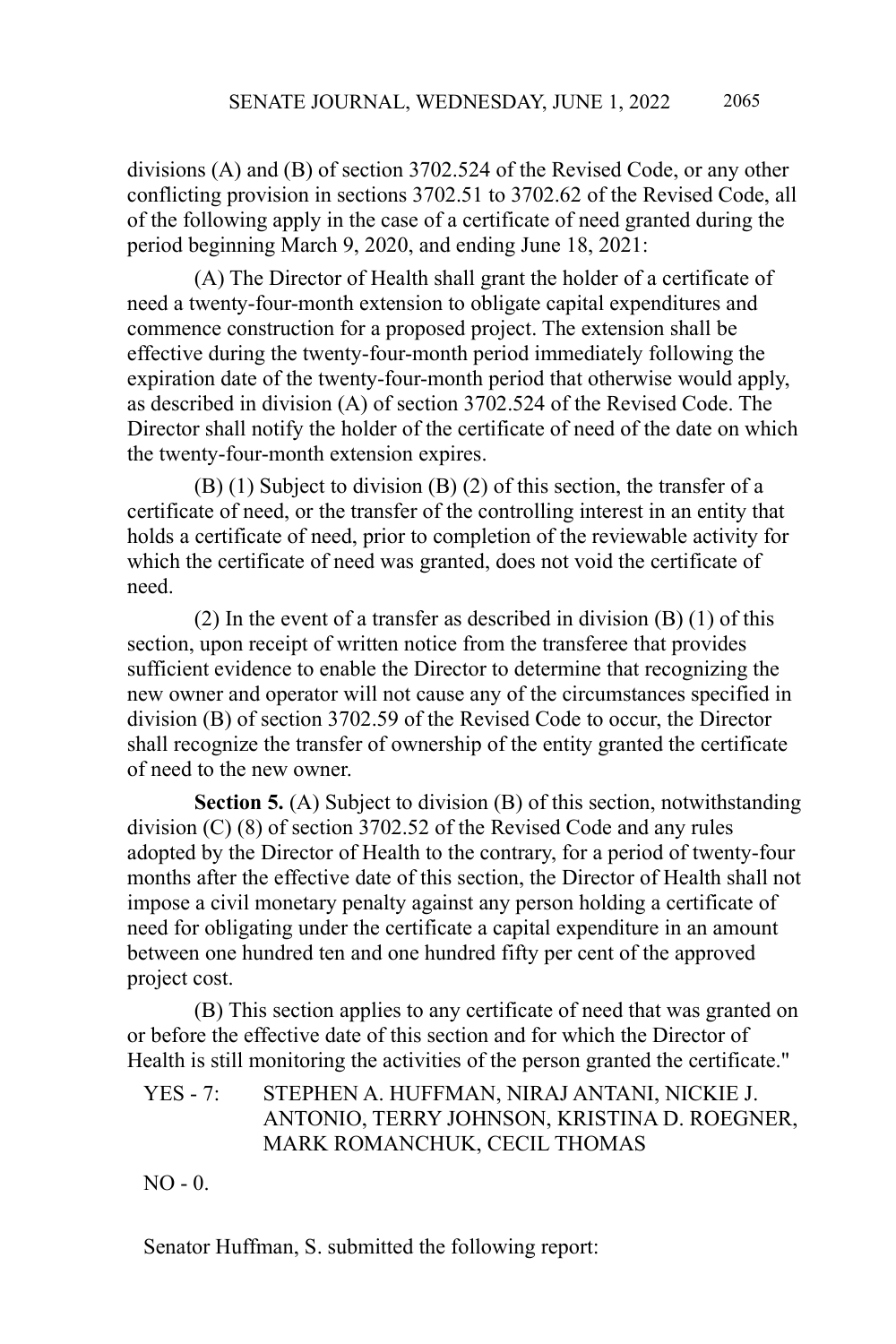divisions (A) and (B) of section 3702.524 of the Revised Code, or any other conflicting provision in sections 3702.51 to 3702.62 of the Revised Code, all of the following apply in the case of a certificate of need granted during the period beginning March 9, 2020, and ending June 18, 2021:

(A) The Director of Health shall grant the holder of a certificate of need a twenty-four-month extension to obligate capital expenditures and commence construction for a proposed project. The extension shall be effective during the twenty-four-month period immediately following the expiration date of the twenty-four-month period that otherwise would apply, as described in division (A) of section 3702.524 of the Revised Code. The Director shall notify the holder of the certificate of need of the date on which the twenty-four-month extension expires.

(B) (1) Subject to division (B) (2) of this section, the transfer of a certificate of need, or the transfer of the controlling interest in an entity that holds a certificate of need, prior to completion of the reviewable activity for which the certificate of need was granted, does not void the certificate of need.

(2) In the event of a transfer as described in division (B) (1) of this section, upon receipt of written notice from the transferee that provides sufficient evidence to enable the Director to determine that recognizing the new owner and operator will not cause any of the circumstances specified in division (B) of section 3702.59 of the Revised Code to occur, the Director shall recognize the transfer of ownership of the entity granted the certificate of need to the new owner.

**Section 5.** (A) Subject to division (B) of this section, notwithstanding division (C) (8) of section 3702.52 of the Revised Code and any rules adopted by the Director of Health to the contrary, for a period of twenty-four months after the effective date of this section, the Director of Health shall not impose a civil monetary penalty against any person holding a certificate of need for obligating under the certificate a capital expenditure in an amount between one hundred ten and one hundred fifty per cent of the approved project cost.

(B) This section applies to any certificate of need that was granted on or before the effective date of this section and for which the Director of Health is still monitoring the activities of the person granted the certificate."

YES - 7: STEPHEN A. HUFFMAN, NIRAJ ANTANI, NICKIE J. ANTONIO, TERRY JOHNSON, KRISTINA D. ROEGNER, MARK ROMANCHUK, CECIL THOMAS

NO - 0.

Senator Huffman, S. submitted the following report: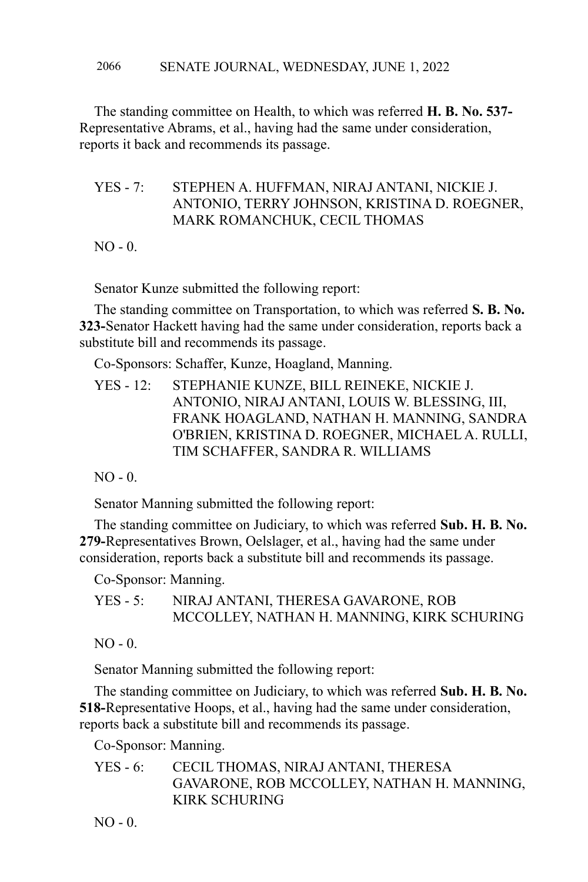The standing committee on Health, to which was referred **H. B. No. 537-** Representative Abrams, et al., having had the same under consideration, reports it back and recommends its passage.

YES - 7: STEPHEN A. HUFFMAN, NIRAJ ANTANI, NICKIE J. ANTONIO, TERRY JOHNSON, KRISTINA D. ROEGNER, MARK ROMANCHUK, CECIL THOMAS

NO - 0.

Senator Kunze submitted the following report:

The standing committee on Transportation, to which was referred **S. B. No. 323-**Senator Hackett having had the same under consideration, reports back a substitute bill and recommends its passage.

Co-Sponsors: Schaffer, Kunze, Hoagland, Manning.

YES - 12: STEPHANIE KUNZE, BILL REINEKE, NICKIE J. ANTONIO, NIRAJ ANTANI, LOUIS W. BLESSING, III, FRANK HOAGLAND, NATHAN H. MANNING, SANDRA O'BRIEN, KRISTINA D. ROEGNER, MICHAEL A. RULLI, TIM SCHAFFER, SANDRA R. WILLIAMS

NO - 0.

Senator Manning submitted the following report:

The standing committee on Judiciary, to which was referred **Sub. H. B. No. 279-**Representatives Brown, Oelslager, et al., having had the same under consideration, reports back a substitute bill and recommends its passage.

Co-Sponsor: Manning.

YES - 5: NIRAJ ANTANI, THERESA GAVARONE, ROB MCCOLLEY, NATHAN H. MANNING, KIRK SCHURING

NO - 0.

Senator Manning submitted the following report:

The standing committee on Judiciary, to which was referred **Sub. H. B. No. 518-**Representative Hoops, et al., having had the same under consideration, reports back a substitute bill and recommends its passage.

Co-Sponsor: Manning.

YES - 6: CECIL THOMAS, NIRAJ ANTANI, THERESA GAVARONE, ROB MCCOLLEY, NATHAN H. MANNING, KIRK SCHURING

NO - 0.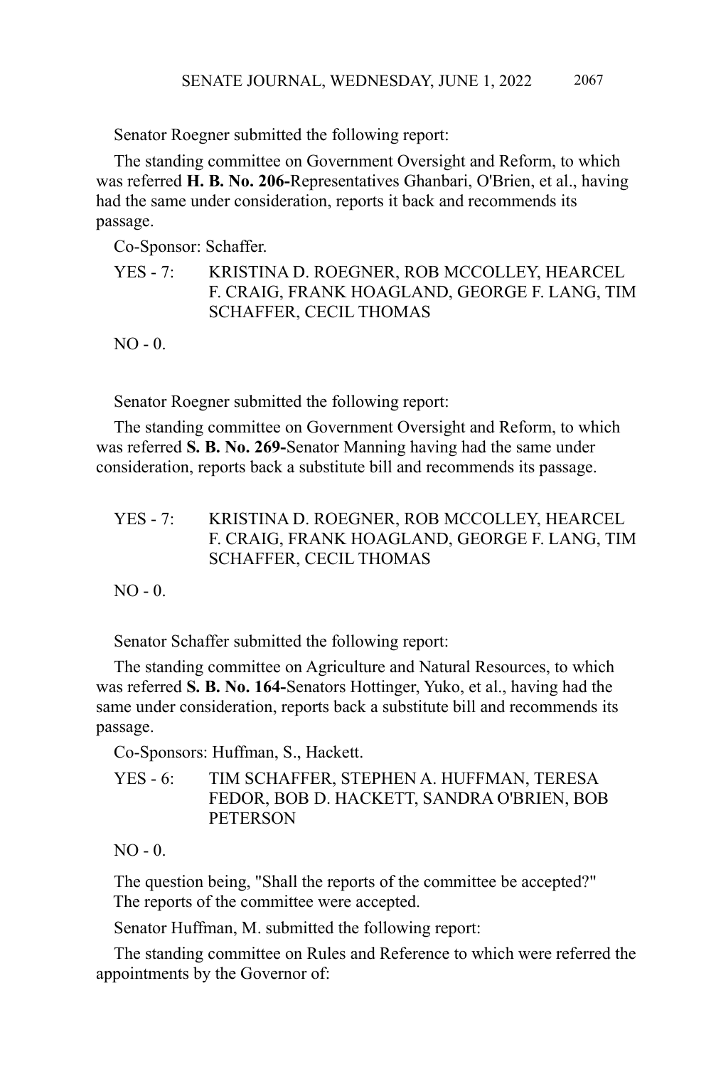Senator Roegner submitted the following report:

The standing committee on Government Oversight and Reform, to which was referred **H. B. No. 206-**Representatives Ghanbari, O'Brien, et al., having had the same under consideration, reports it back and recommends its passage.

Co-Sponsor: Schaffer.

YES - 7: KRISTINA D. ROEGNER, ROB MCCOLLEY, HEARCEL F. CRAIG, FRANK HOAGLAND, GEORGE F. LANG, TIM SCHAFFER, CECIL THOMAS

NO - 0.

Senator Roegner submitted the following report:

The standing committee on Government Oversight and Reform, to which was referred **S. B. No. 269-**Senator Manning having had the same under consideration, reports back a substitute bill and recommends its passage.

YES - 7: KRISTINA D. ROEGNER, ROB MCCOLLEY, HEARCEL F. CRAIG, FRANK HOAGLAND, GEORGE F. LANG, TIM SCHAFFER, CECIL THOMAS

NO - 0.

Senator Schaffer submitted the following report:

The standing committee on Agriculture and Natural Resources, to which was referred **S. B. No. 164-**Senators Hottinger, Yuko, et al., having had the same under consideration, reports back a substitute bill and recommends its passage.

Co-Sponsors: Huffman, S., Hackett.

YES - 6: TIM SCHAFFER, STEPHEN A. HUFFMAN, TERESA FEDOR, BOB D. HACKETT, SANDRA O'BRIEN, BOB PETERSON

NO - 0.

The question being, "Shall the reports of the committee be accepted?"
The reports of the committee were accepted.

Senator Huffman, M. submitted the following report:

The standing committee on Rules and Reference to which were referred the appointments by the Governor of: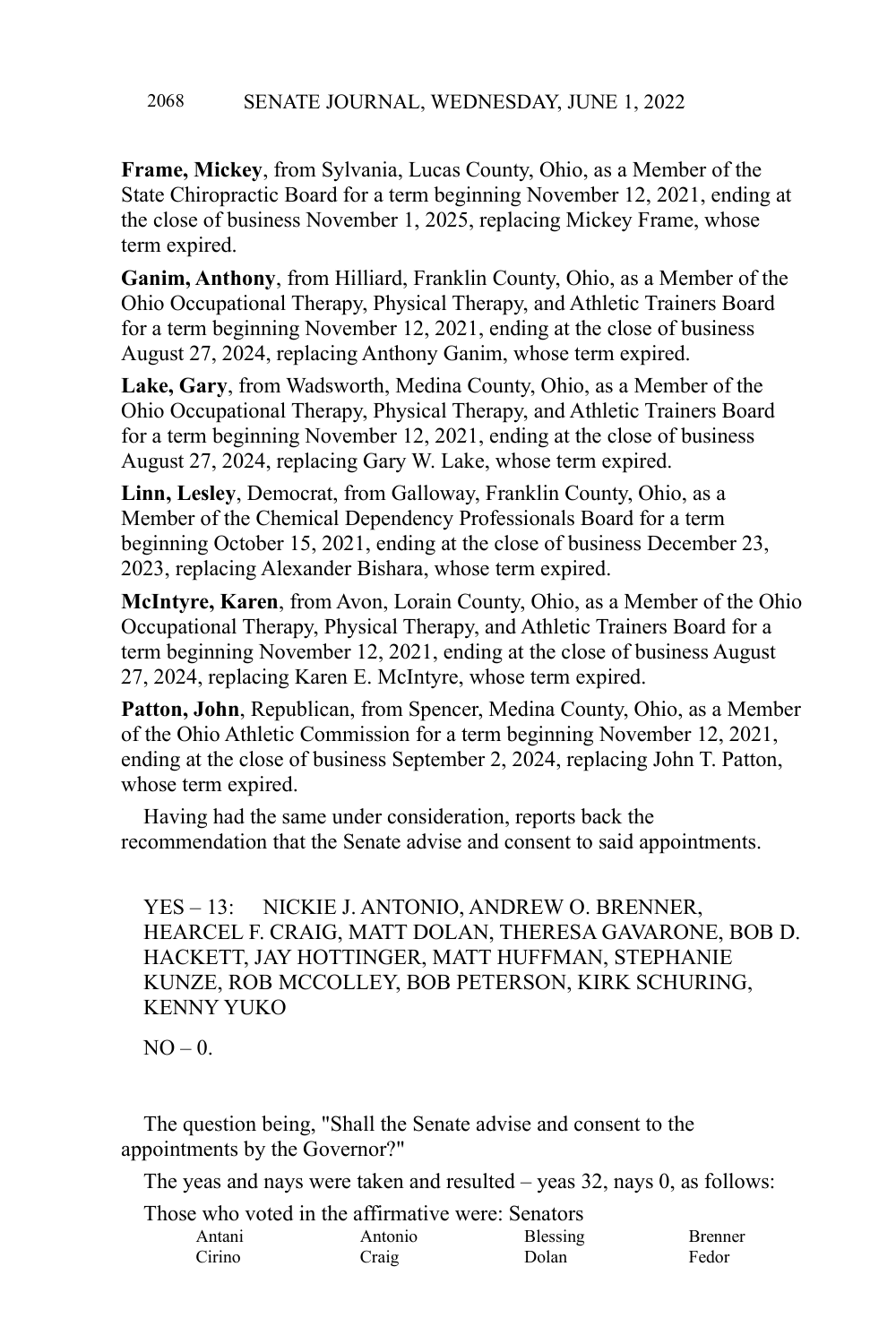**Frame, Mickey**, from Sylvania, Lucas County, Ohio, as a Member of the State Chiropractic Board for a term beginning November 12, 2021, ending at the close of business November 1, 2025, replacing Mickey Frame, whose term expired.

**Ganim, Anthony**, from Hilliard, Franklin County, Ohio, as a Member of the Ohio Occupational Therapy, Physical Therapy, and Athletic Trainers Board for a term beginning November 12, 2021, ending at the close of business August 27, 2024, replacing Anthony Ganim, whose term expired.

**Lake, Gary**, from Wadsworth, Medina County, Ohio, as a Member of the Ohio Occupational Therapy, Physical Therapy, and Athletic Trainers Board for a term beginning November 12, 2021, ending at the close of business August 27, 2024, replacing Gary W. Lake, whose term expired.

**Linn, Lesley**, Democrat, from Galloway, Franklin County, Ohio, as a Member of the Chemical Dependency Professionals Board for a term beginning October 15, 2021, ending at the close of business December 23, 2023, replacing Alexander Bishara, whose term expired.

**McIntyre, Karen**, from Avon, Lorain County, Ohio, as a Member of the Ohio Occupational Therapy, Physical Therapy, and Athletic Trainers Board for a term beginning November 12, 2021, ending at the close of business August 27, 2024, replacing Karen E. McIntyre, whose term expired.

**Patton, John**, Republican, from Spencer, Medina County, Ohio, as a Member of the Ohio Athletic Commission for a term beginning November 12, 2021, ending at the close of business September 2, 2024, replacing John T. Patton, whose term expired.

Having had the same under consideration, reports back the recommendation that the Senate advise and consent to said appointments.

YES – 13: NICKIE J. ANTONIO, ANDREW O. BRENNER, HEARCEL F. CRAIG, MATT DOLAN, THERESA GAVARONE, BOB D. HACKETT, JAY HOTTINGER, MATT HUFFMAN, STEPHANIE KUNZE, ROB MCCOLLEY, BOB PETERSON, KIRK SCHURING, KENNY YUKO

NO – 0.

The question being, "Shall the Senate advise and consent to the appointments by the Governor?"

The yeas and nays were taken and resulted – yeas 32, nays 0, as follows:

Those who voted in the affirmative were: Senators

| | | | |
|---|---|---|---|
| Antani | Antonio | Blessing | Brenner |
| Cirino | Craig | Dolan | Fedor |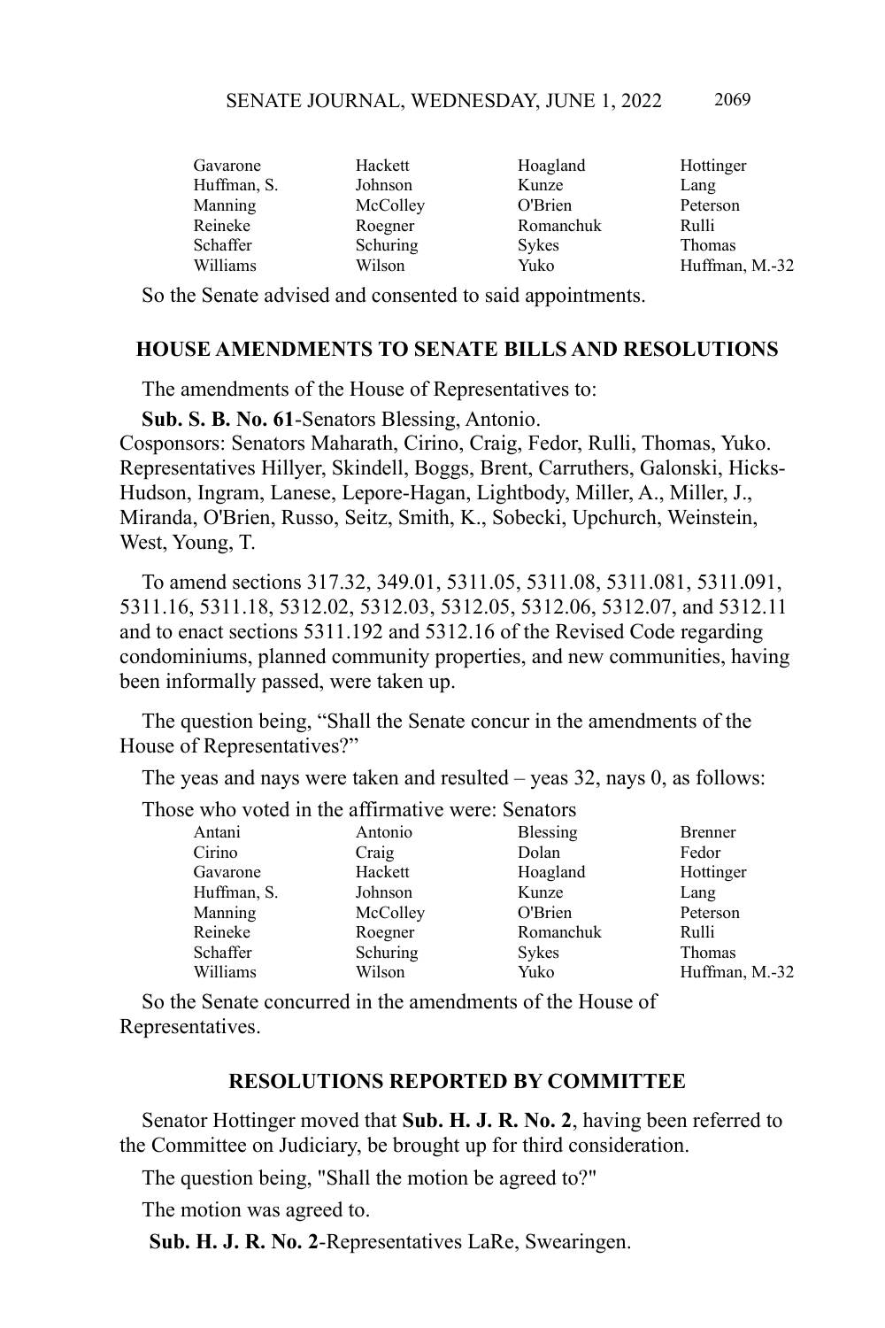| | | | |
|---|---|---|---|
| Gavarone | Hackett | Hoagland | Hottinger |
| Huffman, S. | Johnson | Kunze | Lang |
| Manning | McColley | O'Brien | Peterson |
| Reineke | Roegner | Romanchuk | Rulli |
| Schaffer | Schuring | Sykes | Thomas |
| Williams | Wilson | Yuko | Huffman, M.-32 |

So the Senate advised and consented to said appointments.

## HOUSE AMENDMENTS TO SENATE BILLS AND RESOLUTIONS

The amendments of the House of Representatives to:

**Sub. S. B. No. 61**-Senators Blessing, Antonio.
Cosponsors: Senators Maharath, Cirino, Craig, Fedor, Rulli, Thomas, Yuko. Representatives Hillyer, Skindell, Boggs, Brent, Carruthers, Galonski, Hicks-Hudson, Ingram, Lanese, Lepore-Hagan, Lightbody, Miller, A., Miller, J., Miranda, O'Brien, Russo, Seitz, Smith, K., Sobecki, Upchurch, Weinstein, West, Young, T.

To amend sections 317.32, 349.01, 5311.05, 5311.08, 5311.081, 5311.091, 5311.16, 5311.18, 5312.02, 5312.03, 5312.05, 5312.06, 5312.07, and 5312.11 and to enact sections 5311.192 and 5312.16 of the Revised Code regarding condominiums, planned community properties, and new communities, having been informally passed, were taken up.

The question being, "Shall the Senate concur in the amendments of the House of Representatives?"

The yeas and nays were taken and resulted – yeas 32, nays 0, as follows:

Those who voted in the affirmative were: Senators

| | | | |
|---|---|---|---|
| Antani | Antonio | Blessing | Brenner |
| Cirino | Craig | Dolan | Fedor |
| Gavarone | Hackett | Hoagland | Hottinger |
| Huffman, S. | Johnson | Kunze | Lang |
| Manning | McColley | O'Brien | Peterson |
| Reineke | Roegner | Romanchuk | Rulli |
| Schaffer | Schuring | Sykes | Thomas |
| Williams | Wilson | Yuko | Huffman, M.-32 |

So the Senate concurred in the amendments of the House of Representatives.

## RESOLUTIONS REPORTED BY COMMITTEE

Senator Hottinger moved that **Sub. H. J. R. No. 2**, having been referred to the Committee on Judiciary, be brought up for third consideration.

The question being, "Shall the motion be agreed to?"

The motion was agreed to.

**Sub. H. J. R. No. 2**-Representatives LaRe, Swearingen.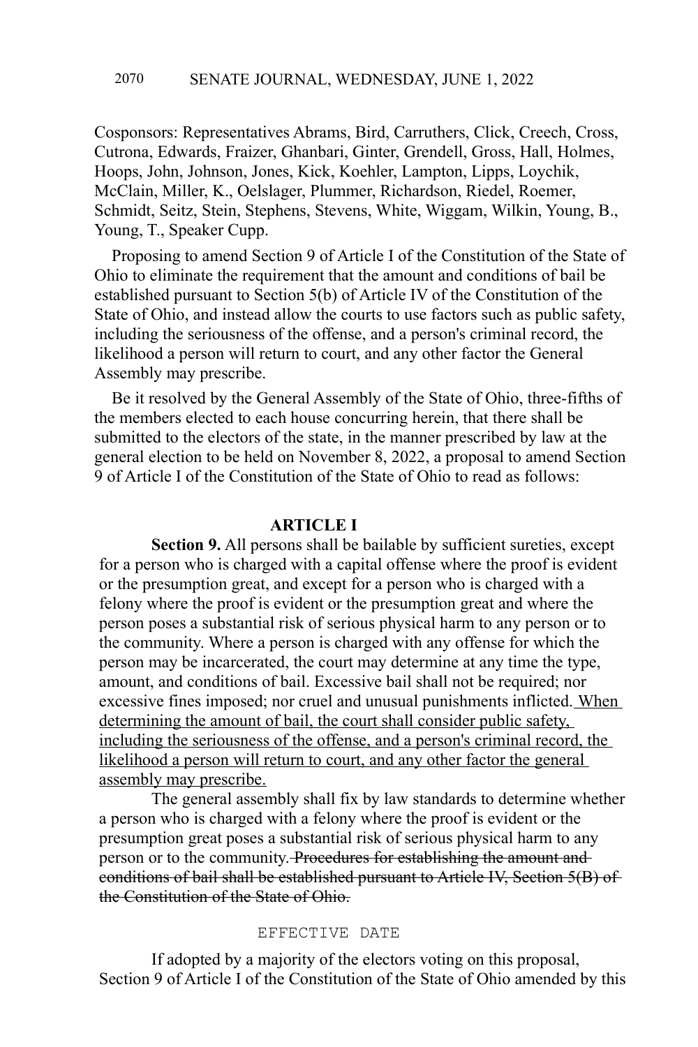Cosponsors: Representatives Abrams, Bird, Carruthers, Click, Creech, Cross, Cutrona, Edwards, Fraizer, Ghanbari, Ginter, Grendell, Gross, Hall, Holmes, Hoops, John, Johnson, Jones, Kick, Koehler, Lampton, Lipps, Loychik, McClain, Miller, K., Oelslager, Plummer, Richardson, Riedel, Roemer, Schmidt, Seitz, Stein, Stephens, Stevens, White, Wiggam, Wilkin, Young, B., Young, T., Speaker Cupp.

Proposing to amend Section 9 of Article I of the Constitution of the State of Ohio to eliminate the requirement that the amount and conditions of bail be established pursuant to Section 5(b) of Article IV of the Constitution of the State of Ohio, and instead allow the courts to use factors such as public safety, including the seriousness of the offense, and a person's criminal record, the likelihood a person will return to court, and any other factor the General Assembly may prescribe.

Be it resolved by the General Assembly of the State of Ohio, three-fifths of the members elected to each house concurring herein, that there shall be submitted to the electors of the state, in the manner prescribed by law at the general election to be held on November 8, 2022, a proposal to amend Section 9 of Article I of the Constitution of the State of Ohio to read as follows:

**ARTICLE I**

**Section 9.** All persons shall be bailable by sufficient sureties, except for a person who is charged with a capital offense where the proof is evident or the presumption great, and except for a person who is charged with a felony where the proof is evident or the presumption great and where the person poses a substantial risk of serious physical harm to any person or to the community. Where a person is charged with any offense for which the person may be incarcerated, the court may determine at any time the type, amount, and conditions of bail. Excessive bail shall not be required; nor excessive fines imposed; nor cruel and unusual punishments inflicted. <u>When determining the amount of bail, the court shall consider public safety, including the seriousness of the offense, and a person's criminal record, the likelihood a person will return to court, and any other factor the general assembly may prescribe.</u>

The general assembly shall fix by law standards to determine whether a person who is charged with a felony where the proof is evident or the presumption great poses a substantial risk of serious physical harm to any person or to the community. ~~Procedures for establishing the amount and conditions of bail shall be established pursuant to Article IV, Section 5(B) of the Constitution of the State of Ohio.~~

EFFECTIVE DATE

If adopted by a majority of the electors voting on this proposal, Section 9 of Article I of the Constitution of the State of Ohio amended by this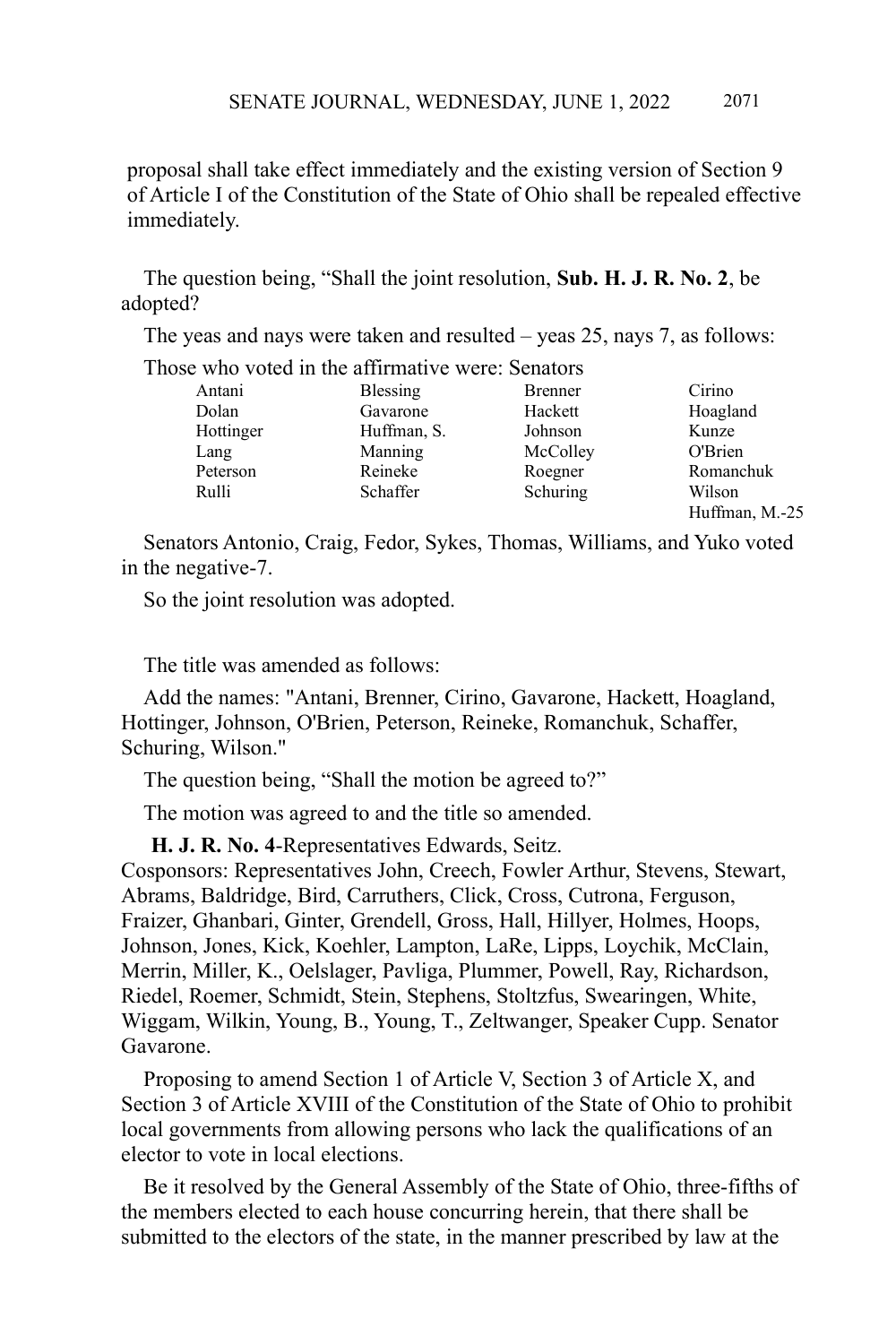proposal shall take effect immediately and the existing version of Section 9 of Article I of the Constitution of the State of Ohio shall be repealed effective immediately.

The question being, "Shall the joint resolution, **Sub. H. J. R. No. 2**, be adopted?

The yeas and nays were taken and resulted – yeas 25, nays 7, as follows:

Those who voted in the affirmative were: Senators

| | | | |
|---|---|---|---|
| Antani | Blessing | Brenner | Cirino |
| Dolan | Gavarone | Hackett | Hoagland |
| Hottinger | Huffman, S. | Johnson | Kunze |
| Lang | Manning | McColley | O'Brien |
| Peterson | Reineke | Roegner | Romanchuk |
| Rulli | Schaffer | Schuring | Wilson |
| | | | Huffman, M.-25 |

Senators Antonio, Craig, Fedor, Sykes, Thomas, Williams, and Yuko voted in the negative-7.

So the joint resolution was adopted.

The title was amended as follows:

Add the names: "Antani, Brenner, Cirino, Gavarone, Hackett, Hoagland, Hottinger, Johnson, O'Brien, Peterson, Reineke, Romanchuk, Schaffer, Schuring, Wilson."

The question being, "Shall the motion be agreed to?"

The motion was agreed to and the title so amended.

**H. J. R. No. 4**-Representatives Edwards, Seitz.
Cosponsors: Representatives John, Creech, Fowler Arthur, Stevens, Stewart, Abrams, Baldridge, Bird, Carruthers, Click, Cross, Cutrona, Ferguson, Fraizer, Ghanbari, Ginter, Grendell, Gross, Hall, Hillyer, Holmes, Hoops, Johnson, Jones, Kick, Koehler, Lampton, LaRe, Lipps, Loychik, McClain, Merrin, Miller, K., Oelslager, Pavliga, Plummer, Powell, Ray, Richardson, Riedel, Roemer, Schmidt, Stein, Stephens, Stoltzfus, Swearingen, White, Wiggam, Wilkin, Young, B., Young, T., Zeltwanger, Speaker Cupp. Senator Gavarone.

Proposing to amend Section 1 of Article V, Section 3 of Article X, and Section 3 of Article XVIII of the Constitution of the State of Ohio to prohibit local governments from allowing persons who lack the qualifications of an elector to vote in local elections.

Be it resolved by the General Assembly of the State of Ohio, three-fifths of the members elected to each house concurring herein, that there shall be submitted to the electors of the state, in the manner prescribed by law at the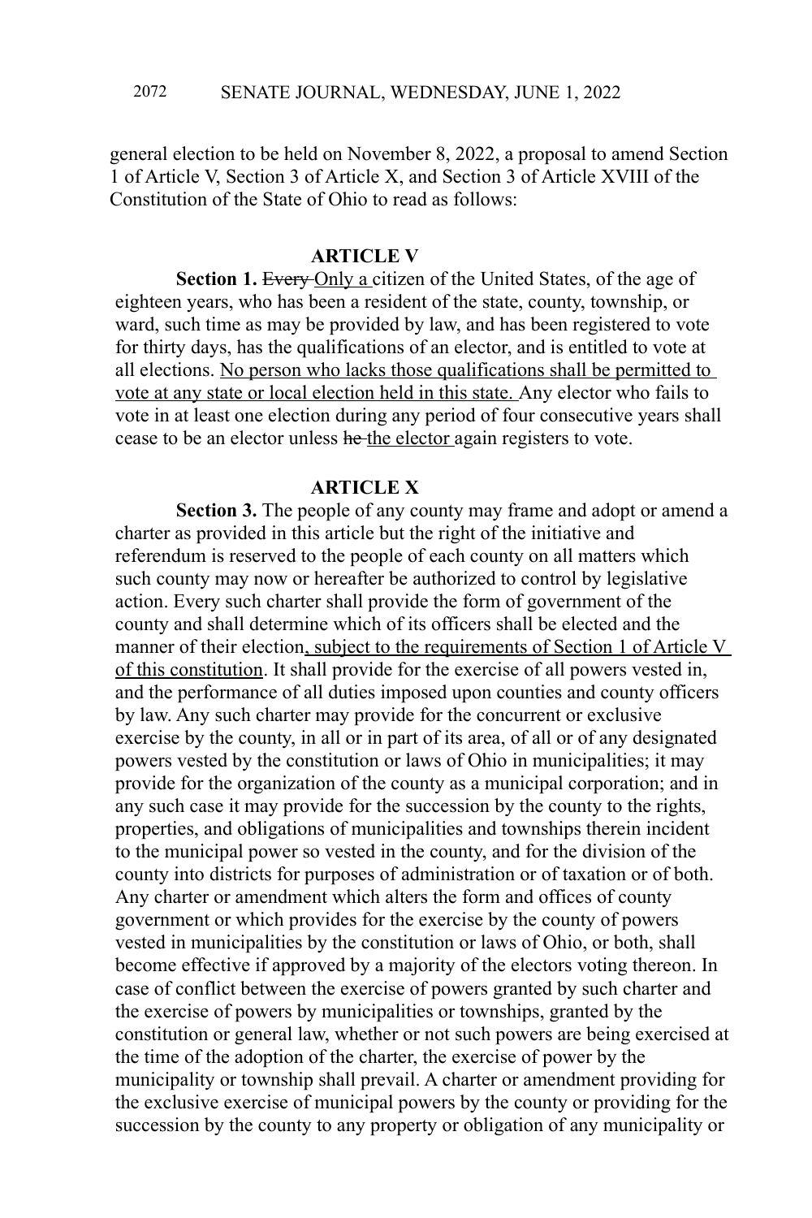general election to be held on November 8, 2022, a proposal to amend Section 1 of Article V, Section 3 of Article X, and Section 3 of Article XVIII of the Constitution of the State of Ohio to read as follows:

**ARTICLE V**

**Section 1.** ~~Every~~ <u>Only a</u> citizen of the United States, of the age of eighteen years, who has been a resident of the state, county, township, or ward, such time as may be provided by law, and has been registered to vote for thirty days, has the qualifications of an elector, and is entitled to vote at all elections. <u>No person who lacks those qualifications shall be permitted to vote at any state or local election held in this state.</u> Any elector who fails to vote in at least one election during any period of four consecutive years shall cease to be an elector unless ~~he~~ <u>the elector</u> again registers to vote.

**ARTICLE X**

**Section 3.** The people of any county may frame and adopt or amend a charter as provided in this article but the right of the initiative and referendum is reserved to the people of each county on all matters which such county may now or hereafter be authorized to control by legislative action. Every such charter shall provide the form of government of the county and shall determine which of its officers shall be elected and the manner of their election<u>, subject to the requirements of Section 1 of Article V of this constitution</u>. It shall provide for the exercise of all powers vested in, and the performance of all duties imposed upon counties and county officers by law. Any such charter may provide for the concurrent or exclusive exercise by the county, in all or in part of its area, of all or of any designated powers vested by the constitution or laws of Ohio in municipalities; it may provide for the organization of the county as a municipal corporation; and in any such case it may provide for the succession by the county to the rights, properties, and obligations of municipalities and townships therein incident to the municipal power so vested in the county, and for the division of the county into districts for purposes of administration or of taxation or of both. Any charter or amendment which alters the form and offices of county government or which provides for the exercise by the county of powers vested in municipalities by the constitution or laws of Ohio, or both, shall become effective if approved by a majority of the electors voting thereon. In case of conflict between the exercise of powers granted by such charter and the exercise of powers by municipalities or townships, granted by the constitution or general law, whether or not such powers are being exercised at the time of the adoption of the charter, the exercise of power by the municipality or township shall prevail. A charter or amendment providing for the exclusive exercise of municipal powers by the county or providing for the succession by the county to any property or obligation of any municipality or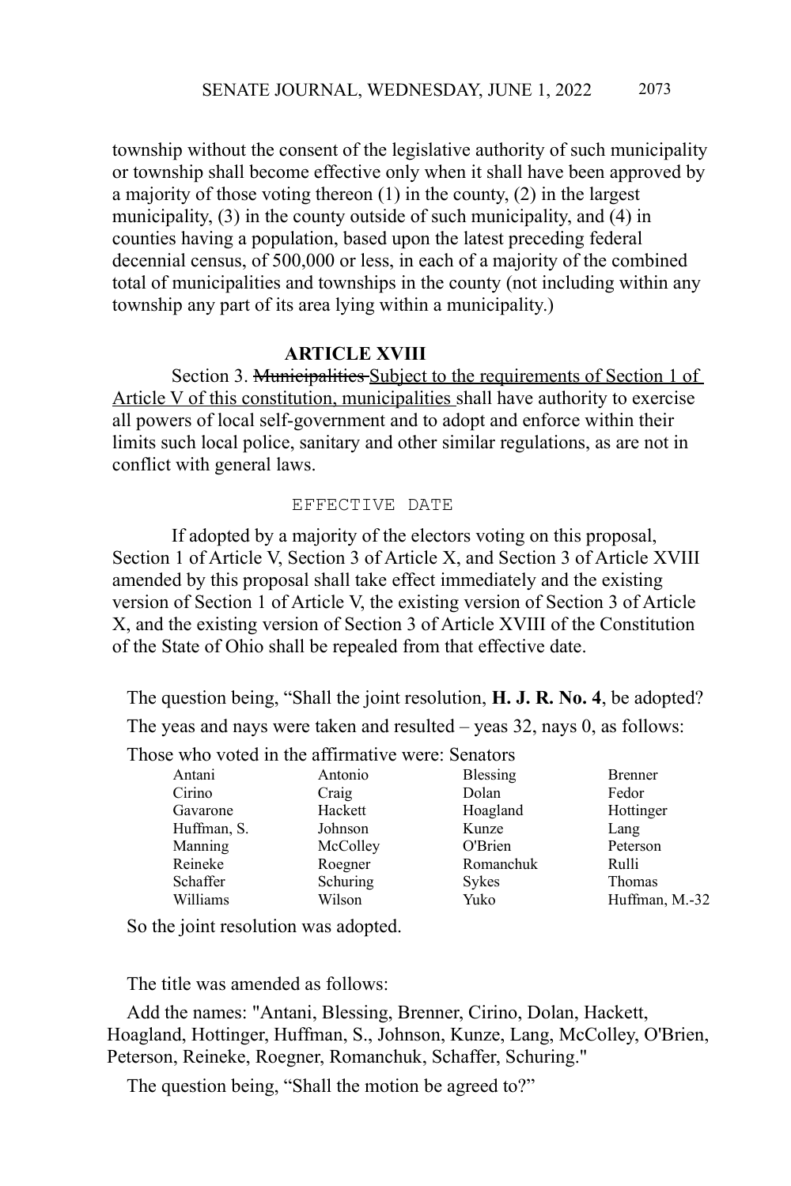township without the consent of the legislative authority of such municipality or township shall become effective only when it shall have been approved by a majority of those voting thereon (1) in the county, (2) in the largest municipality, (3) in the county outside of such municipality, and (4) in counties having a population, based upon the latest preceding federal decennial census, of 500,000 or less, in each of a majority of the combined total of municipalities and townships in the county (not including within any township any part of its area lying within a municipality.)

**ARTICLE XVIII**

Section 3. ~~Municipalities~~ <u>Subject to the requirements of Section 1 of Article V of this constitution, municipalities</u> shall have authority to exercise all powers of local self-government and to adopt and enforce within their limits such local police, sanitary and other similar regulations, as are not in conflict with general laws.

EFFECTIVE DATE

If adopted by a majority of the electors voting on this proposal, Section 1 of Article V, Section 3 of Article X, and Section 3 of Article XVIII amended by this proposal shall take effect immediately and the existing version of Section 1 of Article V, the existing version of Section 3 of Article X, and the existing version of Section 3 of Article XVIII of the Constitution of the State of Ohio shall be repealed from that effective date.

The question being, "Shall the joint resolution, **H. J. R. No. 4**, be adopted?

The yeas and nays were taken and resulted – yeas 32, nays 0, as follows:

Those who voted in the affirmative were: Senators

| | | | |
|---|---|---|---|
| Antani | Antonio | Blessing | Brenner |
| Cirino | Craig | Dolan | Fedor |
| Gavarone | Hackett | Hoagland | Hottinger |
| Huffman, S. | Johnson | Kunze | Lang |
| Manning | McColley | O'Brien | Peterson |
| Reineke | Roegner | Romanchuk | Rulli |
| Schaffer | Schuring | Sykes | Thomas |
| Williams | Wilson | Yuko | Huffman, M.-32 |

So the joint resolution was adopted.

The title was amended as follows:

Add the names: "Antani, Blessing, Brenner, Cirino, Dolan, Hackett, Hoagland, Hottinger, Huffman, S., Johnson, Kunze, Lang, McColley, O'Brien, Peterson, Reineke, Roegner, Romanchuk, Schaffer, Schuring."

The question being, "Shall the motion be agreed to?"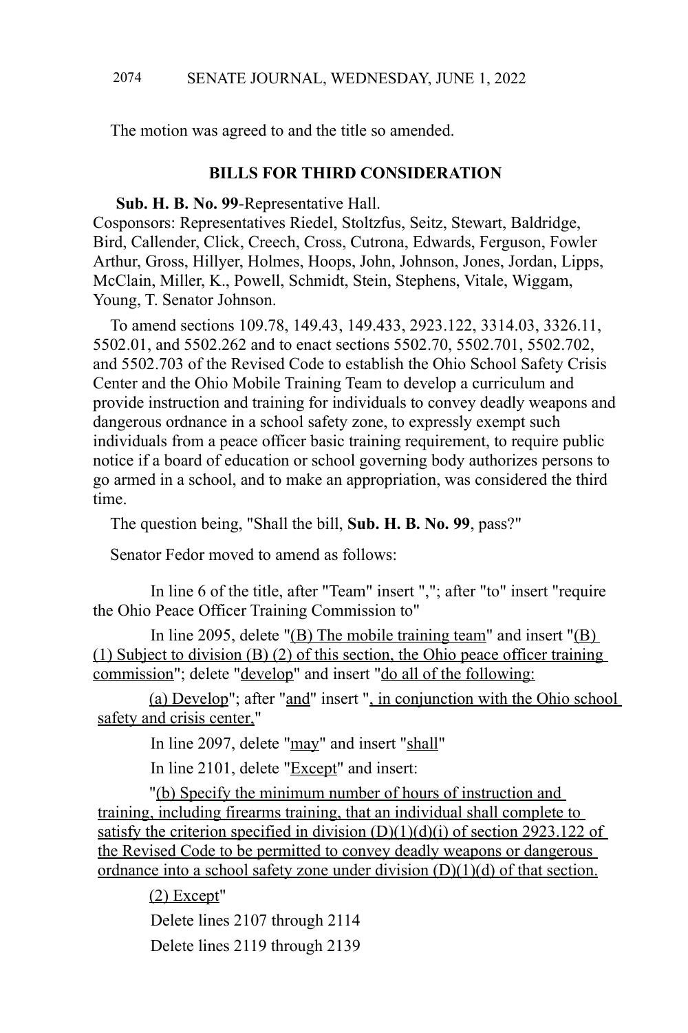The motion was agreed to and the title so amended.

## BILLS FOR THIRD CONSIDERATION

**Sub. H. B. No. 99**-Representative Hall.
Cosponsors: Representatives Riedel, Stoltzfus, Seitz, Stewart, Baldridge, Bird, Callender, Click, Creech, Cross, Cutrona, Edwards, Ferguson, Fowler Arthur, Gross, Hillyer, Holmes, Hoops, John, Johnson, Jones, Jordan, Lipps, McClain, Miller, K., Powell, Schmidt, Stein, Stephens, Vitale, Wiggam, Young, T. Senator Johnson.

To amend sections 109.78, 149.43, 149.433, 2923.122, 3314.03, 3326.11, 5502.01, and 5502.262 and to enact sections 5502.70, 5502.701, 5502.702, and 5502.703 of the Revised Code to establish the Ohio School Safety Crisis Center and the Ohio Mobile Training Team to develop a curriculum and provide instruction and training for individuals to convey deadly weapons and dangerous ordnance in a school safety zone, to expressly exempt such individuals from a peace officer basic training requirement, to require public notice if a board of education or school governing body authorizes persons to go armed in a school, and to make an appropriation, was considered the third time.

The question being, "Shall the bill, **Sub. H. B. No. 99**, pass?"

Senator Fedor moved to amend as follows:

In line 6 of the title, after "Team" insert ","; after "to" insert "require the Ohio Peace Officer Training Commission to"

In line 2095, delete "(B) The mobile training team" and insert "(B) (1) Subject to division (B) (2) of this section, the Ohio peace officer training commission"; delete "develop" and insert "do all of the following:

(a) Develop"; after "and" insert ", in conjunction with the Ohio school safety and crisis center,"

In line 2097, delete "may" and insert "shall"

In line 2101, delete "Except" and insert:

"(b) Specify the minimum number of hours of instruction and training, including firearms training, that an individual shall complete to satisfy the criterion specified in division (D)(1)(d)(i) of section 2923.122 of the Revised Code to be permitted to convey deadly weapons or dangerous ordnance into a school safety zone under division (D)(1)(d) of that section.

(2) Except"

Delete lines 2107 through 2114

Delete lines 2119 through 2139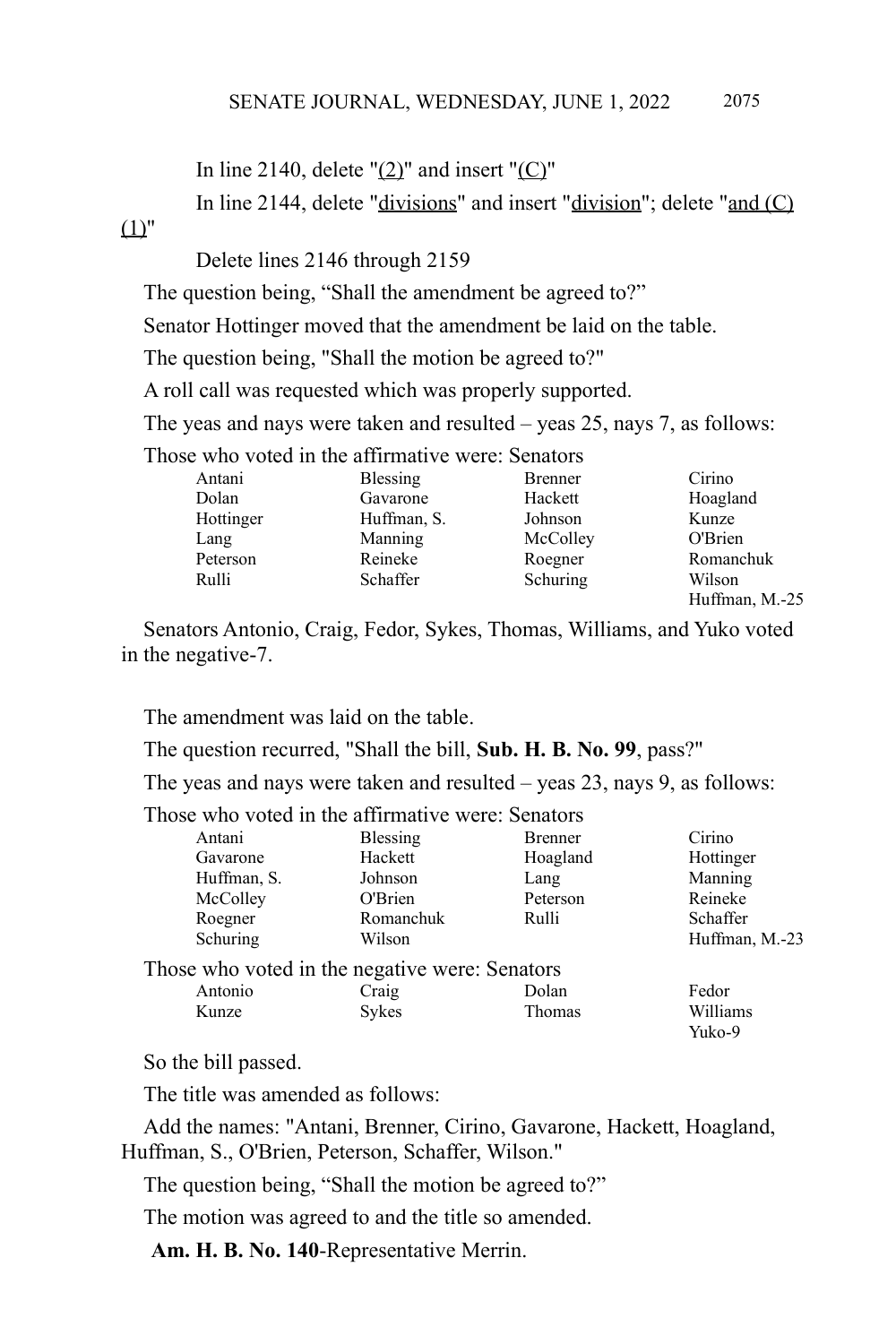In line 2140, delete "(2)" and insert "(C)"

In line 2144, delete "divisions" and insert "division"; delete "and (C) (1)"

Delete lines 2146 through 2159

The question being, "Shall the amendment be agreed to?"

Senator Hottinger moved that the amendment be laid on the table.

The question being, "Shall the motion be agreed to?"

A roll call was requested which was properly supported.

The yeas and nays were taken and resulted – yeas 25, nays 7, as follows:

Those who voted in the affirmative were: Senators

| | | | |
|---|---|---|---|
| Antani | Blessing | Brenner | Cirino |
| Dolan | Gavarone | Hackett | Hoagland |
| Hottinger | Huffman, S. | Johnson | Kunze |
| Lang | Manning | McColley | O'Brien |
| Peterson | Reineke | Roegner | Romanchuk |
| Rulli | Schaffer | Schuring | Wilson |
| | | | Huffman, M.-25 |

Senators Antonio, Craig, Fedor, Sykes, Thomas, Williams, and Yuko voted in the negative-7.

The amendment was laid on the table.

The question recurred, "Shall the bill, **Sub. H. B. No. 99**, pass?"

The yeas and nays were taken and resulted – yeas 23, nays 9, as follows:

Those who voted in the affirmative were: Senators

| | | | |
|---|---|---|---|
| Antani | Blessing | Brenner | Cirino |
| Gavarone | Hackett | Hoagland | Hottinger |
| Huffman, S. | Johnson | Lang | Manning |
| McColley | O'Brien | Peterson | Reineke |
| Roegner | Romanchuk | Rulli | Schaffer |
| Schuring | Wilson | | Huffman, M.-23 |

Those who voted in the negative were: Senators

| | | | |
|---|---|---|---|
| Antonio | Craig | Dolan | Fedor |
| Kunze | Sykes | Thomas | Williams |
| | | | Yuko-9 |

So the bill passed.

The title was amended as follows:

Add the names: "Antani, Brenner, Cirino, Gavarone, Hackett, Hoagland, Huffman, S., O'Brien, Peterson, Schaffer, Wilson."

The question being, "Shall the motion be agreed to?"

The motion was agreed to and the title so amended.

**Am. H. B. No. 140**-Representative Merrin.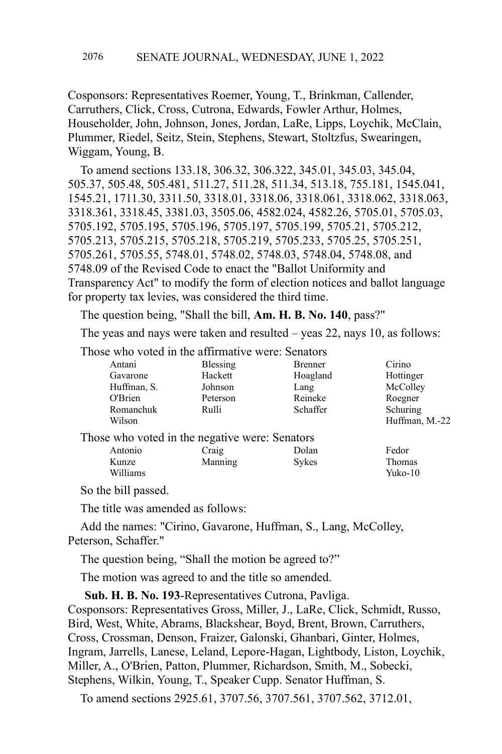Cosponsors: Representatives Roemer, Young, T., Brinkman, Callender, Carruthers, Click, Cross, Cutrona, Edwards, Fowler Arthur, Holmes, Householder, John, Johnson, Jones, Jordan, LaRe, Lipps, Loychik, McClain, Plummer, Riedel, Seitz, Stein, Stephens, Stewart, Stoltzfus, Swearingen, Wiggam, Young, B.

To amend sections 133.18, 306.32, 306.322, 345.01, 345.03, 345.04, 505.37, 505.48, 505.481, 511.27, 511.28, 511.34, 513.18, 755.181, 1545.041, 1545.21, 1711.30, 3311.50, 3318.01, 3318.06, 3318.061, 3318.062, 3318.063, 3318.361, 3318.45, 3381.03, 3505.06, 4582.024, 4582.26, 5705.01, 5705.03, 5705.192, 5705.195, 5705.196, 5705.197, 5705.199, 5705.21, 5705.212, 5705.213, 5705.215, 5705.218, 5705.219, 5705.233, 5705.25, 5705.251, 5705.261, 5705.55, 5748.01, 5748.02, 5748.03, 5748.04, 5748.08, and 5748.09 of the Revised Code to enact the "Ballot Uniformity and Transparency Act" to modify the form of election notices and ballot language for property tax levies, was considered the third time.

The question being, "Shall the bill, **Am. H. B. No. 140**, pass?"

The yeas and nays were taken and resulted – yeas 22, nays 10, as follows:

Those who voted in the affirmative were: Senators

| | | | |
|---|---|---|---|
| Antani | Blessing | Brenner | Cirino |
| Gavarone | Hackett | Hoagland | Hottinger |
| Huffman, S. | Johnson | Lang | McColley |
| O'Brien | Peterson | Reineke | Roegner |
| Romanchuk | Rulli | Schaffer | Schuring |
| Wilson | | | Huffman, M.-22 |

Those who voted in the negative were: Senators

| | | | |
|---|---|---|---|
| Antonio | Craig | Dolan | Fedor |
| Kunze | Manning | Sykes | Thomas |
| Williams | | | Yuko-10 |

So the bill passed.

The title was amended as follows:

Add the names: "Cirino, Gavarone, Huffman, S., Lang, McColley, Peterson, Schaffer."

The question being, "Shall the motion be agreed to?"

The motion was agreed to and the title so amended.

**Sub. H. B. No. 193**-Representatives Cutrona, Pavliga.
Cosponsors: Representatives Gross, Miller, J., LaRe, Click, Schmidt, Russo, Bird, West, White, Abrams, Blackshear, Boyd, Brent, Brown, Carruthers, Cross, Crossman, Denson, Fraizer, Galonski, Ghanbari, Ginter, Holmes, Ingram, Jarrells, Lanese, Leland, Lepore-Hagan, Lightbody, Liston, Loychik, Miller, A., O'Brien, Patton, Plummer, Richardson, Smith, M., Sobecki, Stephens, Wilkin, Young, T., Speaker Cupp. Senator Huffman, S.

To amend sections 2925.61, 3707.56, 3707.561, 3707.562, 3712.01,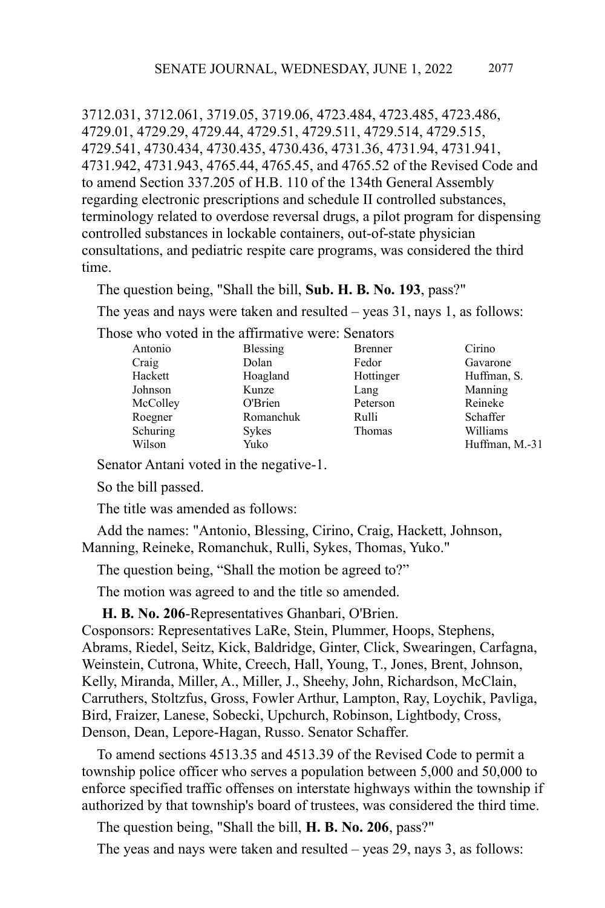3712.031, 3712.061, 3719.05, 3719.06, 4723.484, 4723.485, 4723.486, 4729.01, 4729.29, 4729.44, 4729.51, 4729.511, 4729.514, 4729.515, 4729.541, 4730.434, 4730.435, 4730.436, 4731.36, 4731.94, 4731.941, 4731.942, 4731.943, 4765.44, 4765.45, and 4765.52 of the Revised Code and to amend Section 337.205 of H.B. 110 of the 134th General Assembly regarding electronic prescriptions and schedule II controlled substances, terminology related to overdose reversal drugs, a pilot program for dispensing controlled substances in lockable containers, out-of-state physician consultations, and pediatric respite care programs, was considered the third time.

The question being, "Shall the bill, **Sub. H. B. No. 193**, pass?"

The yeas and nays were taken and resulted – yeas 31, nays 1, as follows:

Those who voted in the affirmative were: Senators

| | | | |
|---|---|---|---|
| Antonio | Blessing | Brenner | Cirino |
| Craig | Dolan | Fedor | Gavarone |
| Hackett | Hoagland | Hottinger | Huffman, S. |
| Johnson | Kunze | Lang | Manning |
| McColley | O'Brien | Peterson | Reineke |
| Roegner | Romanchuk | Rulli | Schaffer |
| Schuring | Sykes | Thomas | Williams |
| Wilson | Yuko | | Huffman, M.-31 |

Senator Antani voted in the negative-1.

So the bill passed.

The title was amended as follows:

Add the names: "Antonio, Blessing, Cirino, Craig, Hackett, Johnson, Manning, Reineke, Romanchuk, Rulli, Sykes, Thomas, Yuko."

The question being, "Shall the motion be agreed to?"

The motion was agreed to and the title so amended.

**H. B. No. 206**-Representatives Ghanbari, O'Brien.
Cosponsors: Representatives LaRe, Stein, Plummer, Hoops, Stephens, Abrams, Riedel, Seitz, Kick, Baldridge, Ginter, Click, Swearingen, Carfagna, Weinstein, Cutrona, White, Creech, Hall, Young, T., Jones, Brent, Johnson, Kelly, Miranda, Miller, A., Miller, J., Sheehy, John, Richardson, McClain, Carruthers, Stoltzfus, Gross, Fowler Arthur, Lampton, Ray, Loychik, Pavliga, Bird, Fraizer, Lanese, Sobecki, Upchurch, Robinson, Lightbody, Cross, Denson, Dean, Lepore-Hagan, Russo. Senator Schaffer.

To amend sections 4513.35 and 4513.39 of the Revised Code to permit a township police officer who serves a population between 5,000 and 50,000 to enforce specified traffic offenses on interstate highways within the township if authorized by that township's board of trustees, was considered the third time.

The question being, "Shall the bill, **H. B. No. 206**, pass?"

The yeas and nays were taken and resulted – yeas 29, nays 3, as follows: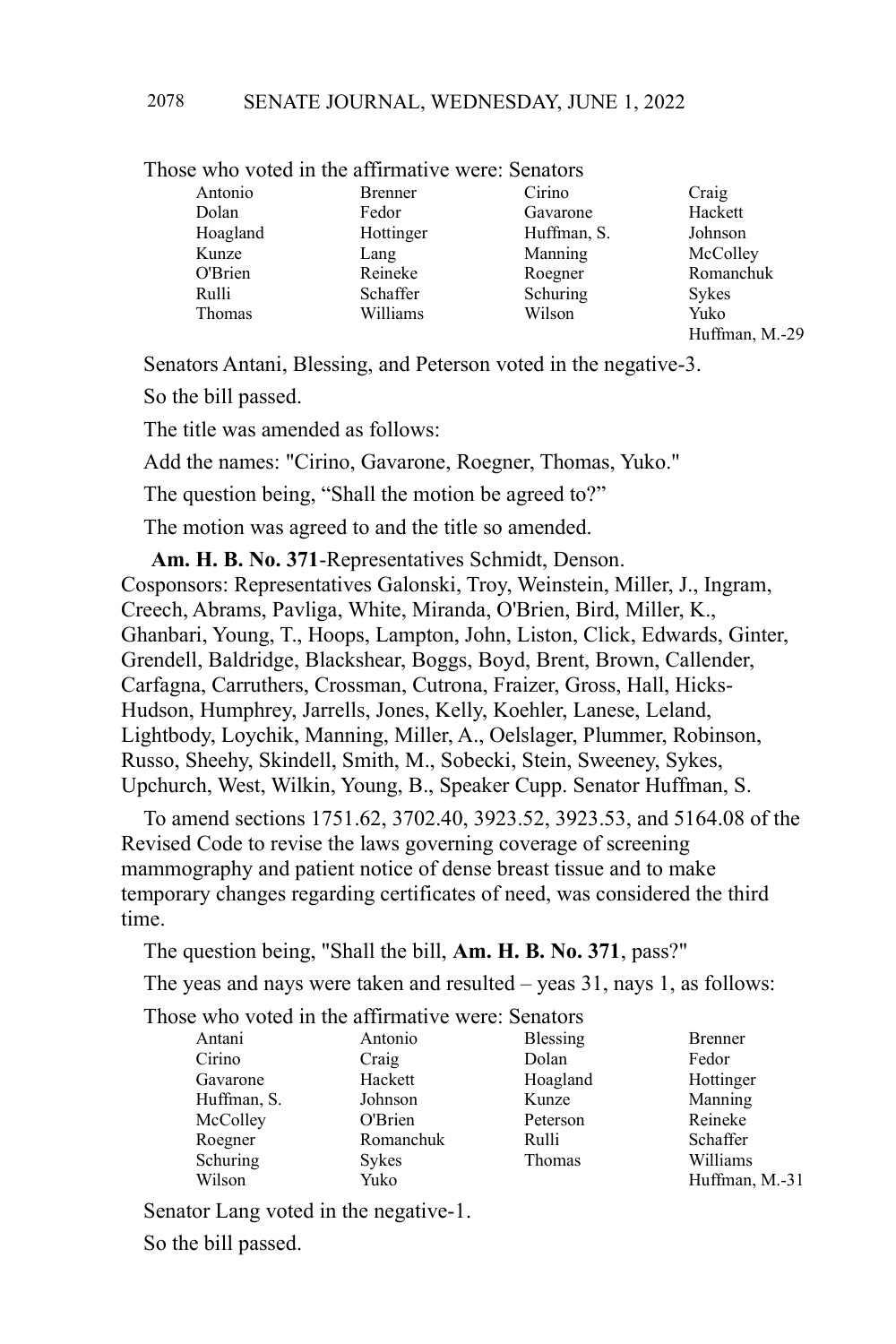Those who voted in the affirmative were: Senators

| | | | |
|---|---|---|---|
| Antonio | Brenner | Cirino | Craig |
| Dolan | Fedor | Gavarone | Hackett |
| Hoagland | Hottinger | Huffman, S. | Johnson |
| Kunze | Lang | Manning | McColley |
| O'Brien | Reineke | Roegner | Romanchuk |
| Rulli | Schaffer | Schuring | Sykes |
| Thomas | Williams | Wilson | Yuko |
| | | | Huffman, M.-29 |

Senators Antani, Blessing, and Peterson voted in the negative-3.

So the bill passed.

The title was amended as follows:

Add the names: "Cirino, Gavarone, Roegner, Thomas, Yuko."

The question being, "Shall the motion be agreed to?"

The motion was agreed to and the title so amended.

**Am. H. B. No. 371**-Representatives Schmidt, Denson. Cosponsors: Representatives Galonski, Troy, Weinstein, Miller, J., Ingram, Creech, Abrams, Pavliga, White, Miranda, O'Brien, Bird, Miller, K., Ghanbari, Young, T., Hoops, Lampton, John, Liston, Click, Edwards, Ginter, Grendell, Baldridge, Blackshear, Boggs, Boyd, Brent, Brown, Callender, Carfagna, Carruthers, Crossman, Cutrona, Fraizer, Gross, Hall, Hicks-Hudson, Humphrey, Jarrells, Jones, Kelly, Koehler, Lanese, Leland, Lightbody, Loychik, Manning, Miller, A., Oelslager, Plummer, Robinson, Russo, Sheehy, Skindell, Smith, M., Sobecki, Stein, Sweeney, Sykes, Upchurch, West, Wilkin, Young, B., Speaker Cupp. Senator Huffman, S.

To amend sections 1751.62, 3702.40, 3923.52, 3923.53, and 5164.08 of the Revised Code to revise the laws governing coverage of screening mammography and patient notice of dense breast tissue and to make temporary changes regarding certificates of need, was considered the third time.

The question being, "Shall the bill, **Am. H. B. No. 371**, pass?"

The yeas and nays were taken and resulted – yeas 31, nays 1, as follows:

Those who voted in the affirmative were: Senators

| | | | |
|---|---|---|---|
| Antani | Antonio | Blessing | Brenner |
| Cirino | Craig | Dolan | Fedor |
| Gavarone | Hackett | Hoagland | Hottinger |
| Huffman, S. | Johnson | Kunze | Manning |
| McColley | O'Brien | Peterson | Reineke |
| Roegner | Romanchuk | Rulli | Schaffer |
| Schuring | Sykes | Thomas | Williams |
| Wilson | Yuko | | Huffman, M.-31 |

Senator Lang voted in the negative-1.

So the bill passed.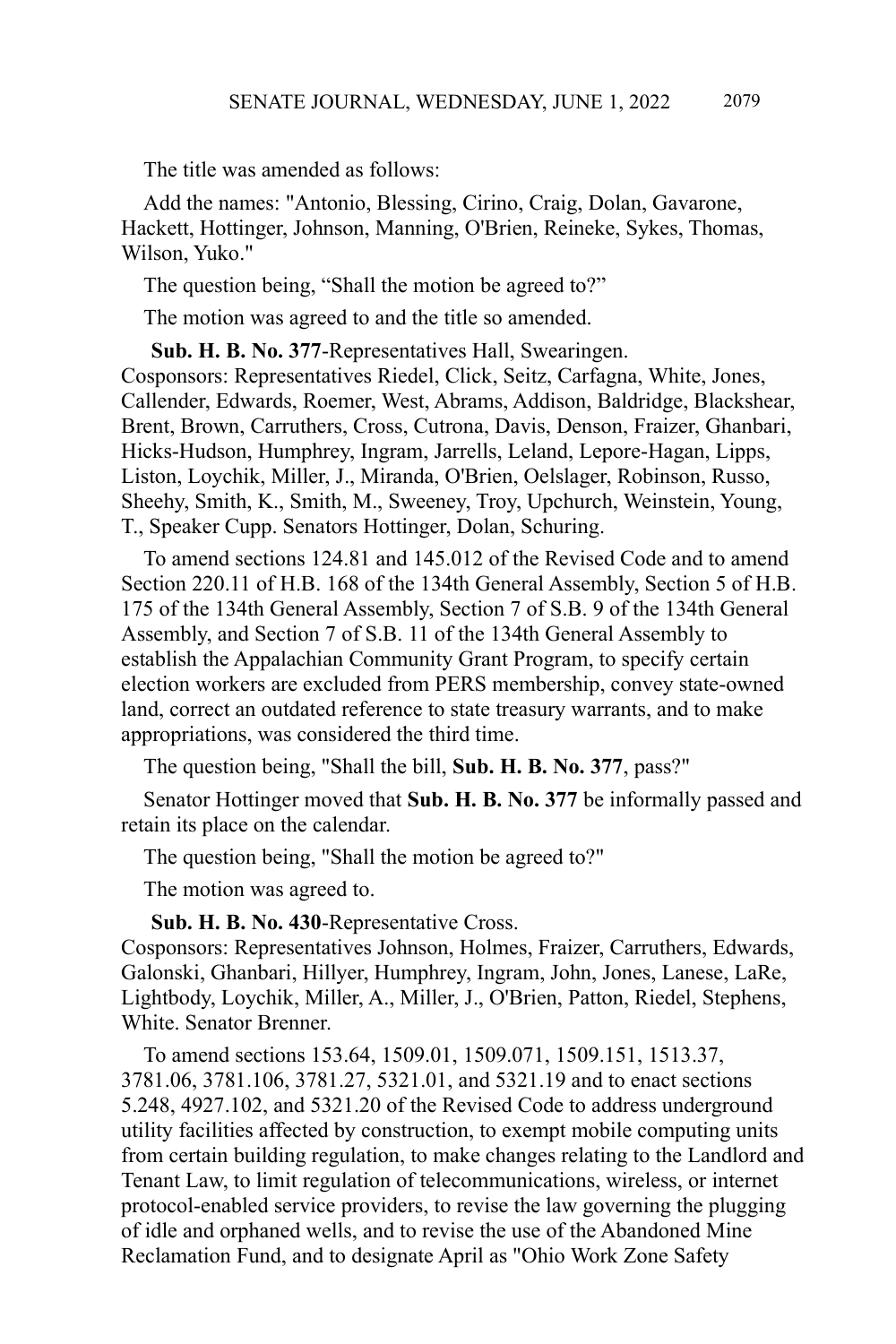The title was amended as follows:

Add the names: "Antonio, Blessing, Cirino, Craig, Dolan, Gavarone, Hackett, Hottinger, Johnson, Manning, O'Brien, Reineke, Sykes, Thomas, Wilson, Yuko."

The question being, "Shall the motion be agreed to?"

The motion was agreed to and the title so amended.

**Sub. H. B. No. 377**-Representatives Hall, Swearingen.
Cosponsors: Representatives Riedel, Click, Seitz, Carfagna, White, Jones, Callender, Edwards, Roemer, West, Abrams, Addison, Baldridge, Blackshear, Brent, Brown, Carruthers, Cross, Cutrona, Davis, Denson, Fraizer, Ghanbari, Hicks-Hudson, Humphrey, Ingram, Jarrells, Leland, Lepore-Hagan, Lipps, Liston, Loychik, Miller, J., Miranda, O'Brien, Oelslager, Robinson, Russo, Sheehy, Smith, K., Smith, M., Sweeney, Troy, Upchurch, Weinstein, Young, T., Speaker Cupp. Senators Hottinger, Dolan, Schuring.

To amend sections 124.81 and 145.012 of the Revised Code and to amend Section 220.11 of H.B. 168 of the 134th General Assembly, Section 5 of H.B. 175 of the 134th General Assembly, Section 7 of S.B. 9 of the 134th General Assembly, and Section 7 of S.B. 11 of the 134th General Assembly to establish the Appalachian Community Grant Program, to specify certain election workers are excluded from PERS membership, convey state-owned land, correct an outdated reference to state treasury warrants, and to make appropriations, was considered the third time.

The question being, "Shall the bill, **Sub. H. B. No. 377**, pass?"

Senator Hottinger moved that **Sub. H. B. No. 377** be informally passed and retain its place on the calendar.

The question being, "Shall the motion be agreed to?"

The motion was agreed to.

**Sub. H. B. No. 430**-Representative Cross.
Cosponsors: Representatives Johnson, Holmes, Fraizer, Carruthers, Edwards, Galonski, Ghanbari, Hillyer, Humphrey, Ingram, John, Jones, Lanese, LaRe, Lightbody, Loychik, Miller, A., Miller, J., O'Brien, Patton, Riedel, Stephens, White. Senator Brenner.

To amend sections 153.64, 1509.01, 1509.071, 1509.151, 1513.37, 3781.06, 3781.106, 3781.27, 5321.01, and 5321.19 and to enact sections 5.248, 4927.102, and 5321.20 of the Revised Code to address underground utility facilities affected by construction, to exempt mobile computing units from certain building regulation, to make changes relating to the Landlord and Tenant Law, to limit regulation of telecommunications, wireless, or internet protocol-enabled service providers, to revise the law governing the plugging of idle and orphaned wells, and to revise the use of the Abandoned Mine Reclamation Fund, and to designate April as "Ohio Work Zone Safety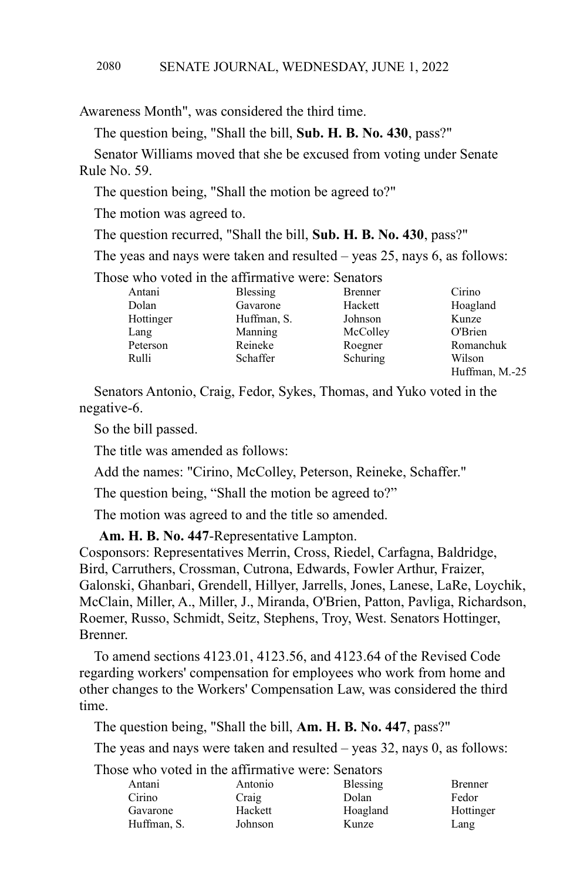Awareness Month", was considered the third time.

The question being, "Shall the bill, **Sub. H. B. No. 430**, pass?"

Senator Williams moved that she be excused from voting under Senate Rule No. 59.

The question being, "Shall the motion be agreed to?"

The motion was agreed to.

The question recurred, "Shall the bill, **Sub. H. B. No. 430**, pass?"

The yeas and nays were taken and resulted – yeas 25, nays 6, as follows:

Those who voted in the affirmative were: Senators

| | | | |
|---|---|---|---|
| Antani | Blessing | Brenner | Cirino |
| Dolan | Gavarone | Hackett | Hoagland |
| Hottinger | Huffman, S. | Johnson | Kunze |
| Lang | Manning | McColley | O'Brien |
| Peterson | Reineke | Roegner | Romanchuk |
| Rulli | Schaffer | Schuring | Wilson |
| | | | Huffman, M.-25 |

Senators Antonio, Craig, Fedor, Sykes, Thomas, and Yuko voted in the negative-6.

So the bill passed.

The title was amended as follows:

Add the names: "Cirino, McColley, Peterson, Reineke, Schaffer."

The question being, "Shall the motion be agreed to?"

The motion was agreed to and the title so amended.

**Am. H. B. No. 447**-Representative Lampton.
Cosponsors: Representatives Merrin, Cross, Riedel, Carfagna, Baldridge, Bird, Carruthers, Crossman, Cutrona, Edwards, Fowler Arthur, Fraizer, Galonski, Ghanbari, Grendell, Hillyer, Jarrells, Jones, Lanese, LaRe, Loychik, McClain, Miller, A., Miller, J., Miranda, O'Brien, Patton, Pavliga, Richardson, Roemer, Russo, Schmidt, Seitz, Stephens, Troy, West. Senators Hottinger, Brenner.

To amend sections 4123.01, 4123.56, and 4123.64 of the Revised Code regarding workers' compensation for employees who work from home and other changes to the Workers' Compensation Law, was considered the third time.

The question being, "Shall the bill, **Am. H. B. No. 447**, pass?"

The yeas and nays were taken and resulted – yeas 32, nays 0, as follows:

Those who voted in the affirmative were: Senators

| | | | |
|---|---|---|---|
| Antani | Antonio | Blessing | Brenner |
| Cirino | Craig | Dolan | Fedor |
| Gavarone | Hackett | Hoagland | Hottinger |
| Huffman, S. | Johnson | Kunze | Lang |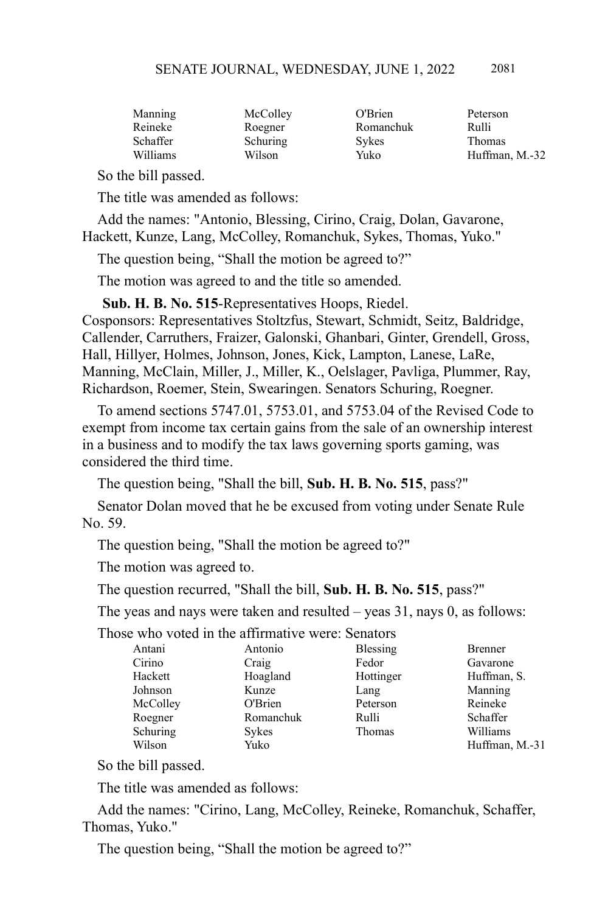| | | | |
|---|---|---|---|
| Manning | McColley | O'Brien | Peterson |
| Reineke | Roegner | Romanchuk | Rulli |
| Schaffer | Schuring | Sykes | Thomas |
| Williams | Wilson | Yuko | Huffman, M.-32 |

So the bill passed.

The title was amended as follows:

Add the names: "Antonio, Blessing, Cirino, Craig, Dolan, Gavarone, Hackett, Kunze, Lang, McColley, Romanchuk, Sykes, Thomas, Yuko."

The question being, "Shall the motion be agreed to?"

The motion was agreed to and the title so amended.

**Sub. H. B. No. 515**-Representatives Hoops, Riedel.
Cosponsors: Representatives Stoltzfus, Stewart, Schmidt, Seitz, Baldridge, Callender, Carruthers, Fraizer, Galonski, Ghanbari, Ginter, Grendell, Gross, Hall, Hillyer, Holmes, Johnson, Jones, Kick, Lampton, Lanese, LaRe, Manning, McClain, Miller, J., Miller, K., Oelslager, Pavliga, Plummer, Ray, Richardson, Roemer, Stein, Swearingen. Senators Schuring, Roegner.

To amend sections 5747.01, 5753.01, and 5753.04 of the Revised Code to exempt from income tax certain gains from the sale of an ownership interest in a business and to modify the tax laws governing sports gaming, was considered the third time.

The question being, "Shall the bill, **Sub. H. B. No. 515**, pass?"

Senator Dolan moved that he be excused from voting under Senate Rule No. 59.

The question being, "Shall the motion be agreed to?"

The motion was agreed to.

The question recurred, "Shall the bill, **Sub. H. B. No. 515**, pass?"

The yeas and nays were taken and resulted – yeas 31, nays 0, as follows:

Those who voted in the affirmative were: Senators

| | | | |
|---|---|---|---|
| Antani | Antonio | Blessing | Brenner |
| Cirino | Craig | Fedor | Gavarone |
| Hackett | Hoagland | Hottinger | Huffman, S. |
| Johnson | Kunze | Lang | Manning |
| McColley | O'Brien | Peterson | Reineke |
| Roegner | Romanchuk | Rulli | Schaffer |
| Schuring | Sykes | Thomas | Williams |
| Wilson | Yuko | | Huffman, M.-31 |

So the bill passed.

The title was amended as follows:

Add the names: "Cirino, Lang, McColley, Reineke, Romanchuk, Schaffer, Thomas, Yuko."

The question being, "Shall the motion be agreed to?"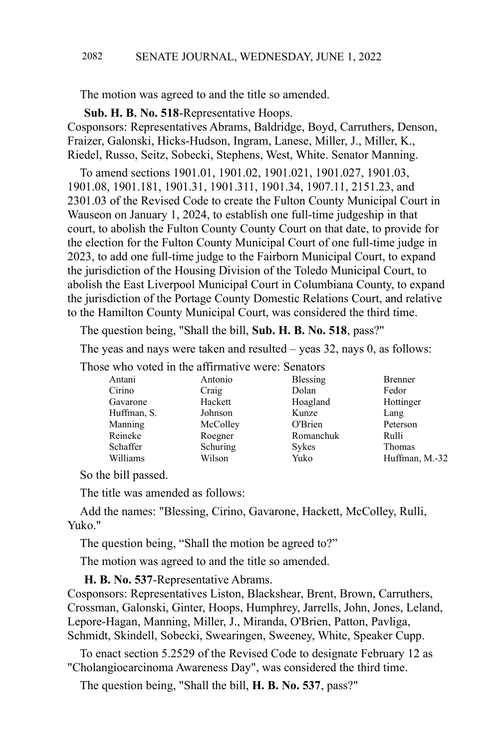The motion was agreed to and the title so amended.

**Sub. H. B. No. 518**-Representative Hoops.
Cosponsors: Representatives Abrams, Baldridge, Boyd, Carruthers, Denson, Fraizer, Galonski, Hicks-Hudson, Ingram, Lanese, Miller, J., Miller, K., Riedel, Russo, Seitz, Sobecki, Stephens, West, White. Senator Manning.

To amend sections 1901.01, 1901.02, 1901.021, 1901.027, 1901.03, 1901.08, 1901.181, 1901.31, 1901.311, 1901.34, 1907.11, 2151.23, and 2301.03 of the Revised Code to create the Fulton County Municipal Court in Wauseon on January 1, 2024, to establish one full-time judgeship in that court, to abolish the Fulton County County Court on that date, to provide for the election for the Fulton County Municipal Court of one full-time judge in 2023, to add one full-time judge to the Fairborn Municipal Court, to expand the jurisdiction of the Housing Division of the Toledo Municipal Court, to abolish the East Liverpool Municipal Court in Columbiana County, to expand the jurisdiction of the Portage County Domestic Relations Court, and relative to the Hamilton County Municipal Court, was considered the third time.

The question being, "Shall the bill, **Sub. H. B. No. 518**, pass?"

The yeas and nays were taken and resulted – yeas 32, nays 0, as follows:

Those who voted in the affirmative were: Senators

| | | | |
|---|---|---|---|
| Antani | Antonio | Blessing | Brenner |
| Cirino | Craig | Dolan | Fedor |
| Gavarone | Hackett | Hoagland | Hottinger |
| Huffman, S. | Johnson | Kunze | Lang |
| Manning | McColley | O'Brien | Peterson |
| Reineke | Roegner | Romanchuk | Rulli |
| Schaffer | Schuring | Sykes | Thomas |
| Williams | Wilson | Yuko | Huffman, M.-32 |

So the bill passed.

The title was amended as follows:

Add the names: "Blessing, Cirino, Gavarone, Hackett, McColley, Rulli, Yuko."

The question being, "Shall the motion be agreed to?"

The motion was agreed to and the title so amended.

**H. B. No. 537**-Representative Abrams.
Cosponsors: Representatives Liston, Blackshear, Brent, Brown, Carruthers, Crossman, Galonski, Ginter, Hoops, Humphrey, Jarrells, John, Jones, Leland, Lepore-Hagan, Manning, Miller, J., Miranda, O'Brien, Patton, Pavliga, Schmidt, Skindell, Sobecki, Swearingen, Sweeney, White, Speaker Cupp.

To enact section 5.2529 of the Revised Code to designate February 12 as "Cholangiocarcinoma Awareness Day", was considered the third time.

The question being, "Shall the bill, **H. B. No. 537**, pass?"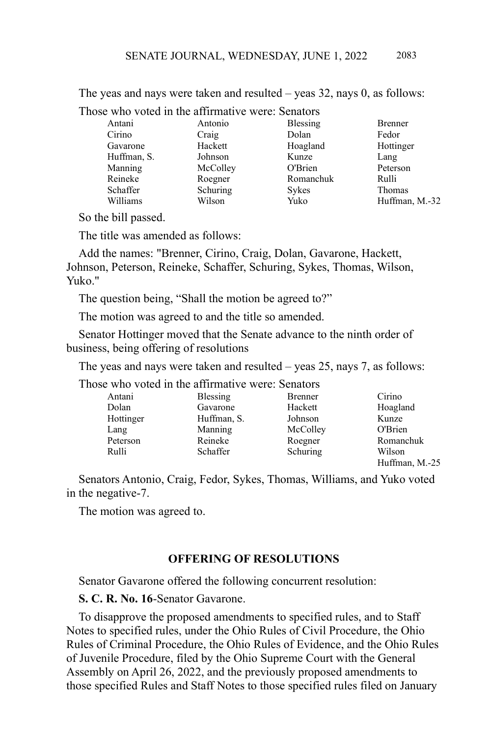The yeas and nays were taken and resulted – yeas 32, nays 0, as follows:

Those who voted in the affirmative were: Senators

| | | | |
|---|---|---|---|
| Antani | Antonio | Blessing | Brenner |
| Cirino | Craig | Dolan | Fedor |
| Gavarone | Hackett | Hoagland | Hottinger |
| Huffman, S. | Johnson | Kunze | Lang |
| Manning | McColley | O'Brien | Peterson |
| Reineke | Roegner | Romanchuk | Rulli |
| Schaffer | Schuring | Sykes | Thomas |
| Williams | Wilson | Yuko | Huffman, M.-32 |

So the bill passed.

The title was amended as follows:

Add the names: "Brenner, Cirino, Craig, Dolan, Gavarone, Hackett, Johnson, Peterson, Reineke, Schaffer, Schuring, Sykes, Thomas, Wilson, Yuko."

The question being, "Shall the motion be agreed to?"

The motion was agreed to and the title so amended.

Senator Hottinger moved that the Senate advance to the ninth order of business, being offering of resolutions

The yeas and nays were taken and resulted – yeas 25, nays 7, as follows:

Those who voted in the affirmative were: Senators

| | | | |
|---|---|---|---|
| Antani | Blessing | Brenner | Cirino |
| Dolan | Gavarone | Hackett | Hoagland |
| Hottinger | Huffman, S. | Johnson | Kunze |
| Lang | Manning | McColley | O'Brien |
| Peterson | Reineke | Roegner | Romanchuk |
| Rulli | Schaffer | Schuring | Wilson |
| | | | Huffman, M.-25 |

Senators Antonio, Craig, Fedor, Sykes, Thomas, Williams, and Yuko voted in the negative-7.

The motion was agreed to.

## OFFERING OF RESOLUTIONS

Senator Gavarone offered the following concurrent resolution:

**S. C. R. No. 16**-Senator Gavarone.

To disapprove the proposed amendments to specified rules, and to Staff Notes to specified rules, under the Ohio Rules of Civil Procedure, the Ohio Rules of Criminal Procedure, the Ohio Rules of Evidence, and the Ohio Rules of Juvenile Procedure, filed by the Ohio Supreme Court with the General Assembly on April 26, 2022, and the previously proposed amendments to those specified Rules and Staff Notes to those specified rules filed on January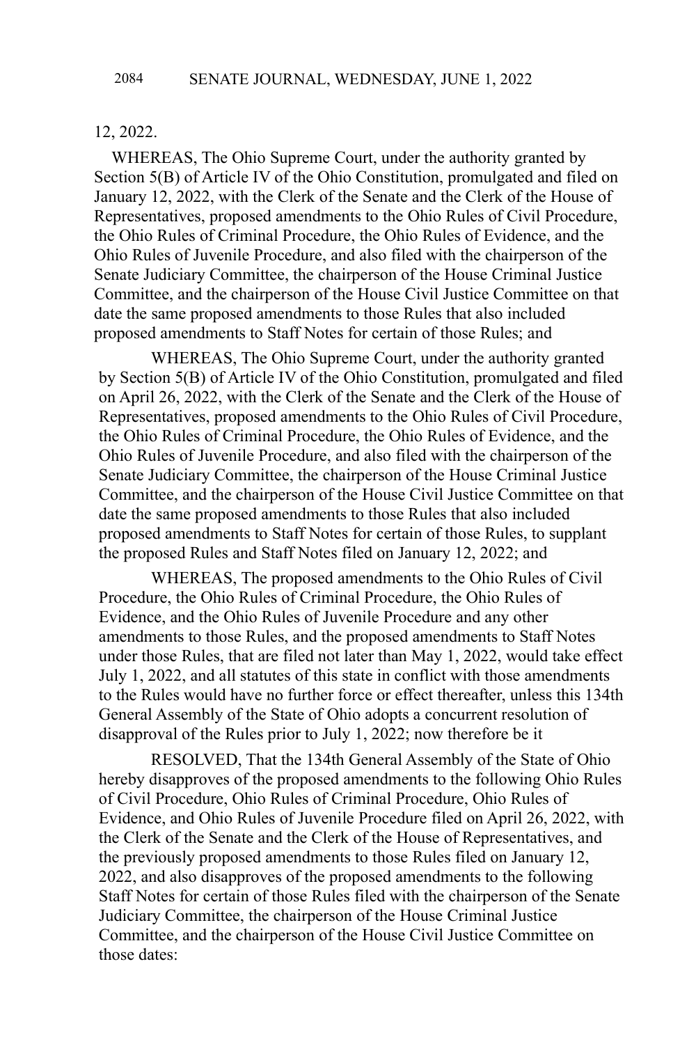12, 2022.

WHEREAS, The Ohio Supreme Court, under the authority granted by Section 5(B) of Article IV of the Ohio Constitution, promulgated and filed on January 12, 2022, with the Clerk of the Senate and the Clerk of the House of Representatives, proposed amendments to the Ohio Rules of Civil Procedure, the Ohio Rules of Criminal Procedure, the Ohio Rules of Evidence, and the Ohio Rules of Juvenile Procedure, and also filed with the chairperson of the Senate Judiciary Committee, the chairperson of the House Criminal Justice Committee, and the chairperson of the House Civil Justice Committee on that date the same proposed amendments to those Rules that also included proposed amendments to Staff Notes for certain of those Rules; and

WHEREAS, The Ohio Supreme Court, under the authority granted by Section 5(B) of Article IV of the Ohio Constitution, promulgated and filed on April 26, 2022, with the Clerk of the Senate and the Clerk of the House of Representatives, proposed amendments to the Ohio Rules of Civil Procedure, the Ohio Rules of Criminal Procedure, the Ohio Rules of Evidence, and the Ohio Rules of Juvenile Procedure, and also filed with the chairperson of the Senate Judiciary Committee, the chairperson of the House Criminal Justice Committee, and the chairperson of the House Civil Justice Committee on that date the same proposed amendments to those Rules that also included proposed amendments to Staff Notes for certain of those Rules, to supplant the proposed Rules and Staff Notes filed on January 12, 2022; and

WHEREAS, The proposed amendments to the Ohio Rules of Civil Procedure, the Ohio Rules of Criminal Procedure, the Ohio Rules of Evidence, and the Ohio Rules of Juvenile Procedure and any other amendments to those Rules, and the proposed amendments to Staff Notes under those Rules, that are filed not later than May 1, 2022, would take effect July 1, 2022, and all statutes of this state in conflict with those amendments to the Rules would have no further force or effect thereafter, unless this 134th General Assembly of the State of Ohio adopts a concurrent resolution of disapproval of the Rules prior to July 1, 2022; now therefore be it

RESOLVED, That the 134th General Assembly of the State of Ohio hereby disapproves of the proposed amendments to the following Ohio Rules of Civil Procedure, Ohio Rules of Criminal Procedure, Ohio Rules of Evidence, and Ohio Rules of Juvenile Procedure filed on April 26, 2022, with the Clerk of the Senate and the Clerk of the House of Representatives, and the previously proposed amendments to those Rules filed on January 12, 2022, and also disapproves of the proposed amendments to the following Staff Notes for certain of those Rules filed with the chairperson of the Senate Judiciary Committee, the chairperson of the House Criminal Justice Committee, and the chairperson of the House Civil Justice Committee on those dates: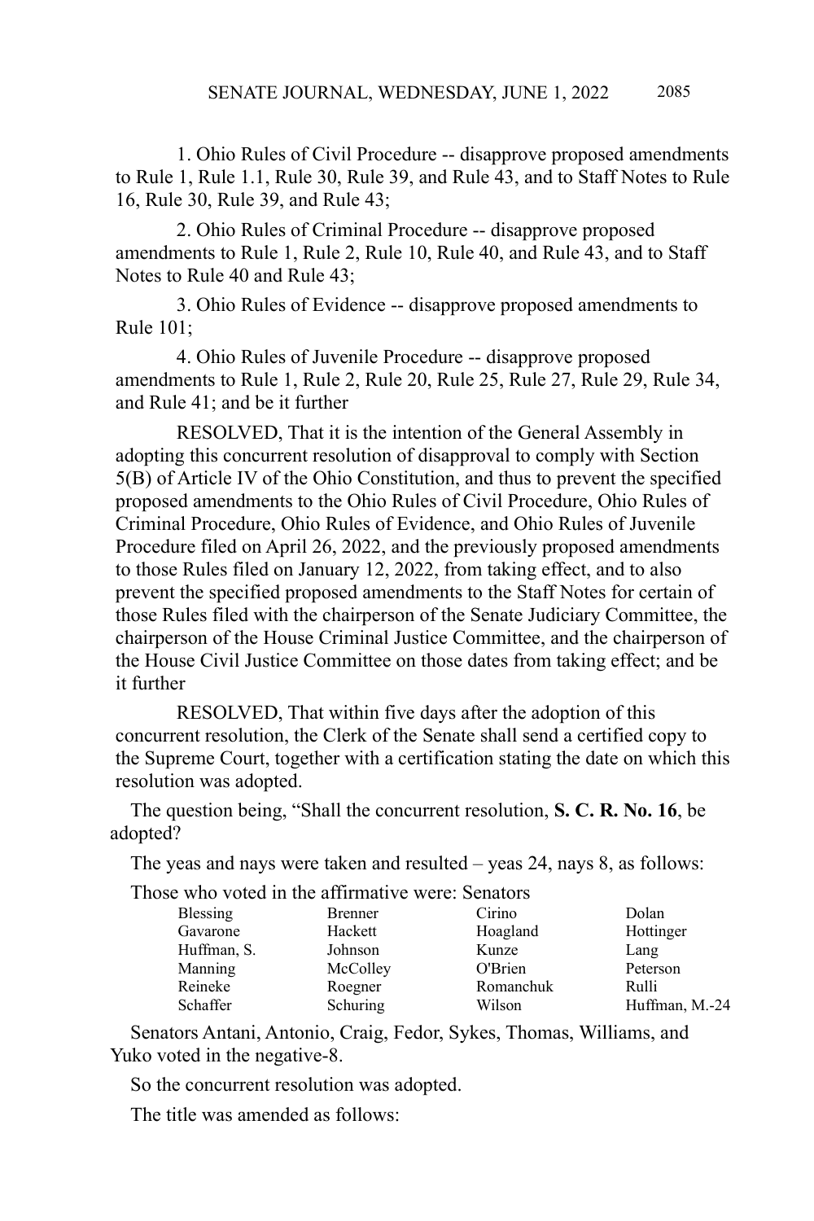1. Ohio Rules of Civil Procedure -- disapprove proposed amendments to Rule 1, Rule 1.1, Rule 30, Rule 39, and Rule 43, and to Staff Notes to Rule 16, Rule 30, Rule 39, and Rule 43;

2. Ohio Rules of Criminal Procedure -- disapprove proposed amendments to Rule 1, Rule 2, Rule 10, Rule 40, and Rule 43, and to Staff Notes to Rule 40 and Rule 43;

3. Ohio Rules of Evidence -- disapprove proposed amendments to Rule 101;

4. Ohio Rules of Juvenile Procedure -- disapprove proposed amendments to Rule 1, Rule 2, Rule 20, Rule 25, Rule 27, Rule 29, Rule 34, and Rule 41; and be it further

RESOLVED, That it is the intention of the General Assembly in adopting this concurrent resolution of disapproval to comply with Section 5(B) of Article IV of the Ohio Constitution, and thus to prevent the specified proposed amendments to the Ohio Rules of Civil Procedure, Ohio Rules of Criminal Procedure, Ohio Rules of Evidence, and Ohio Rules of Juvenile Procedure filed on April 26, 2022, and the previously proposed amendments to those Rules filed on January 12, 2022, from taking effect, and to also prevent the specified proposed amendments to the Staff Notes for certain of those Rules filed with the chairperson of the Senate Judiciary Committee, the chairperson of the House Criminal Justice Committee, and the chairperson of the House Civil Justice Committee on those dates from taking effect; and be it further

RESOLVED, That within five days after the adoption of this concurrent resolution, the Clerk of the Senate shall send a certified copy to the Supreme Court, together with a certification stating the date on which this resolution was adopted.

The question being, "Shall the concurrent resolution, **S. C. R. No. 16**, be adopted?

The yeas and nays were taken and resulted – yeas 24, nays 8, as follows:

Those who voted in the affirmative were: Senators

| | | | |
|---|---|---|---|
| Blessing | Brenner | Cirino | Dolan |
| Gavarone | Hackett | Hoagland | Hottinger |
| Huffman, S. | Johnson | Kunze | Lang |
| Manning | McColley | O'Brien | Peterson |
| Reineke | Roegner | Romanchuk | Rulli |
| Schaffer | Schuring | Wilson | Huffman, M.-24 |

Senators Antani, Antonio, Craig, Fedor, Sykes, Thomas, Williams, and Yuko voted in the negative-8.

So the concurrent resolution was adopted.

The title was amended as follows: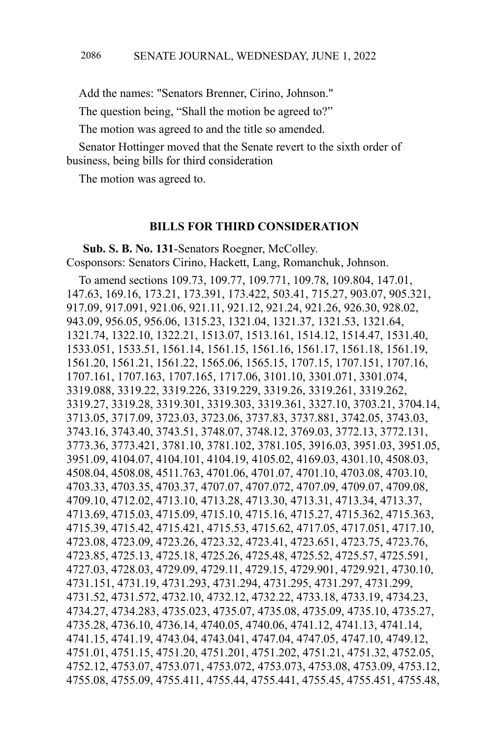Add the names: "Senators Brenner, Cirino, Johnson."

The question being, "Shall the motion be agreed to?"

The motion was agreed to and the title so amended.

Senator Hottinger moved that the Senate revert to the sixth order of business, being bills for third consideration

The motion was agreed to.

## BILLS FOR THIRD CONSIDERATION

**Sub. S. B. No. 131**-Senators Roegner, McColley.
Cosponsors: Senators Cirino, Hackett, Lang, Romanchuk, Johnson.

To amend sections 109.73, 109.77, 109.771, 109.78, 109.804, 147.01, 147.63, 169.16, 173.21, 173.391, 173.422, 503.41, 715.27, 903.07, 905.321, 917.09, 917.091, 921.06, 921.11, 921.12, 921.24, 921.26, 926.30, 928.02, 943.09, 956.05, 956.06, 1315.23, 1321.04, 1321.37, 1321.53, 1321.64, 1321.74, 1322.10, 1322.21, 1513.07, 1513.161, 1514.12, 1514.47, 1531.40, 1533.051, 1533.51, 1561.14, 1561.15, 1561.16, 1561.17, 1561.18, 1561.19, 1561.20, 1561.21, 1561.22, 1565.06, 1565.15, 1707.15, 1707.151, 1707.16, 1707.161, 1707.163, 1707.165, 1717.06, 3101.10, 3301.071, 3301.074, 3319.088, 3319.22, 3319.226, 3319.229, 3319.26, 3319.261, 3319.262, 3319.27, 3319.28, 3319.301, 3319.303, 3319.361, 3327.10, 3703.21, 3704.14, 3713.05, 3717.09, 3723.03, 3723.06, 3737.83, 3737.881, 3742.05, 3743.03, 3743.16, 3743.40, 3743.51, 3748.07, 3748.12, 3769.03, 3772.13, 3772.131, 3773.36, 3773.421, 3781.10, 3781.102, 3781.105, 3916.03, 3951.03, 3951.05, 3951.09, 4104.07, 4104.101, 4104.19, 4105.02, 4169.03, 4301.10, 4508.03, 4508.04, 4508.08, 4511.763, 4701.06, 4701.07, 4701.10, 4703.08, 4703.10, 4703.33, 4703.35, 4703.37, 4707.07, 4707.072, 4707.09, 4709.07, 4709.08, 4709.10, 4712.02, 4713.10, 4713.28, 4713.30, 4713.31, 4713.34, 4713.37, 4713.69, 4715.03, 4715.09, 4715.10, 4715.16, 4715.27, 4715.362, 4715.363, 4715.39, 4715.42, 4715.421, 4715.53, 4715.62, 4717.05, 4717.051, 4717.10, 4723.08, 4723.09, 4723.26, 4723.32, 4723.41, 4723.651, 4723.75, 4723.76, 4723.85, 4725.13, 4725.18, 4725.26, 4725.48, 4725.52, 4725.57, 4725.591, 4727.03, 4728.03, 4729.09, 4729.11, 4729.15, 4729.901, 4729.921, 4730.10, 4731.151, 4731.19, 4731.293, 4731.294, 4731.295, 4731.297, 4731.299, 4731.52, 4731.572, 4732.10, 4732.12, 4732.22, 4733.18, 4733.19, 4734.23, 4734.27, 4734.283, 4735.023, 4735.07, 4735.08, 4735.09, 4735.10, 4735.27, 4735.28, 4736.10, 4736.14, 4740.05, 4740.06, 4741.12, 4741.13, 4741.14, 4741.15, 4741.19, 4743.04, 4743.041, 4747.04, 4747.05, 4747.10, 4749.12, 4751.01, 4751.15, 4751.20, 4751.201, 4751.202, 4751.21, 4751.32, 4752.05, 4752.12, 4753.07, 4753.071, 4753.072, 4753.073, 4753.08, 4753.09, 4753.12, 4755.08, 4755.09, 4755.411, 4755.44, 4755.441, 4755.45, 4755.451, 4755.48,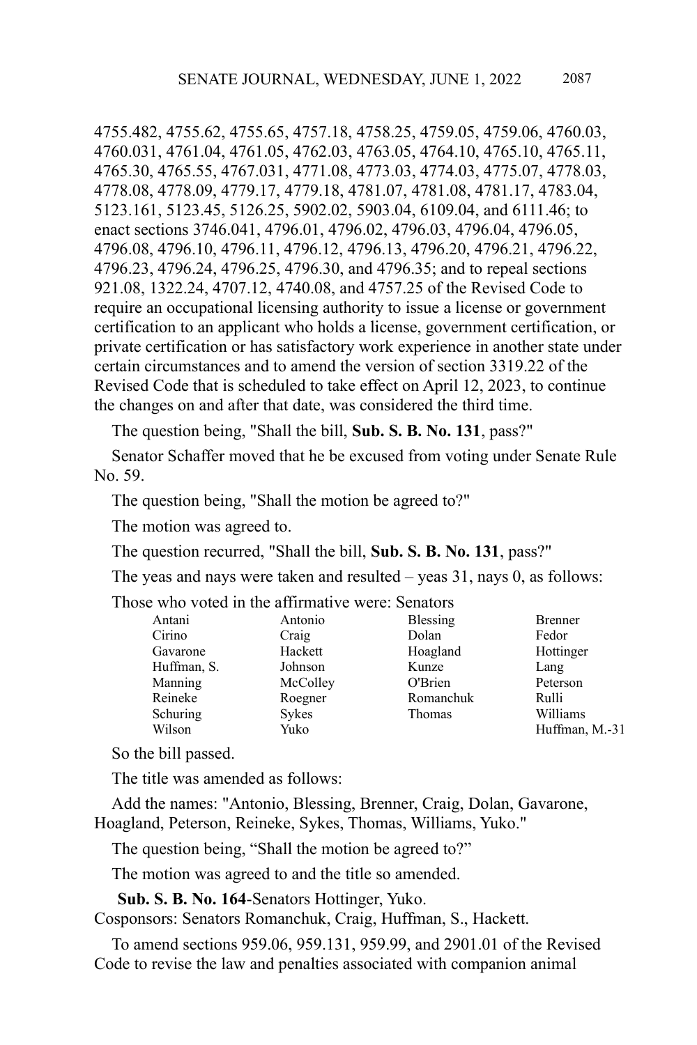4755.482, 4755.62, 4755.65, 4757.18, 4758.25, 4759.05, 4759.06, 4760.03, 4760.031, 4761.04, 4761.05, 4762.03, 4763.05, 4764.10, 4765.10, 4765.11, 4765.30, 4765.55, 4767.031, 4771.08, 4773.03, 4774.03, 4775.07, 4778.03, 4778.08, 4778.09, 4779.17, 4779.18, 4781.07, 4781.08, 4781.17, 4783.04, 5123.161, 5123.45, 5126.25, 5902.02, 5903.04, 6109.04, and 6111.46; to enact sections 3746.041, 4796.01, 4796.02, 4796.03, 4796.04, 4796.05, 4796.08, 4796.10, 4796.11, 4796.12, 4796.13, 4796.20, 4796.21, 4796.22, 4796.23, 4796.24, 4796.25, 4796.30, and 4796.35; and to repeal sections 921.08, 1322.24, 4707.12, 4740.08, and 4757.25 of the Revised Code to require an occupational licensing authority to issue a license or government certification to an applicant who holds a license, government certification, or private certification or has satisfactory work experience in another state under certain circumstances and to amend the version of section 3319.22 of the Revised Code that is scheduled to take effect on April 12, 2023, to continue the changes on and after that date, was considered the third time.

The question being, "Shall the bill, **Sub. S. B. No. 131**, pass?"

Senator Schaffer moved that he be excused from voting under Senate Rule No. 59.

The question being, "Shall the motion be agreed to?"

The motion was agreed to.

The question recurred, "Shall the bill, **Sub. S. B. No. 131**, pass?"

The yeas and nays were taken and resulted – yeas 31, nays 0, as follows:

Those who voted in the affirmative were: Senators

| | | | |
|---|---|---|---|
| Antani | Antonio | Blessing | Brenner |
| Cirino | Craig | Dolan | Fedor |
| Gavarone | Hackett | Hoagland | Hottinger |
| Huffman, S. | Johnson | Kunze | Lang |
| Manning | McColley | O'Brien | Peterson |
| Reineke | Roegner | Romanchuk | Rulli |
| Schuring | Sykes | Thomas | Williams |
| Wilson | Yuko | | Huffman, M.-31 |

So the bill passed.

The title was amended as follows:

Add the names: "Antonio, Blessing, Brenner, Craig, Dolan, Gavarone, Hoagland, Peterson, Reineke, Sykes, Thomas, Williams, Yuko."

The question being, "Shall the motion be agreed to?"

The motion was agreed to and the title so amended.

**Sub. S. B. No. 164**-Senators Hottinger, Yuko.
Cosponsors: Senators Romanchuk, Craig, Huffman, S., Hackett.

To amend sections 959.06, 959.131, 959.99, and 2901.01 of the Revised Code to revise the law and penalties associated with companion animal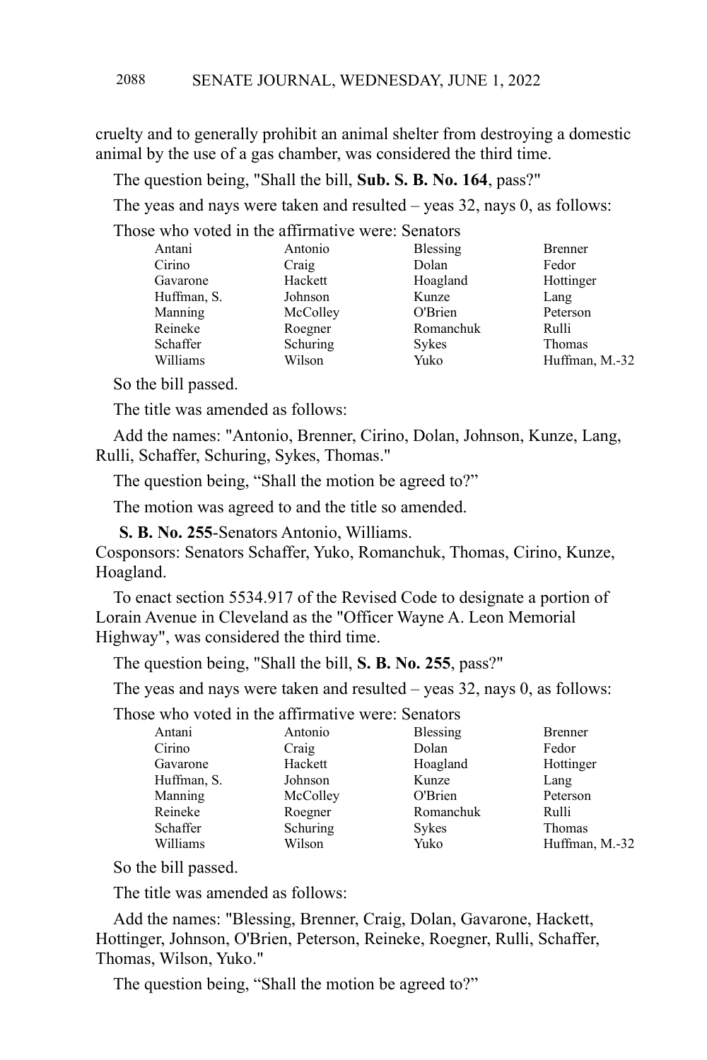cruelty and to generally prohibit an animal shelter from destroying a domestic animal by the use of a gas chamber, was considered the third time.

The question being, "Shall the bill, **Sub. S. B. No. 164**, pass?"

The yeas and nays were taken and resulted – yeas 32, nays 0, as follows:

Those who voted in the affirmative were: Senators

| | | | |
|---|---|---|---|
| Antani | Antonio | Blessing | Brenner |
| Cirino | Craig | Dolan | Fedor |
| Gavarone | Hackett | Hoagland | Hottinger |
| Huffman, S. | Johnson | Kunze | Lang |
| Manning | McColley | O'Brien | Peterson |
| Reineke | Roegner | Romanchuk | Rulli |
| Schaffer | Schuring | Sykes | Thomas |
| Williams | Wilson | Yuko | Huffman, M.-32 |

So the bill passed.

The title was amended as follows:

Add the names: "Antonio, Brenner, Cirino, Dolan, Johnson, Kunze, Lang, Rulli, Schaffer, Schuring, Sykes, Thomas."

The question being, "Shall the motion be agreed to?"

The motion was agreed to and the title so amended.

**S. B. No. 255**-Senators Antonio, Williams.
Cosponsors: Senators Schaffer, Yuko, Romanchuk, Thomas, Cirino, Kunze, Hoagland.

To enact section 5534.917 of the Revised Code to designate a portion of Lorain Avenue in Cleveland as the "Officer Wayne A. Leon Memorial Highway", was considered the third time.

The question being, "Shall the bill, **S. B. No. 255**, pass?"

The yeas and nays were taken and resulted – yeas 32, nays 0, as follows:

Those who voted in the affirmative were: Senators

| | | | |
|---|---|---|---|
| Antani | Antonio | Blessing | Brenner |
| Cirino | Craig | Dolan | Fedor |
| Gavarone | Hackett | Hoagland | Hottinger |
| Huffman, S. | Johnson | Kunze | Lang |
| Manning | McColley | O'Brien | Peterson |
| Reineke | Roegner | Romanchuk | Rulli |
| Schaffer | Schuring | Sykes | Thomas |
| Williams | Wilson | Yuko | Huffman, M.-32 |

So the bill passed.

The title was amended as follows:

Add the names: "Blessing, Brenner, Craig, Dolan, Gavarone, Hackett, Hottinger, Johnson, O'Brien, Peterson, Reineke, Roegner, Rulli, Schaffer, Thomas, Wilson, Yuko."

The question being, "Shall the motion be agreed to?"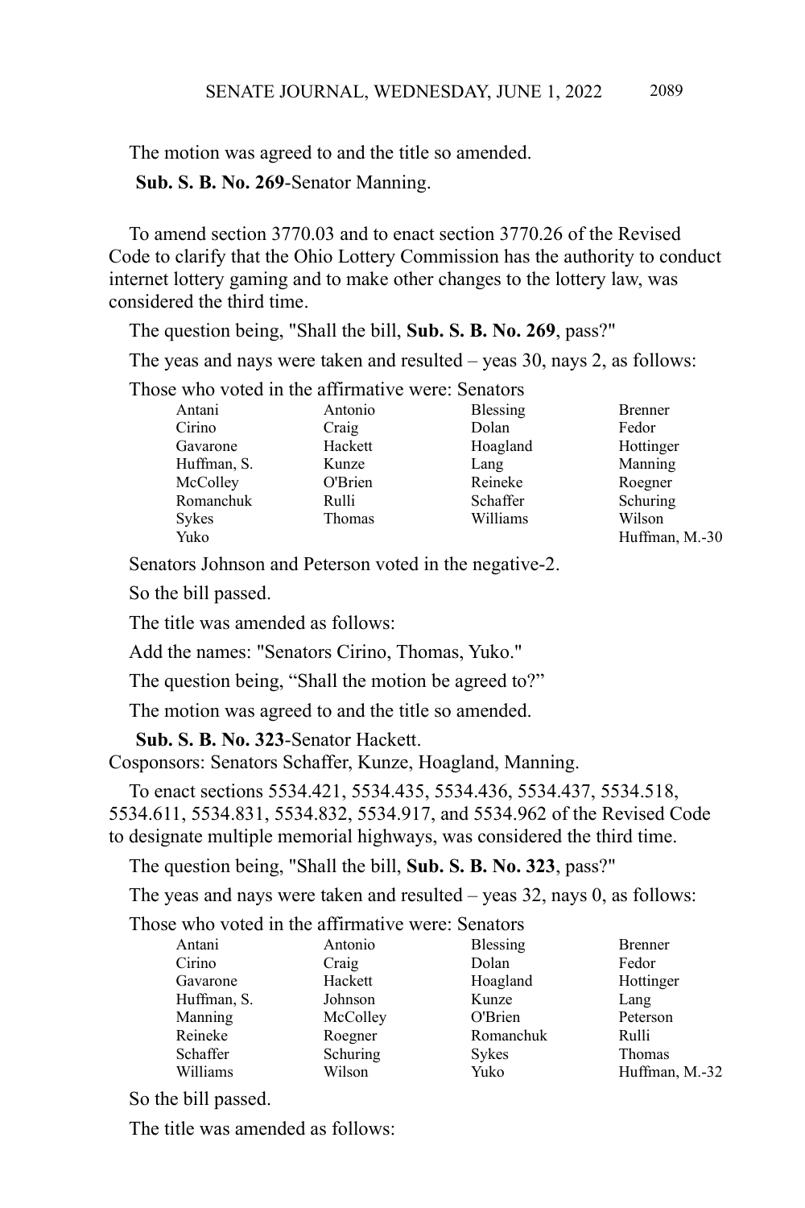The motion was agreed to and the title so amended.

**Sub. S. B. No. 269**-Senator Manning.

To amend section 3770.03 and to enact section 3770.26 of the Revised Code to clarify that the Ohio Lottery Commission has the authority to conduct internet lottery gaming and to make other changes to the lottery law, was considered the third time.

The question being, "Shall the bill, **Sub. S. B. No. 269**, pass?"

The yeas and nays were taken and resulted – yeas 30, nays 2, as follows:

Those who voted in the affirmative were: Senators

| | | | |
|---|---|---|---|
| Antani | Antonio | Blessing | Brenner |
| Cirino | Craig | Dolan | Fedor |
| Gavarone | Hackett | Hoagland | Hottinger |
| Huffman, S. | Kunze | Lang | Manning |
| McColley | O'Brien | Reineke | Roegner |
| Romanchuk | Rulli | Schaffer | Schuring |
| Sykes | Thomas | Williams | Wilson |
| Yuko | | | Huffman, M.-30 |

Senators Johnson and Peterson voted in the negative-2.

So the bill passed.

The title was amended as follows:

Add the names: "Senators Cirino, Thomas, Yuko."

The question being, "Shall the motion be agreed to?"

The motion was agreed to and the title so amended.

**Sub. S. B. No. 323**-Senator Hackett.
Cosponsors: Senators Schaffer, Kunze, Hoagland, Manning.

To enact sections 5534.421, 5534.435, 5534.436, 5534.437, 5534.518, 5534.611, 5534.831, 5534.832, 5534.917, and 5534.962 of the Revised Code to designate multiple memorial highways, was considered the third time.

The question being, "Shall the bill, **Sub. S. B. No. 323**, pass?"

The yeas and nays were taken and resulted – yeas 32, nays 0, as follows:

Those who voted in the affirmative were: Senators

| | | | |
|---|---|---|---|
| Antani | Antonio | Blessing | Brenner |
| Cirino | Craig | Dolan | Fedor |
| Gavarone | Hackett | Hoagland | Hottinger |
| Huffman, S. | Johnson | Kunze | Lang |
| Manning | McColley | O'Brien | Peterson |
| Reineke | Roegner | Romanchuk | Rulli |
| Schaffer | Schuring | Sykes | Thomas |
| Williams | Wilson | Yuko | Huffman, M.-32 |

So the bill passed.

The title was amended as follows: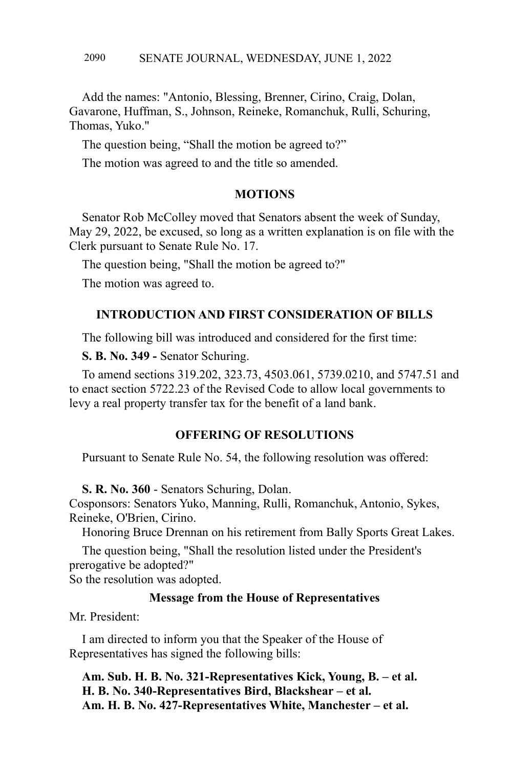Add the names: "Antonio, Blessing, Brenner, Cirino, Craig, Dolan, Gavarone, Huffman, S., Johnson, Reineke, Romanchuk, Rulli, Schuring, Thomas, Yuko."

The question being, "Shall the motion be agreed to?"

The motion was agreed to and the title so amended.

## MOTIONS

Senator Rob McColley moved that Senators absent the week of Sunday, May 29, 2022, be excused, so long as a written explanation is on file with the Clerk pursuant to Senate Rule No. 17.

The question being, "Shall the motion be agreed to?"

The motion was agreed to.

## INTRODUCTION AND FIRST CONSIDERATION OF BILLS

The following bill was introduced and considered for the first time:

**S. B. No. 349 -** Senator Schuring.

To amend sections 319.202, 323.73, 4503.061, 5739.0210, and 5747.51 and to enact section 5722.23 of the Revised Code to allow local governments to levy a real property transfer tax for the benefit of a land bank.

## OFFERING OF RESOLUTIONS

Pursuant to Senate Rule No. 54, the following resolution was offered:

**S. R. No. 360** - Senators Schuring, Dolan.
Cosponsors: Senators Yuko, Manning, Rulli, Romanchuk, Antonio, Sykes, Reineke, O'Brien, Cirino.
Honoring Bruce Drennan on his retirement from Bally Sports Great Lakes.

The question being, "Shall the resolution listed under the President's prerogative be adopted?"
So the resolution was adopted.

### Message from the House of Representatives

Mr. President:

I am directed to inform you that the Speaker of the House of Representatives has signed the following bills:

**Am. Sub. H. B. No. 321-Representatives Kick, Young, B. – et al.**
**H. B. No. 340-Representatives Bird, Blackshear – et al.**
**Am. H. B. No. 427-Representatives White, Manchester – et al.**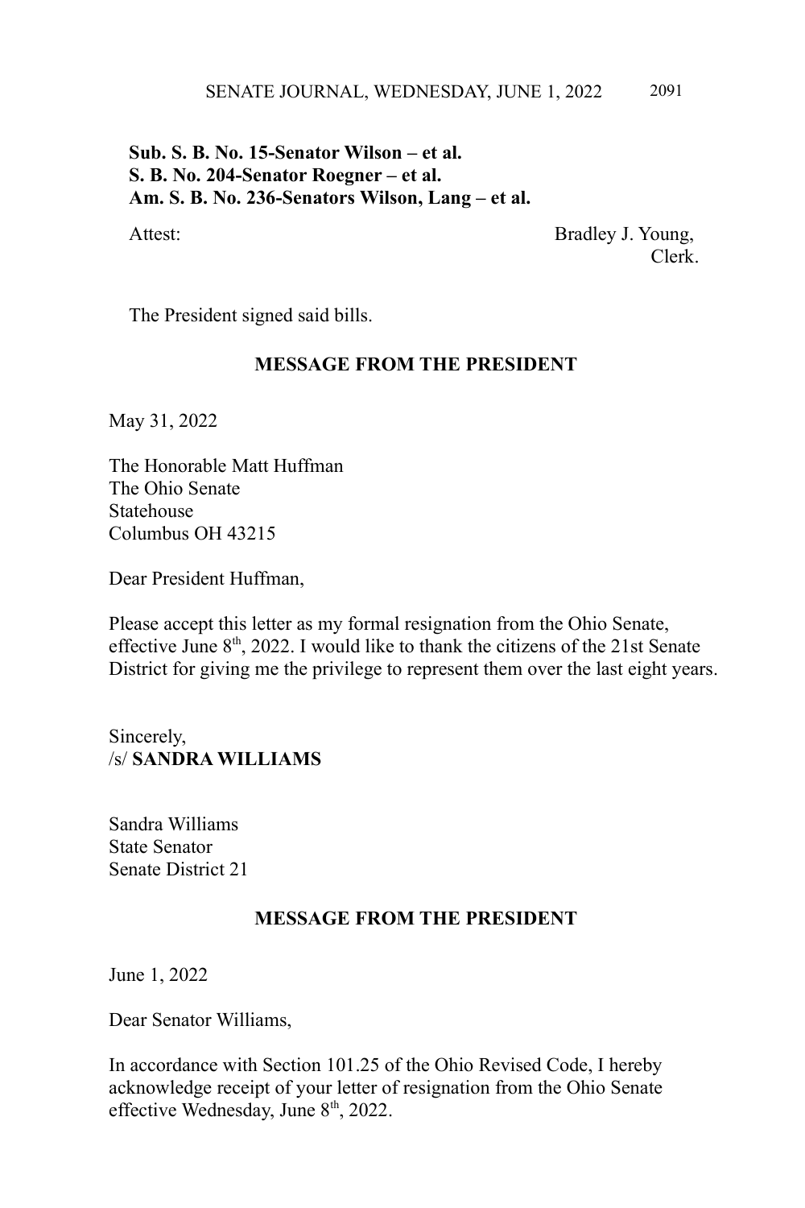**Sub. S. B. No. 15-Senator Wilson – et al.**
**S. B. No. 204-Senator Roegner – et al.**
**Am. S. B. No. 236-Senators Wilson, Lang – et al.**

Attest: Bradley J. Young,
Clerk.

The President signed said bills.

## MESSAGE FROM THE PRESIDENT

May 31, 2022

The Honorable Matt Huffman
The Ohio Senate
Statehouse
Columbus OH 43215

Dear President Huffman,

Please accept this letter as my formal resignation from the Ohio Senate, effective June 8th, 2022. I would like to thank the citizens of the 21st Senate District for giving me the privilege to represent them over the last eight years.

Sincerely,
/s/ **SANDRA WILLIAMS**

Sandra Williams
State Senator
Senate District 21

## MESSAGE FROM THE PRESIDENT

June 1, 2022

Dear Senator Williams,

In accordance with Section 101.25 of the Ohio Revised Code, I hereby acknowledge receipt of your letter of resignation from the Ohio Senate effective Wednesday, June 8th, 2022.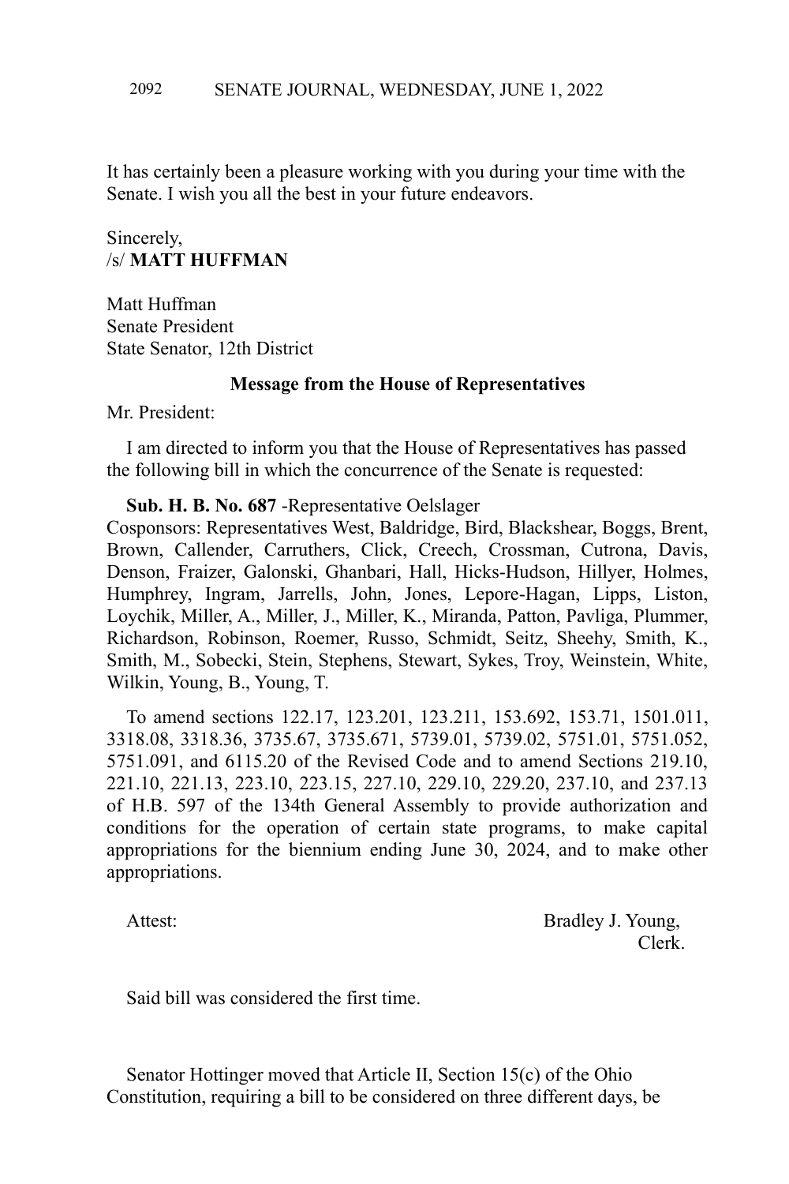It has certainly been a pleasure working with you during your time with the Senate. I wish you all the best in your future endeavors.

Sincerely,
/s/ **MATT HUFFMAN**

Matt Huffman
Senate President
State Senator, 12th District

**Message from the House of Representatives**

Mr. President:

I am directed to inform you that the House of Representatives has passed the following bill in which the concurrence of the Senate is requested:

**Sub. H. B. No. 687** -Representative Oelslager
Cosponsors: Representatives West, Baldridge, Bird, Blackshear, Boggs, Brent, Brown, Callender, Carruthers, Click, Creech, Crossman, Cutrona, Davis, Denson, Fraizer, Galonski, Ghanbari, Hall, Hicks-Hudson, Hillyer, Holmes, Humphrey, Ingram, Jarrells, John, Jones, Lepore-Hagan, Lipps, Liston, Loychik, Miller, A., Miller, J., Miller, K., Miranda, Patton, Pavliga, Plummer, Richardson, Robinson, Roemer, Russo, Schmidt, Seitz, Sheehy, Smith, K., Smith, M., Sobecki, Stein, Stephens, Stewart, Sykes, Troy, Weinstein, White, Wilkin, Young, B., Young, T.

To amend sections 122.17, 123.201, 123.211, 153.692, 153.71, 1501.011, 3318.08, 3318.36, 3735.67, 3735.671, 5739.01, 5739.02, 5751.01, 5751.052, 5751.091, and 6115.20 of the Revised Code and to amend Sections 219.10, 221.10, 221.13, 223.10, 223.15, 227.10, 229.10, 229.20, 237.10, and 237.13 of H.B. 597 of the 134th General Assembly to provide authorization and conditions for the operation of certain state programs, to make capital appropriations for the biennium ending June 30, 2024, and to make other appropriations.

Attest: Bradley J. Young,
Clerk.

Said bill was considered the first time.

Senator Hottinger moved that Article II, Section 15(c) of the Ohio Constitution, requiring a bill to be considered on three different days, be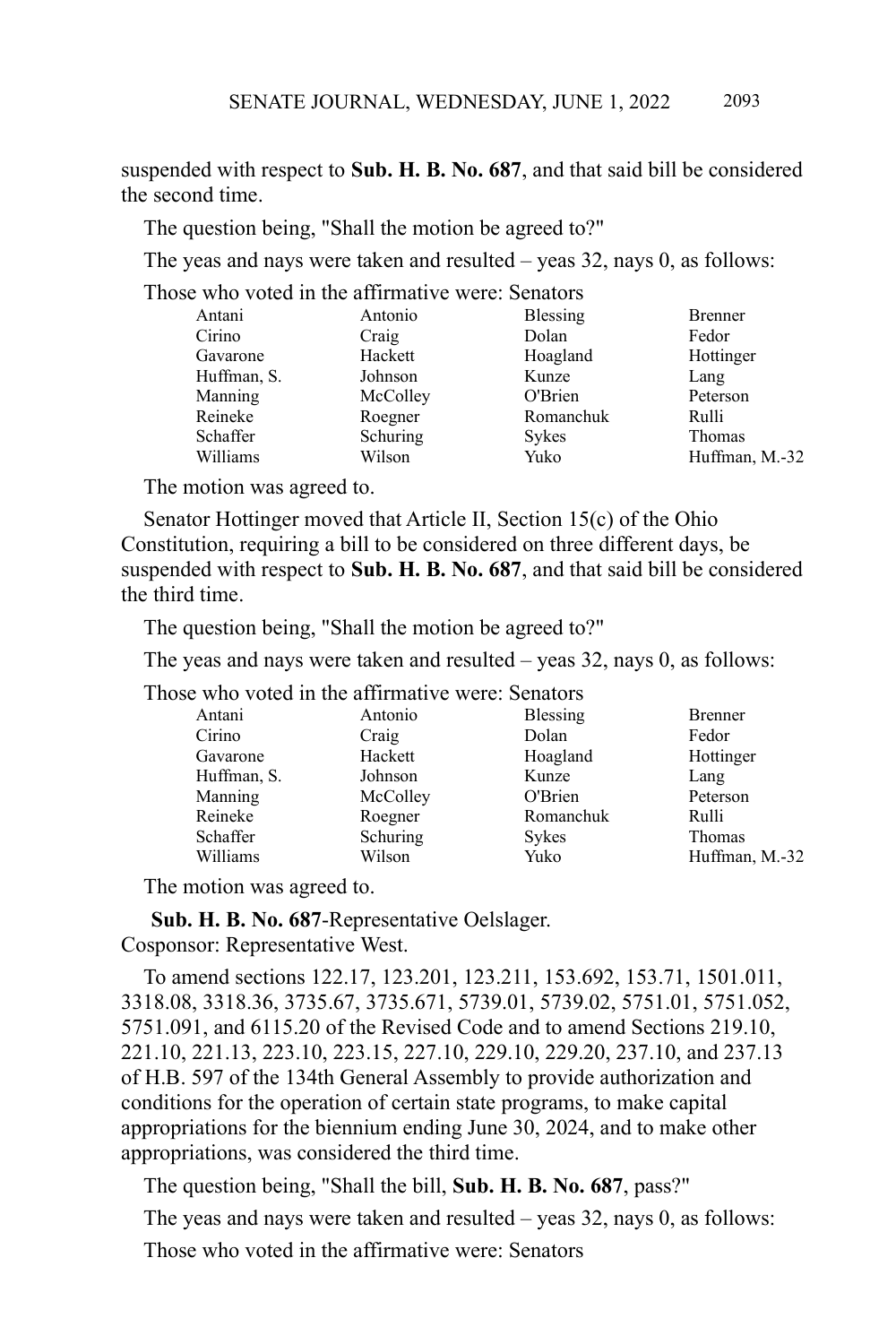suspended with respect to **Sub. H. B. No. 687**, and that said bill be considered the second time.

The question being, "Shall the motion be agreed to?"

The yeas and nays were taken and resulted – yeas 32, nays 0, as follows:

Those who voted in the affirmative were: Senators

| | | | |
|---|---|---|---|
| Antani | Antonio | Blessing | Brenner |
| Cirino | Craig | Dolan | Fedor |
| Gavarone | Hackett | Hoagland | Hottinger |
| Huffman, S. | Johnson | Kunze | Lang |
| Manning | McColley | O'Brien | Peterson |
| Reineke | Roegner | Romanchuk | Rulli |
| Schaffer | Schuring | Sykes | Thomas |
| Williams | Wilson | Yuko | Huffman, M.-32 |

The motion was agreed to.

Senator Hottinger moved that Article II, Section 15(c) of the Ohio Constitution, requiring a bill to be considered on three different days, be suspended with respect to **Sub. H. B. No. 687**, and that said bill be considered the third time.

The question being, "Shall the motion be agreed to?"

The yeas and nays were taken and resulted – yeas 32, nays 0, as follows:

Those who voted in the affirmative were: Senators

| | | | |
|---|---|---|---|
| Antani | Antonio | Blessing | Brenner |
| Cirino | Craig | Dolan | Fedor |
| Gavarone | Hackett | Hoagland | Hottinger |
| Huffman, S. | Johnson | Kunze | Lang |
| Manning | McColley | O'Brien | Peterson |
| Reineke | Roegner | Romanchuk | Rulli |
| Schaffer | Schuring | Sykes | Thomas |
| Williams | Wilson | Yuko | Huffman, M.-32 |

The motion was agreed to.

**Sub. H. B. No. 687**-Representative Oelslager.
Cosponsor: Representative West.

To amend sections 122.17, 123.201, 123.211, 153.692, 153.71, 1501.011, 3318.08, 3318.36, 3735.67, 3735.671, 5739.01, 5739.02, 5751.01, 5751.052, 5751.091, and 6115.20 of the Revised Code and to amend Sections 219.10, 221.10, 221.13, 223.10, 223.15, 227.10, 229.10, 229.20, 237.10, and 237.13 of H.B. 597 of the 134th General Assembly to provide authorization and conditions for the operation of certain state programs, to make capital appropriations for the biennium ending June 30, 2024, and to make other appropriations, was considered the third time.

The question being, "Shall the bill, **Sub. H. B. No. 687**, pass?"

The yeas and nays were taken and resulted – yeas 32, nays 0, as follows:

Those who voted in the affirmative were: Senators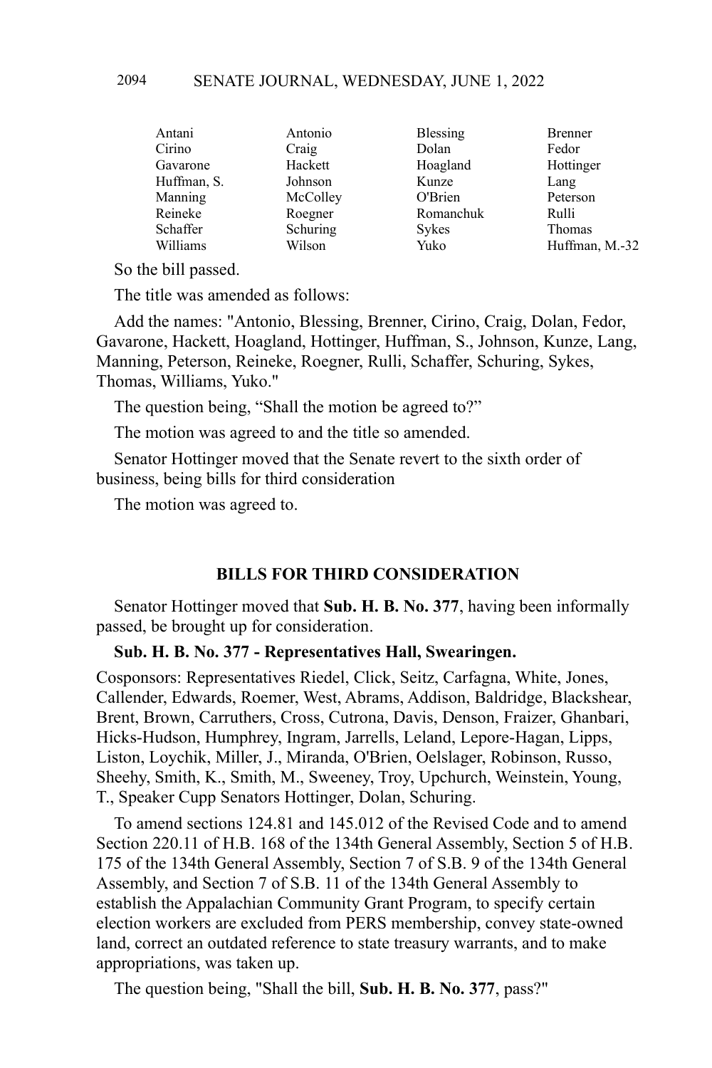| | | | |
|---|---|---|---|
| Antani | Antonio | Blessing | Brenner |
| Cirino | Craig | Dolan | Fedor |
| Gavarone | Hackett | Hoagland | Hottinger |
| Huffman, S. | Johnson | Kunze | Lang |
| Manning | McColley | O'Brien | Peterson |
| Reineke | Roegner | Romanchuk | Rulli |
| Schaffer | Schuring | Sykes | Thomas |
| Williams | Wilson | Yuko | Huffman, M.-32 |

So the bill passed.

The title was amended as follows:

Add the names: "Antonio, Blessing, Brenner, Cirino, Craig, Dolan, Fedor, Gavarone, Hackett, Hoagland, Hottinger, Huffman, S., Johnson, Kunze, Lang, Manning, Peterson, Reineke, Roegner, Rulli, Schaffer, Schuring, Sykes, Thomas, Williams, Yuko."

The question being, "Shall the motion be agreed to?"

The motion was agreed to and the title so amended.

Senator Hottinger moved that the Senate revert to the sixth order of business, being bills for third consideration

The motion was agreed to.

## BILLS FOR THIRD CONSIDERATION

Senator Hottinger moved that **Sub. H. B. No. 377**, having been informally passed, be brought up for consideration.

**Sub. H. B. No. 377 - Representatives Hall, Swearingen.**

Cosponsors: Representatives Riedel, Click, Seitz, Carfagna, White, Jones, Callender, Edwards, Roemer, West, Abrams, Addison, Baldridge, Blackshear, Brent, Brown, Carruthers, Cross, Cutrona, Davis, Denson, Fraizer, Ghanbari, Hicks-Hudson, Humphrey, Ingram, Jarrells, Leland, Lepore-Hagan, Lipps, Liston, Loychik, Miller, J., Miranda, O'Brien, Oelslager, Robinson, Russo, Sheehy, Smith, K., Smith, M., Sweeney, Troy, Upchurch, Weinstein, Young, T., Speaker Cupp Senators Hottinger, Dolan, Schuring.

To amend sections 124.81 and 145.012 of the Revised Code and to amend Section 220.11 of H.B. 168 of the 134th General Assembly, Section 5 of H.B. 175 of the 134th General Assembly, Section 7 of S.B. 9 of the 134th General Assembly, and Section 7 of S.B. 11 of the 134th General Assembly to establish the Appalachian Community Grant Program, to specify certain election workers are excluded from PERS membership, convey state-owned land, correct an outdated reference to state treasury warrants, and to make appropriations, was taken up.

The question being, "Shall the bill, **Sub. H. B. No. 377**, pass?"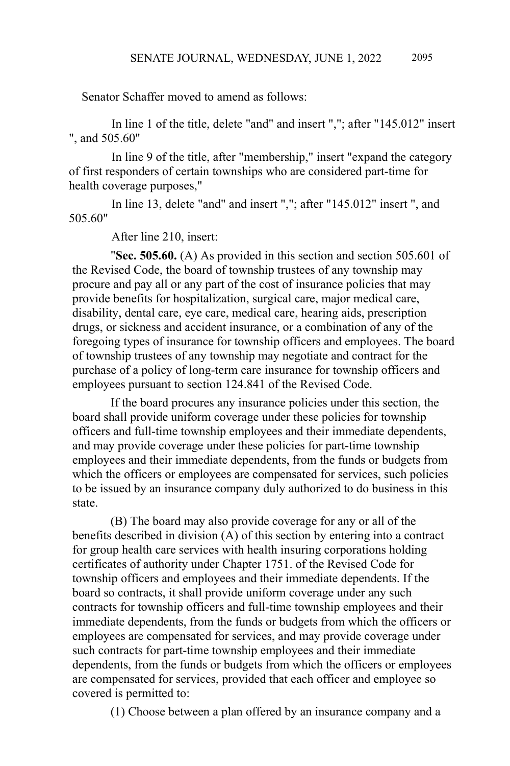Senator Schaffer moved to amend as follows:

In line 1 of the title, delete "and" and insert ","; after "145.012" insert ", and 505.60"

In line 9 of the title, after "membership," insert "expand the category of first responders of certain townships who are considered part-time for health coverage purposes,"

In line 13, delete "and" and insert ","; after "145.012" insert ", and 505.60"

After line 210, insert:

"**Sec. 505.60.** (A) As provided in this section and section 505.601 of the Revised Code, the board of township trustees of any township may procure and pay all or any part of the cost of insurance policies that may provide benefits for hospitalization, surgical care, major medical care, disability, dental care, eye care, medical care, hearing aids, prescription drugs, or sickness and accident insurance, or a combination of any of the foregoing types of insurance for township officers and employees. The board of township trustees of any township may negotiate and contract for the purchase of a policy of long-term care insurance for township officers and employees pursuant to section 124.841 of the Revised Code.

If the board procures any insurance policies under this section, the board shall provide uniform coverage under these policies for township officers and full-time township employees and their immediate dependents, and may provide coverage under these policies for part-time township employees and their immediate dependents, from the funds or budgets from which the officers or employees are compensated for services, such policies to be issued by an insurance company duly authorized to do business in this state.

(B) The board may also provide coverage for any or all of the benefits described in division (A) of this section by entering into a contract for group health care services with health insuring corporations holding certificates of authority under Chapter 1751. of the Revised Code for township officers and employees and their immediate dependents. If the board so contracts, it shall provide uniform coverage under any such contracts for township officers and full-time township employees and their immediate dependents, from the funds or budgets from which the officers or employees are compensated for services, and may provide coverage under such contracts for part-time township employees and their immediate dependents, from the funds or budgets from which the officers or employees are compensated for services, provided that each officer and employee so covered is permitted to:

(1) Choose between a plan offered by an insurance company and a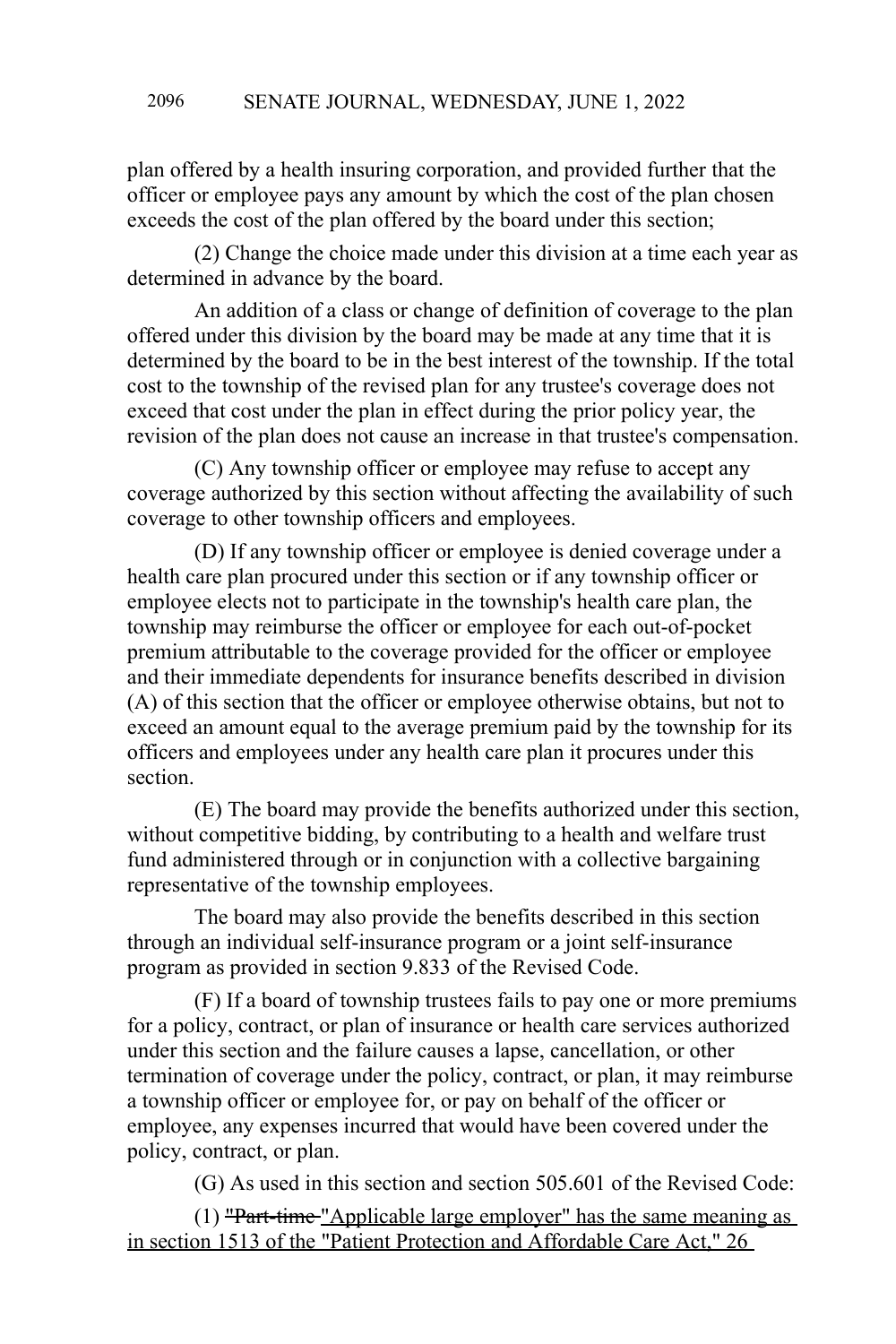plan offered by a health insuring corporation, and provided further that the officer or employee pays any amount by which the cost of the plan chosen exceeds the cost of the plan offered by the board under this section;

(2) Change the choice made under this division at a time each year as determined in advance by the board.

An addition of a class or change of definition of coverage to the plan offered under this division by the board may be made at any time that it is determined by the board to be in the best interest of the township. If the total cost to the township of the revised plan for any trustee's coverage does not exceed that cost under the plan in effect during the prior policy year, the revision of the plan does not cause an increase in that trustee's compensation.

(C) Any township officer or employee may refuse to accept any coverage authorized by this section without affecting the availability of such coverage to other township officers and employees.

(D) If any township officer or employee is denied coverage under a health care plan procured under this section or if any township officer or employee elects not to participate in the township's health care plan, the township may reimburse the officer or employee for each out-of-pocket premium attributable to the coverage provided for the officer or employee and their immediate dependents for insurance benefits described in division (A) of this section that the officer or employee otherwise obtains, but not to exceed an amount equal to the average premium paid by the township for its officers and employees under any health care plan it procures under this section.

(E) The board may provide the benefits authorized under this section, without competitive bidding, by contributing to a health and welfare trust fund administered through or in conjunction with a collective bargaining representative of the township employees.

The board may also provide the benefits described in this section through an individual self-insurance program or a joint self-insurance program as provided in section 9.833 of the Revised Code.

(F) If a board of township trustees fails to pay one or more premiums for a policy, contract, or plan of insurance or health care services authorized under this section and the failure causes a lapse, cancellation, or other termination of coverage under the policy, contract, or plan, it may reimburse a township officer or employee for, or pay on behalf of the officer or employee, any expenses incurred that would have been covered under the policy, contract, or plan.

(G) As used in this section and section 505.601 of the Revised Code:

(1) ~~"Part-time~~ <u>"Applicable large employer" has the same meaning as in section 1513 of the "Patient Protection and Affordable Care Act," 26</u>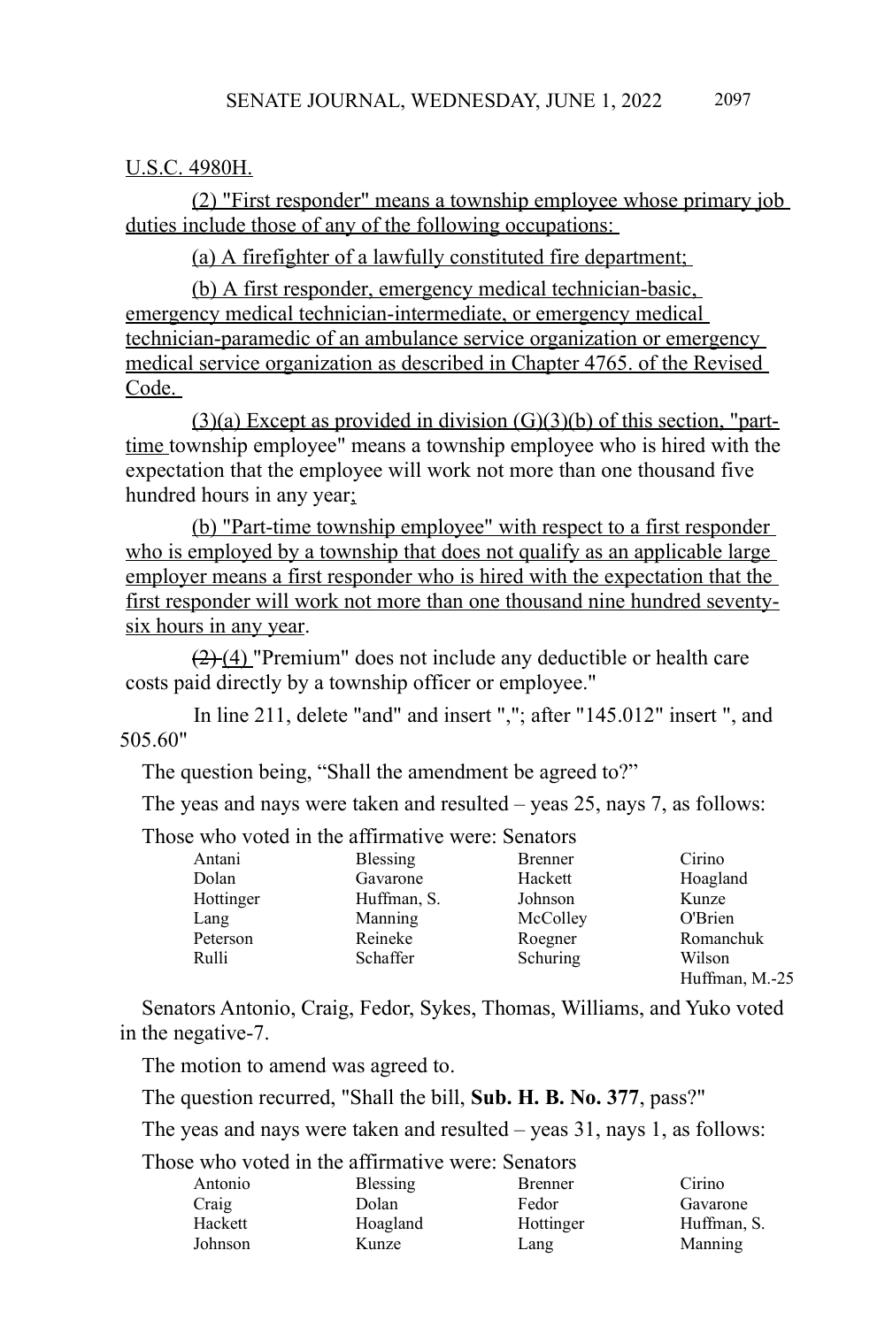U.S.C. 4980H.

(2) "First responder" means a township employee whose primary job duties include those of any of the following occupations:

(a) A firefighter of a lawfully constituted fire department;

(b) A first responder, emergency medical technician-basic, emergency medical technician-intermediate, or emergency medical technician-paramedic of an ambulance service organization or emergency medical service organization as described in Chapter 4765. of the Revised Code.

(3)(a) Except as provided in division (G)(3)(b) of this section, "part-time township employee" means a township employee who is hired with the expectation that the employee will work not more than one thousand five hundred hours in any year;

(b) "Part-time township employee" with respect to a first responder who is employed by a township that does not qualify as an applicable large employer means a first responder who is hired with the expectation that the first responder will work not more than one thousand nine hundred seventy-six hours in any year.

~~(2)~~ (4) "Premium" does not include any deductible or health care costs paid directly by a township officer or employee."

In line 211, delete "and" and insert ","; after "145.012" insert ", and 505.60"

The question being, "Shall the amendment be agreed to?"

The yeas and nays were taken and resulted – yeas 25, nays 7, as follows:

Those who voted in the affirmative were: Senators

| | | | |
|---|---|---|---|
| Antani | Blessing | Brenner | Cirino |
| Dolan | Gavarone | Hackett | Hoagland |
| Hottinger | Huffman, S. | Johnson | Kunze |
| Lang | Manning | McColley | O'Brien |
| Peterson | Reineke | Roegner | Romanchuk |
| Rulli | Schaffer | Schuring | Wilson |
| | | | Huffman, M.-25 |

Senators Antonio, Craig, Fedor, Sykes, Thomas, Williams, and Yuko voted in the negative-7.

The motion to amend was agreed to.

The question recurred, "Shall the bill, **Sub. H. B. No. 377**, pass?"

The yeas and nays were taken and resulted – yeas 31, nays 1, as follows:

Those who voted in the affirmative were: Senators

| | | | |
|---|---|---|---|
| Antonio | Blessing | Brenner | Cirino |
| Craig | Dolan | Fedor | Gavarone |
| Hackett | Hoagland | Hottinger | Huffman, S. |
| Johnson | Kunze | Lang | Manning |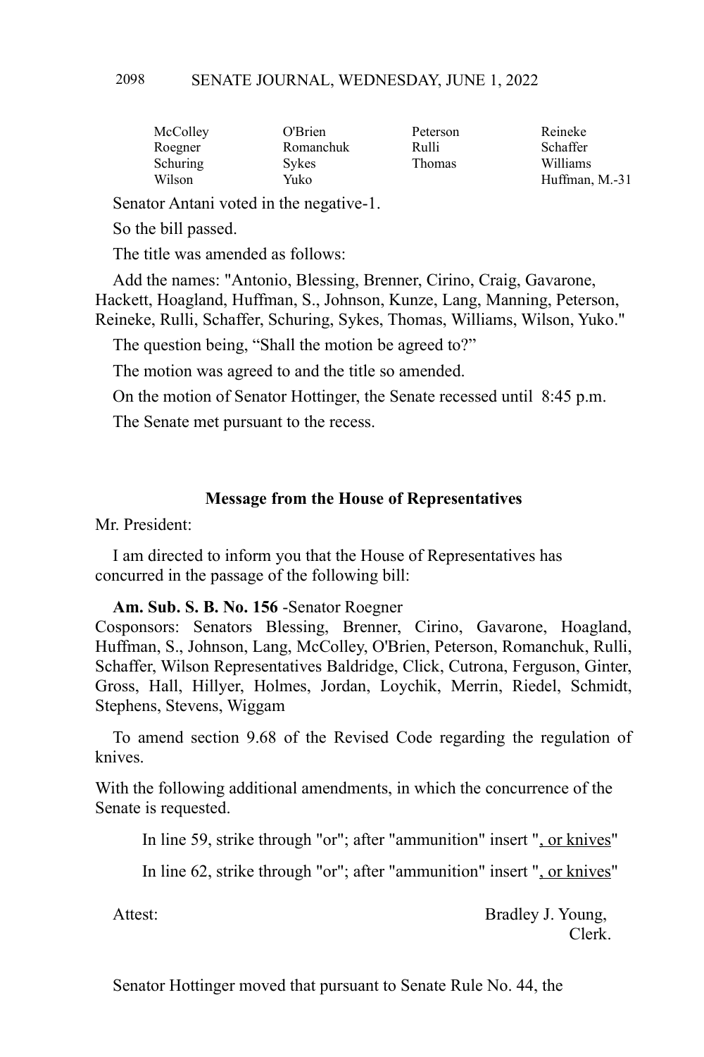| McColley | O'Brien | Peterson | Reineke |
|---|---|---|---|
| Roegner | Romanchuk | Rulli | Schaffer |
| Schuring | Sykes | Thomas | Williams |
| Wilson | Yuko | | Huffman, M.-31 |

Senator Antani voted in the negative-1.

So the bill passed.

The title was amended as follows:

Add the names: "Antonio, Blessing, Brenner, Cirino, Craig, Gavarone, Hackett, Hoagland, Huffman, S., Johnson, Kunze, Lang, Manning, Peterson, Reineke, Rulli, Schaffer, Schuring, Sykes, Thomas, Williams, Wilson, Yuko."

The question being, "Shall the motion be agreed to?"

The motion was agreed to and the title so amended.

On the motion of Senator Hottinger, the Senate recessed until 8:45 p.m.

The Senate met pursuant to the recess.

### Message from the House of Representatives

Mr. President:

I am directed to inform you that the House of Representatives has concurred in the passage of the following bill:

**Am. Sub. S. B. No. 156** -Senator Roegner
Cosponsors: Senators Blessing, Brenner, Cirino, Gavarone, Hoagland, Huffman, S., Johnson, Lang, McColley, O'Brien, Peterson, Romanchuk, Rulli, Schaffer, Wilson Representatives Baldridge, Click, Cutrona, Ferguson, Ginter, Gross, Hall, Hillyer, Holmes, Jordan, Loychik, Merrin, Riedel, Schmidt, Stephens, Stevens, Wiggam

To amend section 9.68 of the Revised Code regarding the regulation of knives.

With the following additional amendments, in which the concurrence of the Senate is requested.

In line 59, strike through "or"; after "ammunition" insert "<u>, or knives</u>"

In line 62, strike through "or"; after "ammunition" insert "<u>, or knives</u>"

Attest: Bradley J. Young,
Clerk.

Senator Hottinger moved that pursuant to Senate Rule No. 44, the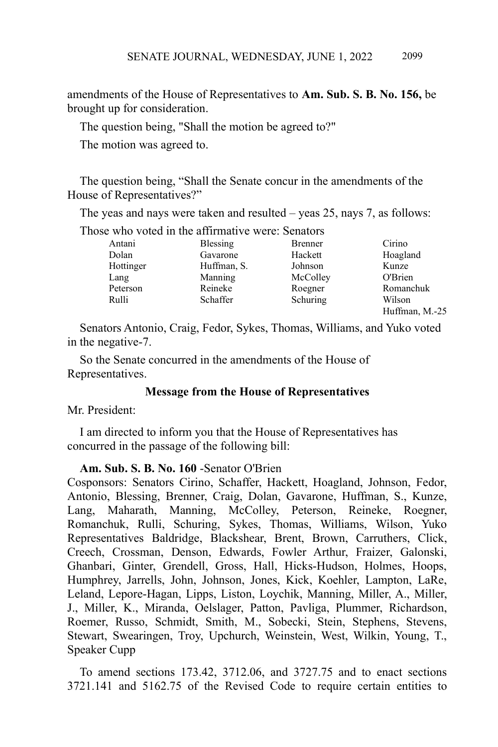amendments of the House of Representatives to **Am. Sub. S. B. No. 156,** be brought up for consideration.

The question being, "Shall the motion be agreed to?"

The motion was agreed to.

The question being, "Shall the Senate concur in the amendments of the House of Representatives?"

The yeas and nays were taken and resulted – yeas 25, nays 7, as follows:

Those who voted in the affirmative were: Senators

| | | | |
|---|---|---|---|
| Antani | Blessing | Brenner | Cirino |
| Dolan | Gavarone | Hackett | Hoagland |
| Hottinger | Huffman, S. | Johnson | Kunze |
| Lang | Manning | McColley | O'Brien |
| Peterson | Reineke | Roegner | Romanchuk |
| Rulli | Schaffer | Schuring | Wilson |
| | | | Huffman, M.-25 |

Senators Antonio, Craig, Fedor, Sykes, Thomas, Williams, and Yuko voted in the negative-7.

So the Senate concurred in the amendments of the House of Representatives.

**Message from the House of Representatives**

Mr. President:

I am directed to inform you that the House of Representatives has concurred in the passage of the following bill:

**Am. Sub. S. B. No. 160** -Senator O'Brien
Cosponsors: Senators Cirino, Schaffer, Hackett, Hoagland, Johnson, Fedor, Antonio, Blessing, Brenner, Craig, Dolan, Gavarone, Huffman, S., Kunze, Lang, Maharath, Manning, McColley, Peterson, Reineke, Roegner, Romanchuk, Rulli, Schuring, Sykes, Thomas, Williams, Wilson, Yuko Representatives Baldridge, Blackshear, Brent, Brown, Carruthers, Click, Creech, Crossman, Denson, Edwards, Fowler Arthur, Fraizer, Galonski, Ghanbari, Ginter, Grendell, Gross, Hall, Hicks-Hudson, Holmes, Hoops, Humphrey, Jarrells, John, Johnson, Jones, Kick, Koehler, Lampton, LaRe, Leland, Lepore-Hagan, Lipps, Liston, Loychik, Manning, Miller, A., Miller, J., Miller, K., Miranda, Oelslager, Patton, Pavliga, Plummer, Richardson, Roemer, Russo, Schmidt, Smith, M., Sobecki, Stein, Stephens, Stevens, Stewart, Swearingen, Troy, Upchurch, Weinstein, West, Wilkin, Young, T., Speaker Cupp

To amend sections 173.42, 3712.06, and 3727.75 and to enact sections 3721.141 and 5162.75 of the Revised Code to require certain entities to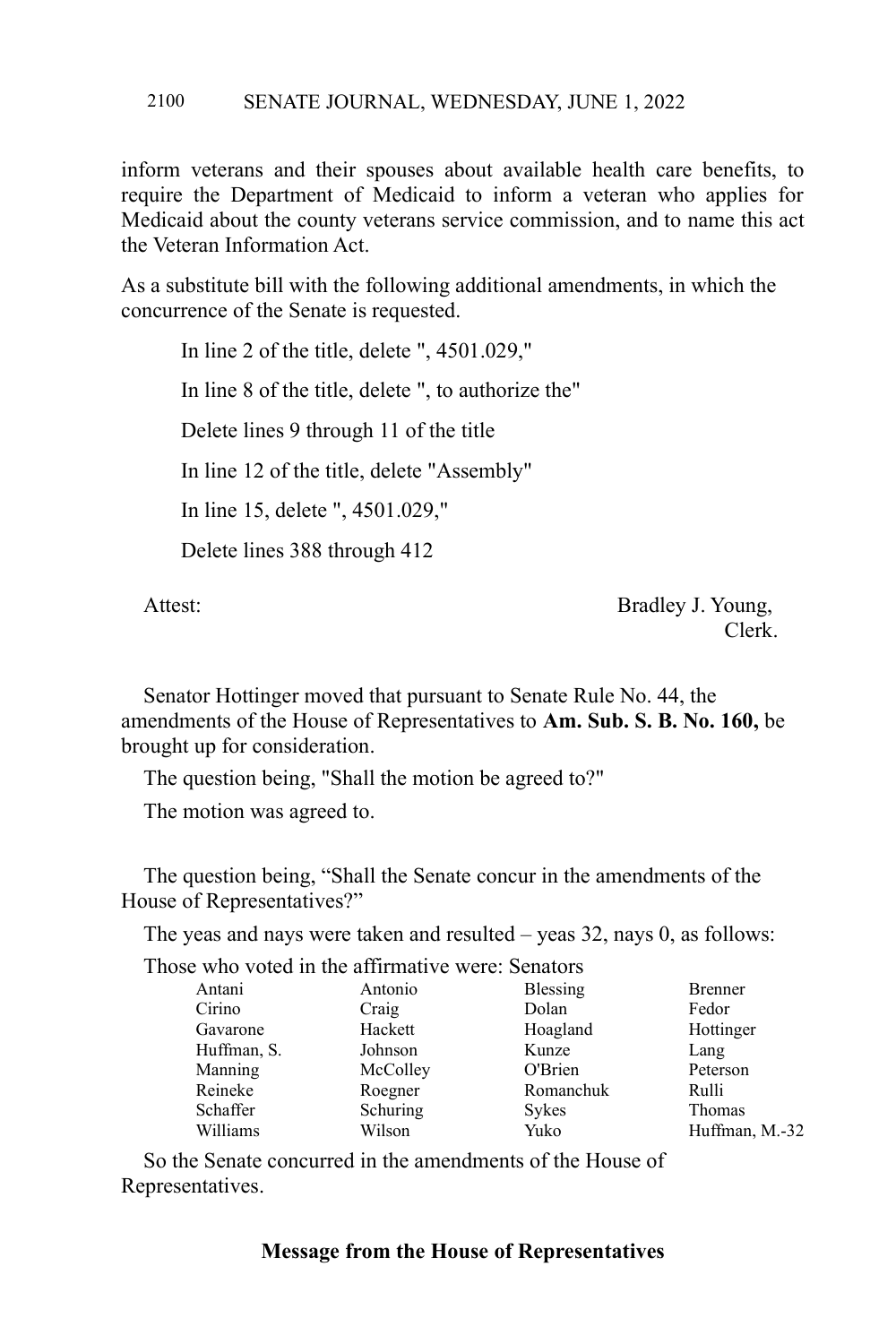inform veterans and their spouses about available health care benefits, to require the Department of Medicaid to inform a veteran who applies for Medicaid about the county veterans service commission, and to name this act the Veteran Information Act.

As a substitute bill with the following additional amendments, in which the concurrence of the Senate is requested.

In line 2 of the title, delete ", 4501.029,"

In line 8 of the title, delete ", to authorize the"

Delete lines 9 through 11 of the title

In line 12 of the title, delete "Assembly"

In line 15, delete ", 4501.029,"

Delete lines 388 through 412

Attest: Bradley J. Young,
Clerk.

Senator Hottinger moved that pursuant to Senate Rule No. 44, the amendments of the House of Representatives to **Am. Sub. S. B. No. 160,** be brought up for consideration.

The question being, "Shall the motion be agreed to?"

The motion was agreed to.

The question being, "Shall the Senate concur in the amendments of the House of Representatives?"

The yeas and nays were taken and resulted – yeas 32, nays 0, as follows:

Those who voted in the affirmative were: Senators

| | | | |
|---|---|---|---|
| Antani | Antonio | Blessing | Brenner |
| Cirino | Craig | Dolan | Fedor |
| Gavarone | Hackett | Hoagland | Hottinger |
| Huffman, S. | Johnson | Kunze | Lang |
| Manning | McColley | O'Brien | Peterson |
| Reineke | Roegner | Romanchuk | Rulli |
| Schaffer | Schuring | Sykes | Thomas |
| Williams | Wilson | Yuko | Huffman, M.-32 |

So the Senate concurred in the amendments of the House of Representatives.

**Message from the House of Representatives**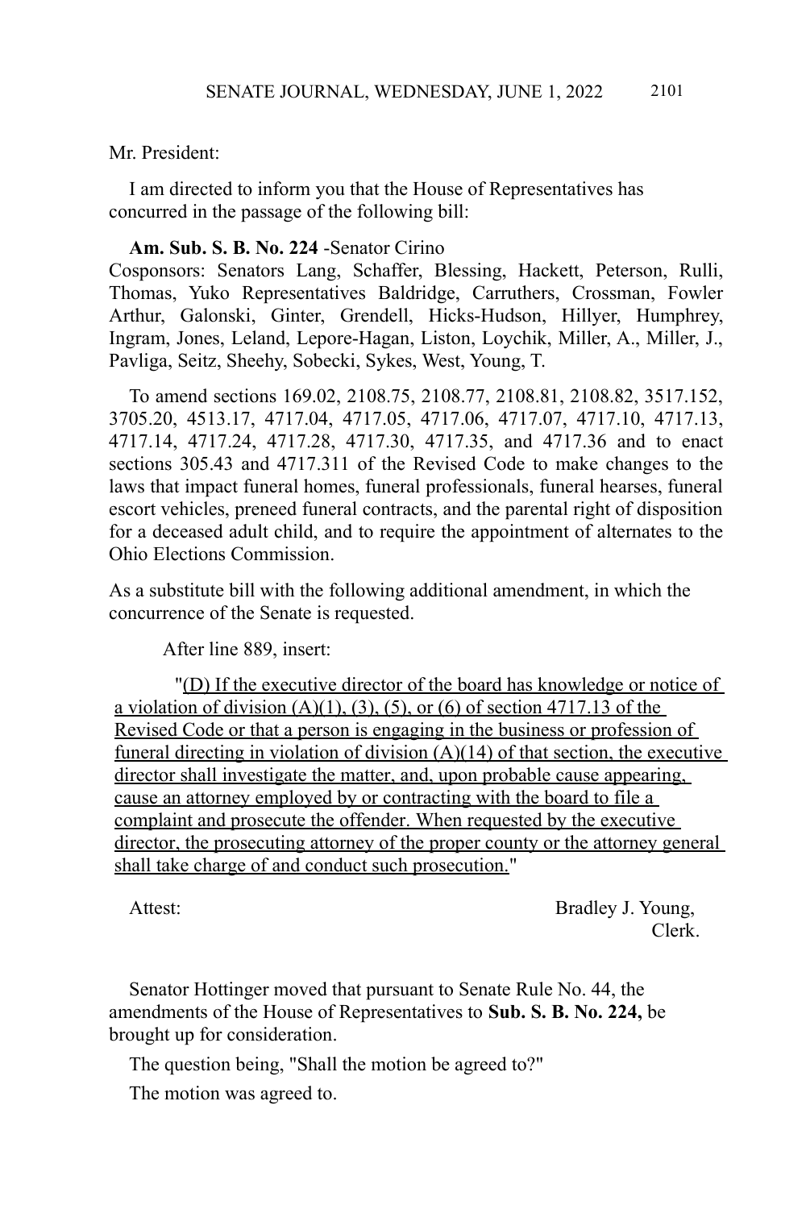Mr. President:

I am directed to inform you that the House of Representatives has concurred in the passage of the following bill:

**Am. Sub. S. B. No. 224** -Senator Cirino
Cosponsors: Senators Lang, Schaffer, Blessing, Hackett, Peterson, Rulli, Thomas, Yuko Representatives Baldridge, Carruthers, Crossman, Fowler Arthur, Galonski, Ginter, Grendell, Hicks-Hudson, Hillyer, Humphrey, Ingram, Jones, Leland, Lepore-Hagan, Liston, Loychik, Miller, A., Miller, J., Pavliga, Seitz, Sheehy, Sobecki, Sykes, West, Young, T.

To amend sections 169.02, 2108.75, 2108.77, 2108.81, 2108.82, 3517.152, 3705.20, 4513.17, 4717.04, 4717.05, 4717.06, 4717.07, 4717.10, 4717.13, 4717.14, 4717.24, 4717.28, 4717.30, 4717.35, and 4717.36 and to enact sections 305.43 and 4717.311 of the Revised Code to make changes to the laws that impact funeral homes, funeral professionals, funeral hearses, funeral escort vehicles, preneed funeral contracts, and the parental right of disposition for a deceased adult child, and to require the appointment of alternates to the Ohio Elections Commission.

As a substitute bill with the following additional amendment, in which the concurrence of the Senate is requested.

After line 889, insert:

"(D) If the executive director of the board has knowledge or notice of a violation of division (A)(1), (3), (5), or (6) of section 4717.13 of the Revised Code or that a person is engaging in the business or profession of funeral directing in violation of division (A)(14) of that section, the executive director shall investigate the matter, and, upon probable cause appearing, cause an attorney employed by or contracting with the board to file a complaint and prosecute the offender. When requested by the executive director, the prosecuting attorney of the proper county or the attorney general shall take charge of and conduct such prosecution."

Attest: Bradley J. Young,
Clerk.

Senator Hottinger moved that pursuant to Senate Rule No. 44, the amendments of the House of Representatives to **Sub. S. B. No. 224,** be brought up for consideration.

The question being, "Shall the motion be agreed to?"

The motion was agreed to.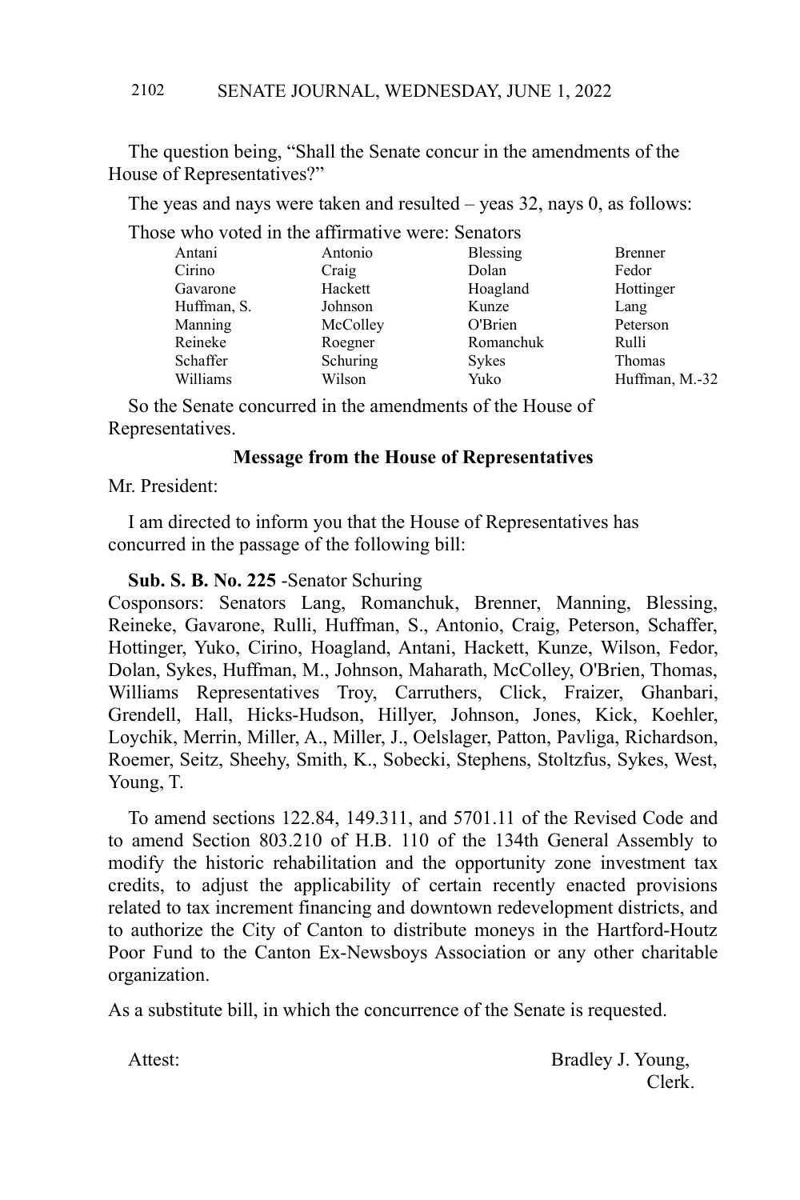The question being, "Shall the Senate concur in the amendments of the House of Representatives?"

The yeas and nays were taken and resulted – yeas 32, nays 0, as follows:

Those who voted in the affirmative were: Senators

| | | | |
|---|---|---|---|
| Antani | Antonio | Blessing | Brenner |
| Cirino | Craig | Dolan | Fedor |
| Gavarone | Hackett | Hoagland | Hottinger |
| Huffman, S. | Johnson | Kunze | Lang |
| Manning | McColley | O'Brien | Peterson |
| Reineke | Roegner | Romanchuk | Rulli |
| Schaffer | Schuring | Sykes | Thomas |
| Williams | Wilson | Yuko | Huffman, M.-32 |

So the Senate concurred in the amendments of the House of Representatives.

**Message from the House of Representatives**

Mr. President:

I am directed to inform you that the House of Representatives has concurred in the passage of the following bill:

**Sub. S. B. No. 225** -Senator Schuring
Cosponsors: Senators Lang, Romanchuk, Brenner, Manning, Blessing, Reineke, Gavarone, Rulli, Huffman, S., Antonio, Craig, Peterson, Schaffer, Hottinger, Yuko, Cirino, Hoagland, Antani, Hackett, Kunze, Wilson, Fedor, Dolan, Sykes, Huffman, M., Johnson, Maharath, McColley, O'Brien, Thomas, Williams Representatives Troy, Carruthers, Click, Fraizer, Ghanbari, Grendell, Hall, Hicks-Hudson, Hillyer, Johnson, Jones, Kick, Koehler, Loychik, Merrin, Miller, A., Miller, J., Oelslager, Patton, Pavliga, Richardson, Roemer, Seitz, Sheehy, Smith, K., Sobecki, Stephens, Stoltzfus, Sykes, West, Young, T.

To amend sections 122.84, 149.311, and 5701.11 of the Revised Code and to amend Section 803.210 of H.B. 110 of the 134th General Assembly to modify the historic rehabilitation and the opportunity zone investment tax credits, to adjust the applicability of certain recently enacted provisions related to tax increment financing and downtown redevelopment districts, and to authorize the City of Canton to distribute moneys in the Hartford-Houtz Poor Fund to the Canton Ex-Newsboys Association or any other charitable organization.

As a substitute bill, in which the concurrence of the Senate is requested.

Attest: Bradley J. Young,
Clerk.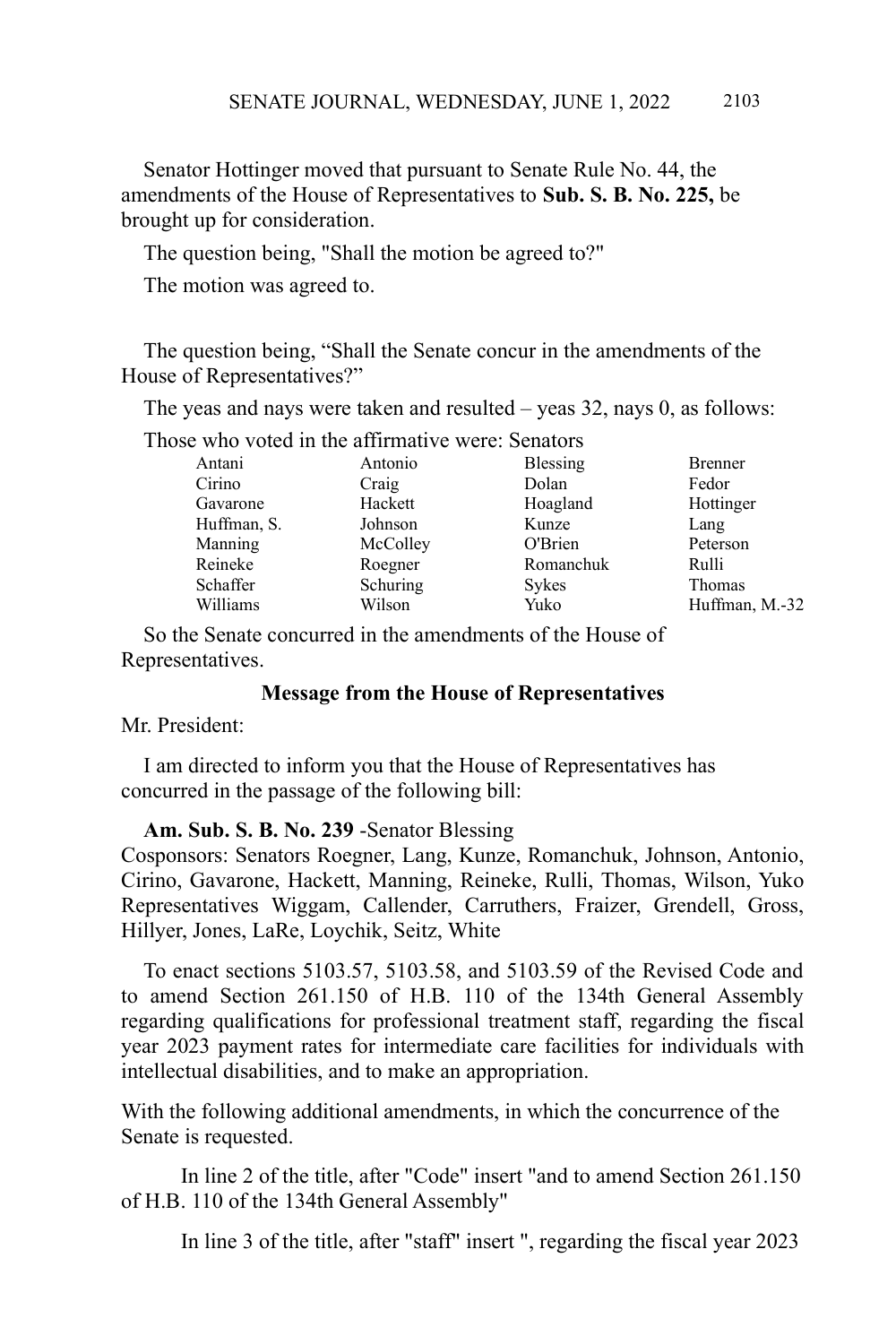Senator Hottinger moved that pursuant to Senate Rule No. 44, the amendments of the House of Representatives to **Sub. S. B. No. 225,** be brought up for consideration.

The question being, "Shall the motion be agreed to?"

The motion was agreed to.

The question being, "Shall the Senate concur in the amendments of the House of Representatives?"

The yeas and nays were taken and resulted – yeas 32, nays 0, as follows:

Those who voted in the affirmative were: Senators

| | | | |
|---|---|---|---|
| Antani | Antonio | Blessing | Brenner |
| Cirino | Craig | Dolan | Fedor |
| Gavarone | Hackett | Hoagland | Hottinger |
| Huffman, S. | Johnson | Kunze | Lang |
| Manning | McColley | O'Brien | Peterson |
| Reineke | Roegner | Romanchuk | Rulli |
| Schaffer | Schuring | Sykes | Thomas |
| Williams | Wilson | Yuko | Huffman, M.-32 |

So the Senate concurred in the amendments of the House of Representatives.

**Message from the House of Representatives**

Mr. President:

I am directed to inform you that the House of Representatives has concurred in the passage of the following bill:

**Am. Sub. S. B. No. 239** -Senator Blessing
Cosponsors: Senators Roegner, Lang, Kunze, Romanchuk, Johnson, Antonio, Cirino, Gavarone, Hackett, Manning, Reineke, Rulli, Thomas, Wilson, Yuko Representatives Wiggam, Callender, Carruthers, Fraizer, Grendell, Gross, Hillyer, Jones, LaRe, Loychik, Seitz, White

To enact sections 5103.57, 5103.58, and 5103.59 of the Revised Code and to amend Section 261.150 of H.B. 110 of the 134th General Assembly regarding qualifications for professional treatment staff, regarding the fiscal year 2023 payment rates for intermediate care facilities for individuals with intellectual disabilities, and to make an appropriation.

With the following additional amendments, in which the concurrence of the Senate is requested.

In line 2 of the title, after "Code" insert "and to amend Section 261.150 of H.B. 110 of the 134th General Assembly"

In line 3 of the title, after "staff" insert ", regarding the fiscal year 2023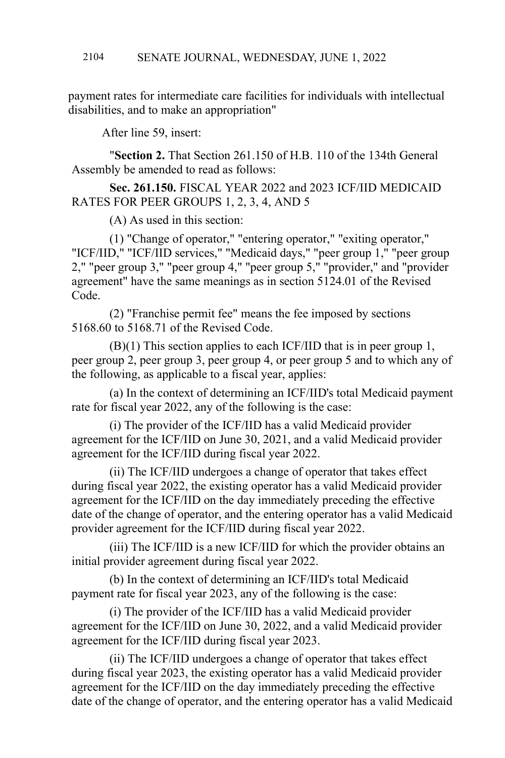payment rates for intermediate care facilities for individuals with intellectual disabilities, and to make an appropriation"

After line 59, insert:

"**Section 2.** That Section 261.150 of H.B. 110 of the 134th General Assembly be amended to read as follows:

**Sec. 261.150.** FISCAL YEAR 2022 and 2023 ICF/IID MEDICAID RATES FOR PEER GROUPS 1, 2, 3, 4, AND 5

(A) As used in this section:

(1) "Change of operator," "entering operator," "exiting operator," "ICF/IID," "ICF/IID services," "Medicaid days," "peer group 1," "peer group 2," "peer group 3," "peer group 4," "peer group 5," "provider," and "provider agreement" have the same meanings as in section 5124.01 of the Revised Code.

(2) "Franchise permit fee" means the fee imposed by sections 5168.60 to 5168.71 of the Revised Code.

(B)(1) This section applies to each ICF/IID that is in peer group 1, peer group 2, peer group 3, peer group 4, or peer group 5 and to which any of the following, as applicable to a fiscal year, applies:

(a) In the context of determining an ICF/IID's total Medicaid payment rate for fiscal year 2022, any of the following is the case:

(i) The provider of the ICF/IID has a valid Medicaid provider agreement for the ICF/IID on June 30, 2021, and a valid Medicaid provider agreement for the ICF/IID during fiscal year 2022.

(ii) The ICF/IID undergoes a change of operator that takes effect during fiscal year 2022, the existing operator has a valid Medicaid provider agreement for the ICF/IID on the day immediately preceding the effective date of the change of operator, and the entering operator has a valid Medicaid provider agreement for the ICF/IID during fiscal year 2022.

(iii) The ICF/IID is a new ICF/IID for which the provider obtains an initial provider agreement during fiscal year 2022.

(b) In the context of determining an ICF/IID's total Medicaid payment rate for fiscal year 2023, any of the following is the case:

(i) The provider of the ICF/IID has a valid Medicaid provider agreement for the ICF/IID on June 30, 2022, and a valid Medicaid provider agreement for the ICF/IID during fiscal year 2023.

(ii) The ICF/IID undergoes a change of operator that takes effect during fiscal year 2023, the existing operator has a valid Medicaid provider agreement for the ICF/IID on the day immediately preceding the effective date of the change of operator, and the entering operator has a valid Medicaid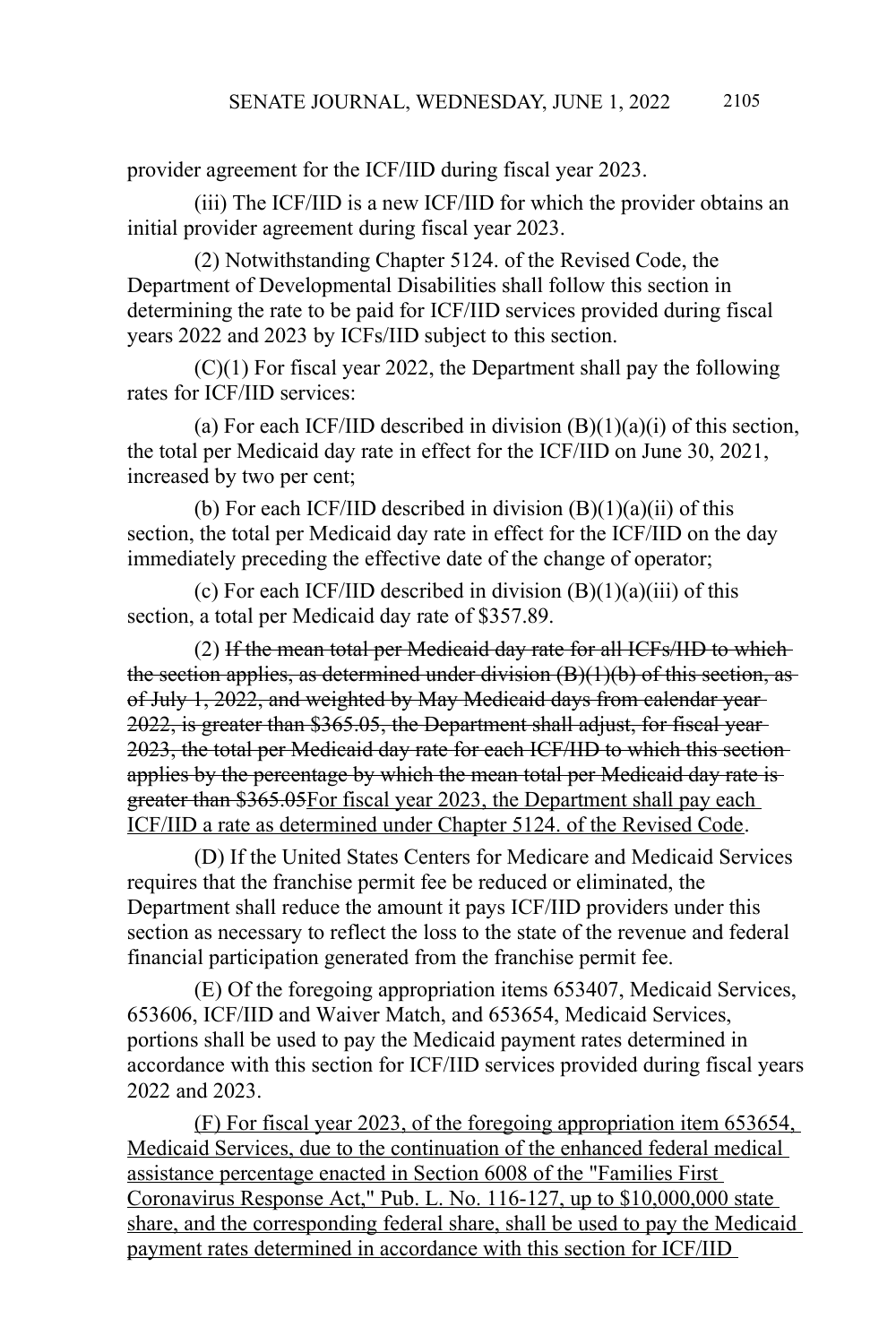provider agreement for the ICF/IID during fiscal year 2023.

(iii) The ICF/IID is a new ICF/IID for which the provider obtains an initial provider agreement during fiscal year 2023.

(2) Notwithstanding Chapter 5124. of the Revised Code, the Department of Developmental Disabilities shall follow this section in determining the rate to be paid for ICF/IID services provided during fiscal years 2022 and 2023 by ICFs/IID subject to this section.

(C)(1) For fiscal year 2022, the Department shall pay the following rates for ICF/IID services:

(a) For each ICF/IID described in division (B)(1)(a)(i) of this section, the total per Medicaid day rate in effect for the ICF/IID on June 30, 2021, increased by two per cent;

(b) For each ICF/IID described in division (B)(1)(a)(ii) of this section, the total per Medicaid day rate in effect for the ICF/IID on the day immediately preceding the effective date of the change of operator;

(c) For each ICF/IID described in division (B)(1)(a)(iii) of this section, a total per Medicaid day rate of $357.89.

(2) ~~If the mean total per Medicaid day rate for all ICFs/IID to which the section applies, as determined under division (B)(1)(b) of this section, as of July 1, 2022, and weighted by May Medicaid days from calendar year 2022, is greater than $365.05, the Department shall adjust, for fiscal year 2023, the total per Medicaid day rate for each ICF/IID to which this section applies by the percentage by which the mean total per Medicaid day rate is greater than $365.05~~<u>For fiscal year 2023, the Department shall pay each ICF/IID a rate as determined under Chapter 5124. of the Revised Code</u>.

(D) If the United States Centers for Medicare and Medicaid Services requires that the franchise permit fee be reduced or eliminated, the Department shall reduce the amount it pays ICF/IID providers under this section as necessary to reflect the loss to the state of the revenue and federal financial participation generated from the franchise permit fee.

(E) Of the foregoing appropriation items 653407, Medicaid Services, 653606, ICF/IID and Waiver Match, and 653654, Medicaid Services, portions shall be used to pay the Medicaid payment rates determined in accordance with this section for ICF/IID services provided during fiscal years 2022 and 2023.

<u>(F) For fiscal year 2023, of the foregoing appropriation item 653654, Medicaid Services, due to the continuation of the enhanced federal medical assistance percentage enacted in Section 6008 of the "Families First Coronavirus Response Act," Pub. L. No. 116-127, up to $10,000,000 state share, and the corresponding federal share, shall be used to pay the Medicaid payment rates determined in accordance with this section for ICF/IID</u>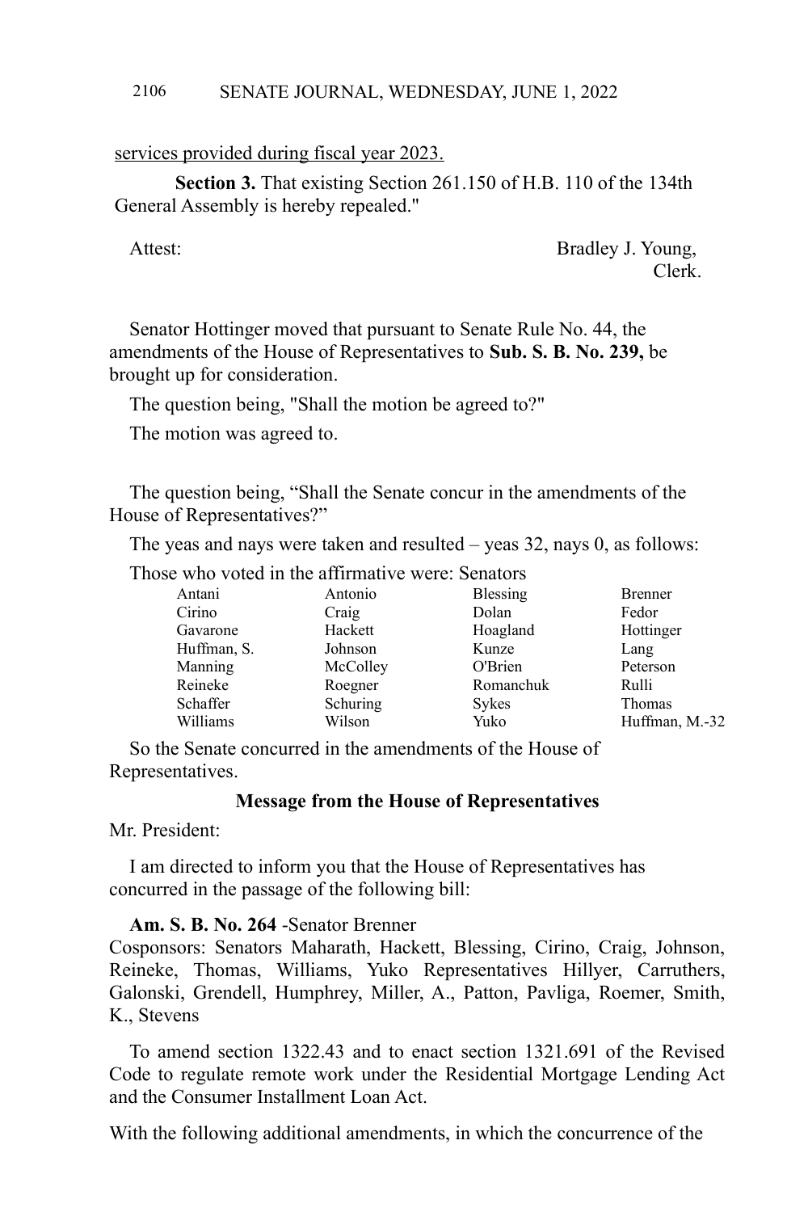<u>services provided during fiscal year 2023.</u>

**Section 3.** That existing Section 261.150 of H.B. 110 of the 134th General Assembly is hereby repealed."

Attest: Bradley J. Young,
Clerk.

Senator Hottinger moved that pursuant to Senate Rule No. 44, the amendments of the House of Representatives to **Sub. S. B. No. 239,** be brought up for consideration.

The question being, "Shall the motion be agreed to?"

The motion was agreed to.

The question being, "Shall the Senate concur in the amendments of the House of Representatives?"

The yeas and nays were taken and resulted – yeas 32, nays 0, as follows:

Those who voted in the affirmative were: Senators

| | | | |
|---|---|---|---|
| Antani | Antonio | Blessing | Brenner |
| Cirino | Craig | Dolan | Fedor |
| Gavarone | Hackett | Hoagland | Hottinger |
| Huffman, S. | Johnson | Kunze | Lang |
| Manning | McColley | O'Brien | Peterson |
| Reineke | Roegner | Romanchuk | Rulli |
| Schaffer | Schuring | Sykes | Thomas |
| Williams | Wilson | Yuko | Huffman, M.-32 |

So the Senate concurred in the amendments of the House of Representatives.

**Message from the House of Representatives**

Mr. President:

I am directed to inform you that the House of Representatives has concurred in the passage of the following bill:

**Am. S. B. No. 264** -Senator Brenner
Cosponsors: Senators Maharath, Hackett, Blessing, Cirino, Craig, Johnson, Reineke, Thomas, Williams, Yuko Representatives Hillyer, Carruthers, Galonski, Grendell, Humphrey, Miller, A., Patton, Pavliga, Roemer, Smith, K., Stevens

To amend section 1322.43 and to enact section 1321.691 of the Revised Code to regulate remote work under the Residential Mortgage Lending Act and the Consumer Installment Loan Act.

With the following additional amendments, in which the concurrence of the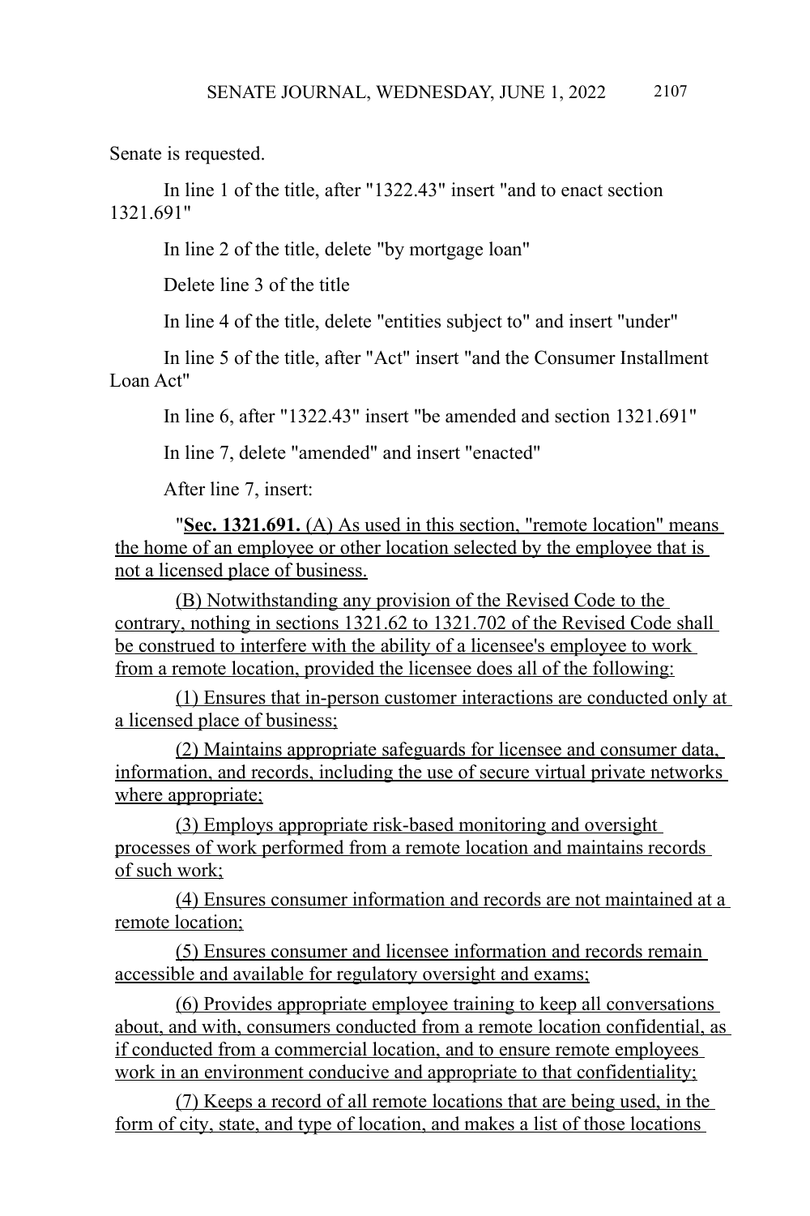Senate is requested.

In line 1 of the title, after "1322.43" insert "and to enact section 1321.691"

In line 2 of the title, delete "by mortgage loan"

Delete line 3 of the title

In line 4 of the title, delete "entities subject to" and insert "under"

In line 5 of the title, after "Act" insert "and the Consumer Installment Loan Act"

In line 6, after "1322.43" insert "be amended and section 1321.691"

In line 7, delete "amended" and insert "enacted"

After line 7, insert:

"**Sec. 1321.691.** (A) As used in this section, "remote location" means the home of an employee or other location selected by the employee that is not a licensed place of business.

(B) Notwithstanding any provision of the Revised Code to the contrary, nothing in sections 1321.62 to 1321.702 of the Revised Code shall be construed to interfere with the ability of a licensee's employee to work from a remote location, provided the licensee does all of the following:

(1) Ensures that in-person customer interactions are conducted only at a licensed place of business;

(2) Maintains appropriate safeguards for licensee and consumer data, information, and records, including the use of secure virtual private networks where appropriate;

(3) Employs appropriate risk-based monitoring and oversight processes of work performed from a remote location and maintains records of such work;

(4) Ensures consumer information and records are not maintained at a remote location;

(5) Ensures consumer and licensee information and records remain accessible and available for regulatory oversight and exams;

(6) Provides appropriate employee training to keep all conversations about, and with, consumers conducted from a remote location confidential, as if conducted from a commercial location, and to ensure remote employees work in an environment conducive and appropriate to that confidentiality;

(7) Keeps a record of all remote locations that are being used, in the form of city, state, and type of location, and makes a list of those locations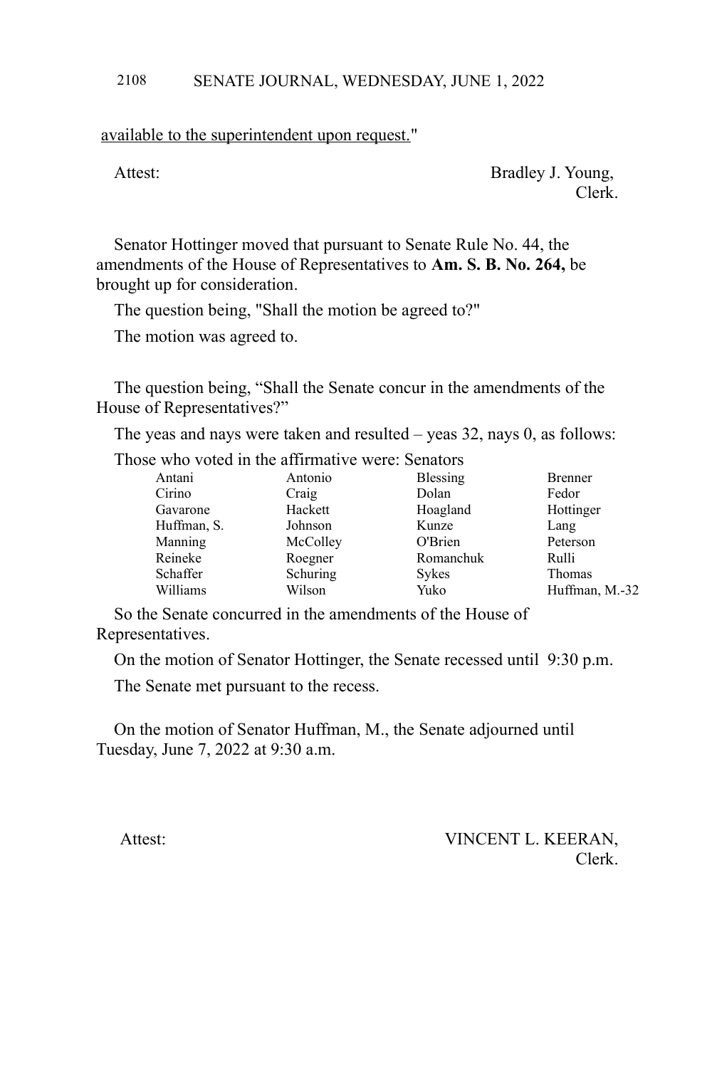<u>available to the superintendent upon request.</u>"

Attest: Bradley J. Young,
Clerk.

Senator Hottinger moved that pursuant to Senate Rule No. 44, the amendments of the House of Representatives to **Am. S. B. No. 264,** be brought up for consideration.

The question being, "Shall the motion be agreed to?"

The motion was agreed to.

The question being, "Shall the Senate concur in the amendments of the House of Representatives?"

The yeas and nays were taken and resulted – yeas 32, nays 0, as follows:

Those who voted in the affirmative were: Senators

| | | | |
|---|---|---|---|
| Antani | Antonio | Blessing | Brenner |
| Cirino | Craig | Dolan | Fedor |
| Gavarone | Hackett | Hoagland | Hottinger |
| Huffman, S. | Johnson | Kunze | Lang |
| Manning | McColley | O'Brien | Peterson |
| Reineke | Roegner | Romanchuk | Rulli |
| Schaffer | Schuring | Sykes | Thomas |
| Williams | Wilson | Yuko | Huffman, M.-32 |

So the Senate concurred in the amendments of the House of Representatives.

On the motion of Senator Hottinger, the Senate recessed until 9:30 p.m.

The Senate met pursuant to the recess.

On the motion of Senator Huffman, M., the Senate adjourned until Tuesday, June 7, 2022 at 9:30 a.m.

Attest: VINCENT L. KEERAN,
Clerk.